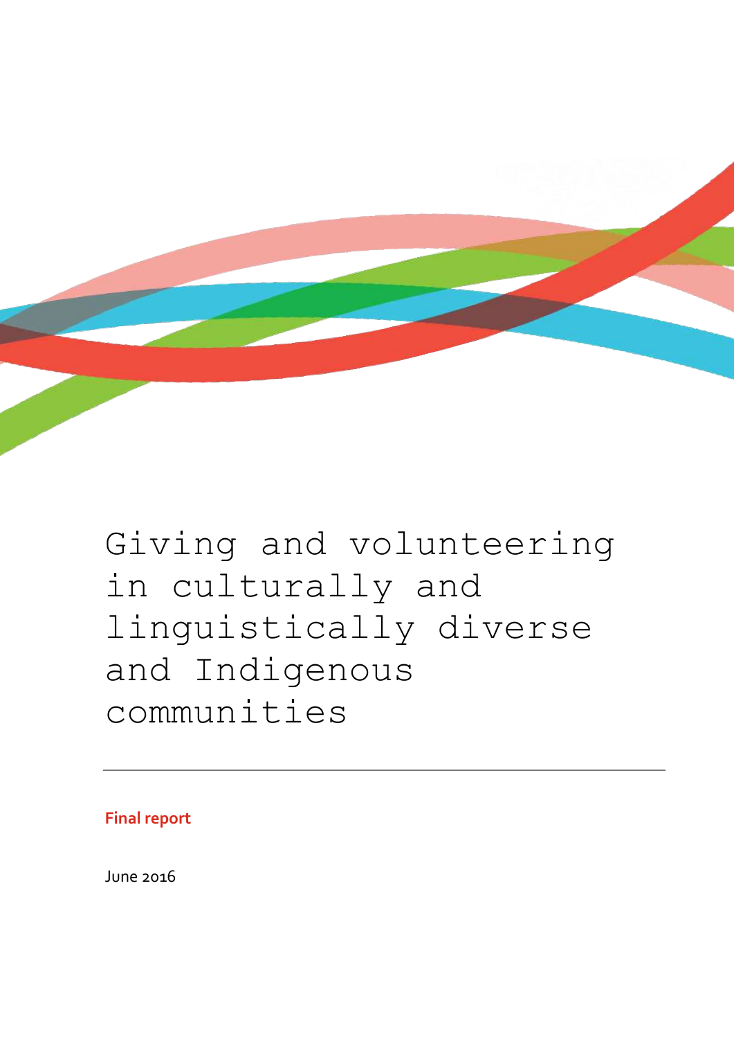# Giving and volunteering in culturally and linguistically diverse and Indigenous communities

**Final report**

June 2016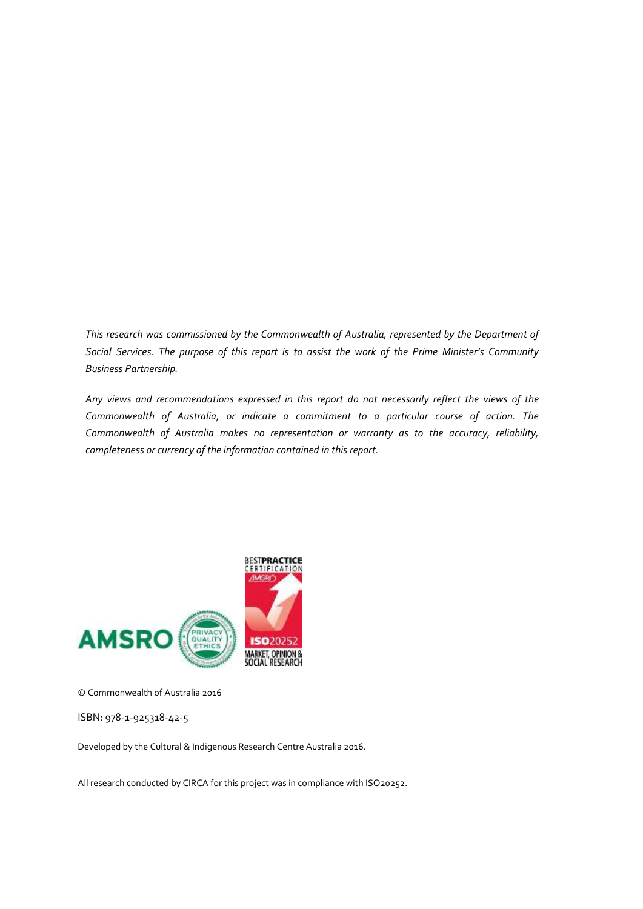*This research was commissioned by the Commonwealth of Australia, represented by the Department of Social Services. The purpose of this report is to assist the work of the Prime Minister's Community Business Partnership.*

*Any views and recommendations expressed in this report do not necessarily reflect the views of the Commonwealth of Australia, or indicate a commitment to a particular course of action. The Commonwealth of Australia makes no representation or warranty as to the accuracy, reliability, completeness or currency of the information contained in this report.*

© Commonwealth of Australia 2016

ISBN: 978-1-925318-42-5

Developed by the Cultural & Indigenous Research Centre Australia 2016.

All research conducted by CIRCA for this project was in compliance with ISO20252.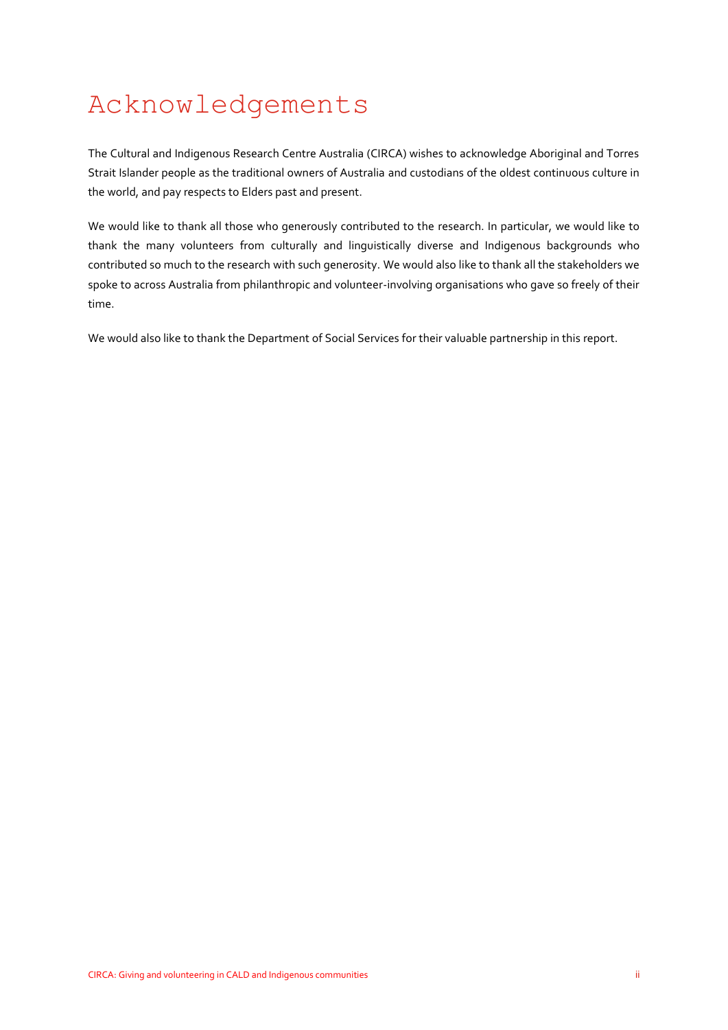# Acknowledgements

The Cultural and Indigenous Research Centre Australia (CIRCA) wishes to acknowledge Aboriginal and Torres Strait Islander people as the traditional owners of Australia and custodians of the oldest continuous culture in the world, and pay respects to Elders past and present.

We would like to thank all those who generously contributed to the research. In particular, we would like to thank the many volunteers from culturally and linguistically diverse and Indigenous backgrounds who contributed so much to the research with such generosity. We would also like to thank all the stakeholders we spoke to across Australia from philanthropic and volunteer-involving organisations who gave so freely of their time.

We would also like to thank the Department of Social Services for their valuable partnership in this report.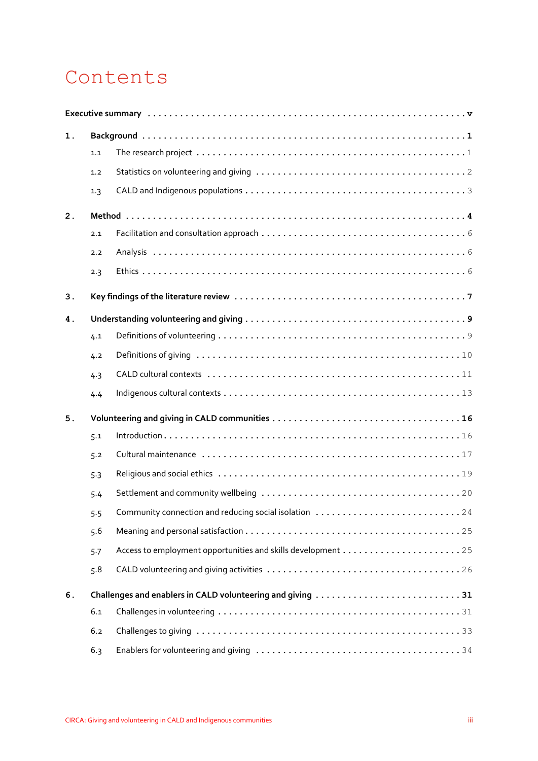# Contents

**Executive summary** ..... **v**

**1. Background** ..... **1**

- 1.1 The research project ..... 1
- 1.2 Statistics on volunteering and giving ..... 2
- 1.3 CALD and Indigenous populations ..... 3

**2. Method** ..... **4**

- 2.1 Facilitation and consultation approach ..... 6
- 2.2 Analysis ..... 6
- 2.3 Ethics ..... 6

**3. Key findings of the literature review** ..... **7**

**4. Understanding volunteering and giving** ..... **9**

- 4.1 Definitions of volunteering ..... 9
- 4.2 Definitions of giving ..... 10
- 4.3 CALD cultural contexts ..... 11
- 4.4 Indigenous cultural contexts ..... 13

**5. Volunteering and giving in CALD communities** ..... **16**

- 5.1 Introduction ..... 16
- 5.2 Cultural maintenance ..... 17
- 5.3 Religious and social ethics ..... 19
- 5.4 Settlement and community wellbeing ..... 20
- 5.5 Community connection and reducing social isolation ..... 24
- 5.6 Meaning and personal satisfaction ..... 25
- 5.7 Access to employment opportunities and skills development ..... 25
- 5.8 CALD volunteering and giving activities ..... 26

**6. Challenges and enablers in CALD volunteering and giving** ..... **31**

- 6.1 Challenges in volunteering ..... 31
- 6.2 Challenges to giving ..... 33
- 6.3 Enablers for volunteering and giving ..... 34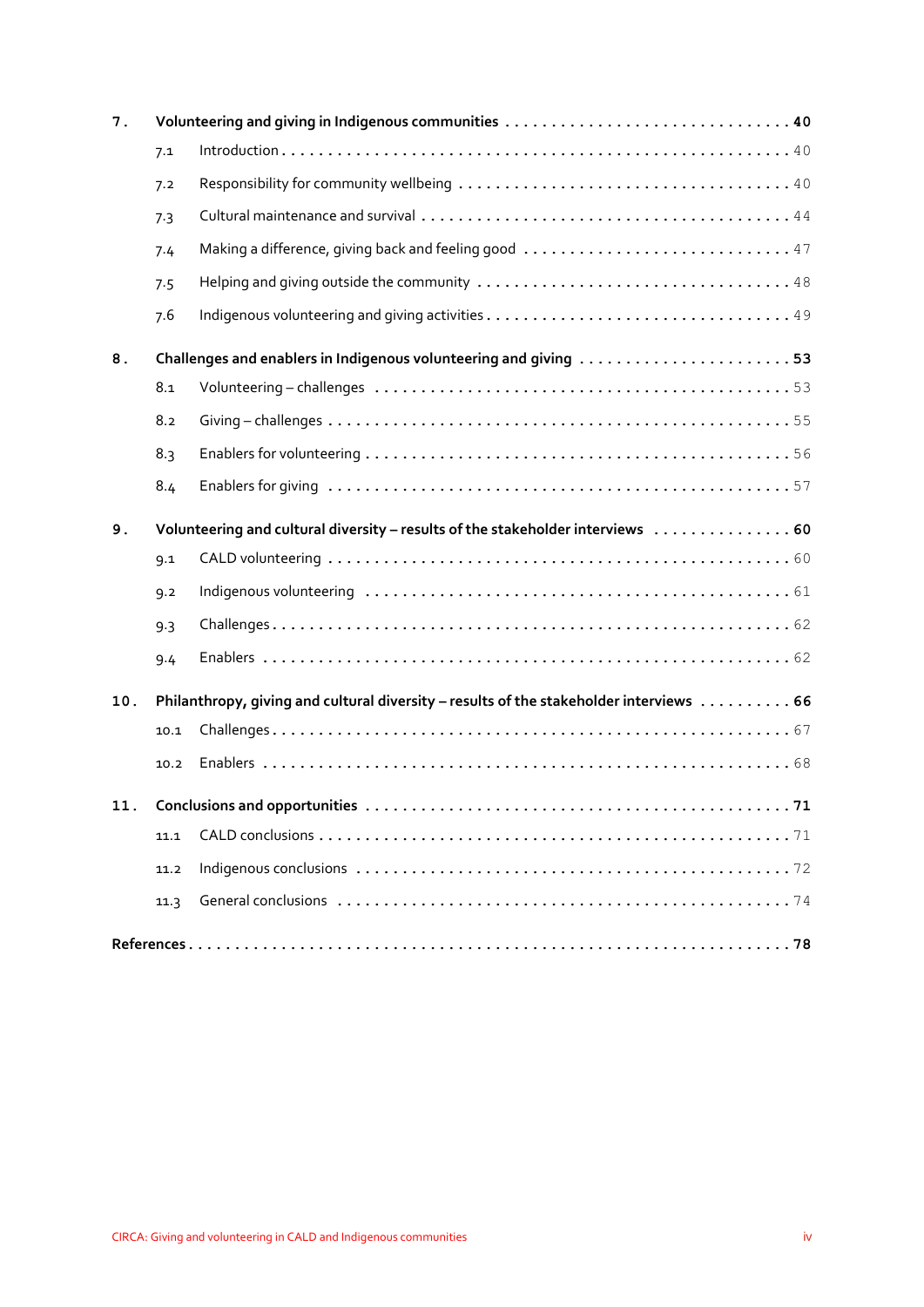**7. Volunteering and giving in Indigenous communities ... 40**

- 7.1 Introduction ... 40
- 7.2 Responsibility for community wellbeing ... 40
- 7.3 Cultural maintenance and survival ... 44
- 7.4 Making a difference, giving back and feeling good ... 47
- 7.5 Helping and giving outside the community ... 48
- 7.6 Indigenous volunteering and giving activities ... 49

**8. Challenges and enablers in Indigenous volunteering and giving ... 53**

- 8.1 Volunteering – challenges ... 53
- 8.2 Giving – challenges ... 55
- 8.3 Enablers for volunteering ... 56
- 8.4 Enablers for giving ... 57

**9. Volunteering and cultural diversity – results of the stakeholder interviews ... 60**

- 9.1 CALD volunteering ... 60
- 9.2 Indigenous volunteering ... 61
- 9.3 Challenges ... 62
- 9.4 Enablers ... 62

**10. Philanthropy, giving and cultural diversity – results of the stakeholder interviews ... 66**

- 10.1 Challenges ... 67
- 10.2 Enablers ... 68

**11. Conclusions and opportunities ... 71**

- 11.1 CALD conclusions ... 71
- 11.2 Indigenous conclusions ... 72
- 11.3 General conclusions ... 74

**References ... 78**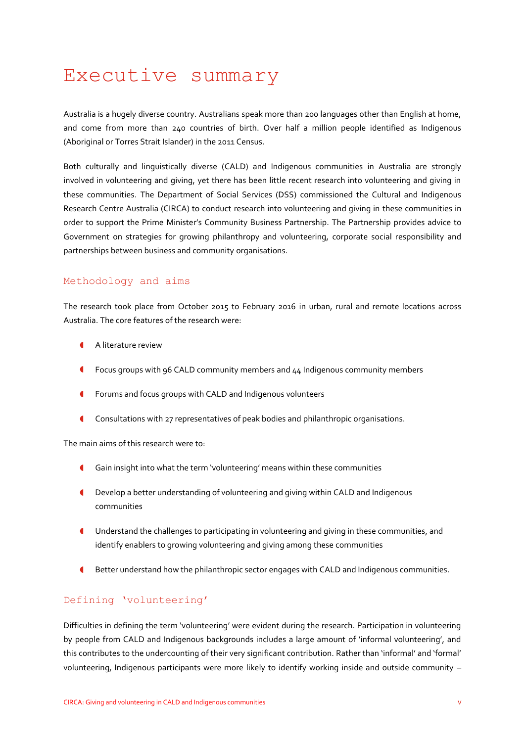# Executive summary

Australia is a hugely diverse country. Australians speak more than 200 languages other than English at home, and come from more than 240 countries of birth. Over half a million people identified as Indigenous (Aboriginal or Torres Strait Islander) in the 2011 Census.

Both culturally and linguistically diverse (CALD) and Indigenous communities in Australia are strongly involved in volunteering and giving, yet there has been little recent research into volunteering and giving in these communities. The Department of Social Services (DSS) commissioned the Cultural and Indigenous Research Centre Australia (CIRCA) to conduct research into volunteering and giving in these communities in order to support the Prime Minister's Community Business Partnership. The Partnership provides advice to Government on strategies for growing philanthropy and volunteering, corporate social responsibility and partnerships between business and community organisations.

## Methodology and aims

The research took place from October 2015 to February 2016 in urban, rural and remote locations across Australia. The core features of the research were:

- A literature review
- Focus groups with 96 CALD community members and 44 Indigenous community members
- Forums and focus groups with CALD and Indigenous volunteers
- Consultations with 27 representatives of peak bodies and philanthropic organisations.

The main aims of this research were to:

- Gain insight into what the term 'volunteering' means within these communities
- Develop a better understanding of volunteering and giving within CALD and Indigenous communities
- Understand the challenges to participating in volunteering and giving in these communities, and identify enablers to growing volunteering and giving among these communities
- Better understand how the philanthropic sector engages with CALD and Indigenous communities.

## Defining 'volunteering'

Difficulties in defining the term 'volunteering' were evident during the research. Participation in volunteering by people from CALD and Indigenous backgrounds includes a large amount of 'informal volunteering', and this contributes to the undercounting of their very significant contribution. Rather than 'informal' and 'formal' volunteering, Indigenous participants were more likely to identify working inside and outside community –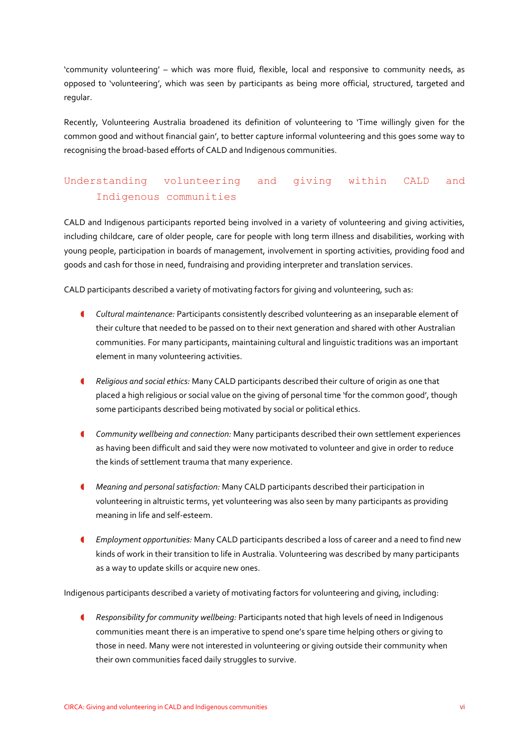'community volunteering' – which was more fluid, flexible, local and responsive to community needs, as opposed to 'volunteering', which was seen by participants as being more official, structured, targeted and regular.

Recently, Volunteering Australia broadened its definition of volunteering to 'Time willingly given for the common good and without financial gain', to better capture informal volunteering and this goes some way to recognising the broad-based efforts of CALD and Indigenous communities.

## Understanding volunteering and giving within CALD and Indigenous communities

CALD and Indigenous participants reported being involved in a variety of volunteering and giving activities, including childcare, care of older people, care for people with long term illness and disabilities, working with young people, participation in boards of management, involvement in sporting activities, providing food and goods and cash for those in need, fundraising and providing interpreter and translation services.

CALD participants described a variety of motivating factors for giving and volunteering, such as:

- *Cultural maintenance:* Participants consistently described volunteering as an inseparable element of their culture that needed to be passed on to their next generation and shared with other Australian communities. For many participants, maintaining cultural and linguistic traditions was an important element in many volunteering activities.
- *Religious and social ethics:* Many CALD participants described their culture of origin as one that placed a high religious or social value on the giving of personal time 'for the common good', though some participants described being motivated by social or political ethics.
- *Community wellbeing and connection:* Many participants described their own settlement experiences as having been difficult and said they were now motivated to volunteer and give in order to reduce the kinds of settlement trauma that many experience.
- *Meaning and personal satisfaction:* Many CALD participants described their participation in volunteering in altruistic terms, yet volunteering was also seen by many participants as providing meaning in life and self-esteem.
- *Employment opportunities:* Many CALD participants described a loss of career and a need to find new kinds of work in their transition to life in Australia. Volunteering was described by many participants as a way to update skills or acquire new ones.

Indigenous participants described a variety of motivating factors for volunteering and giving, including:

- *Responsibility for community wellbeing:* Participants noted that high levels of need in Indigenous communities meant there is an imperative to spend one's spare time helping others or giving to those in need. Many were not interested in volunteering or giving outside their community when their own communities faced daily struggles to survive.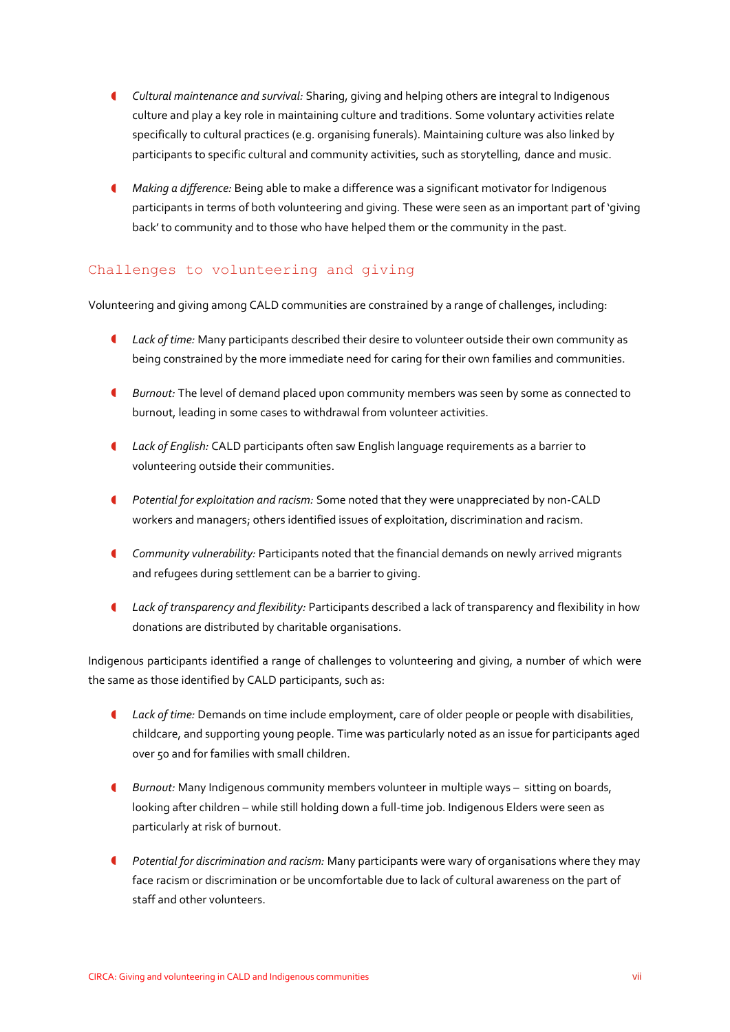- *Cultural maintenance and survival:* Sharing, giving and helping others are integral to Indigenous culture and play a key role in maintaining culture and traditions. Some voluntary activities relate specifically to cultural practices (e.g. organising funerals). Maintaining culture was also linked by participants to specific cultural and community activities, such as storytelling, dance and music.

- *Making a difference:* Being able to make a difference was a significant motivator for Indigenous participants in terms of both volunteering and giving. These were seen as an important part of 'giving back' to community and to those who have helped them or the community in the past.

## Challenges to volunteering and giving

Volunteering and giving among CALD communities are constrained by a range of challenges, including:

- *Lack of time:* Many participants described their desire to volunteer outside their own community as being constrained by the more immediate need for caring for their own families and communities.

- *Burnout:* The level of demand placed upon community members was seen by some as connected to burnout, leading in some cases to withdrawal from volunteer activities.

- *Lack of English:* CALD participants often saw English language requirements as a barrier to volunteering outside their communities.

- *Potential for exploitation and racism:* Some noted that they were unappreciated by non-CALD workers and managers; others identified issues of exploitation, discrimination and racism.

- *Community vulnerability:* Participants noted that the financial demands on newly arrived migrants and refugees during settlement can be a barrier to giving.

- *Lack of transparency and flexibility:* Participants described a lack of transparency and flexibility in how donations are distributed by charitable organisations.

Indigenous participants identified a range of challenges to volunteering and giving, a number of which were the same as those identified by CALD participants, such as:

- *Lack of time:* Demands on time include employment, care of older people or people with disabilities, childcare, and supporting young people. Time was particularly noted as an issue for participants aged over 50 and for families with small children.

- *Burnout:* Many Indigenous community members volunteer in multiple ways – sitting on boards, looking after children – while still holding down a full-time job. Indigenous Elders were seen as particularly at risk of burnout.

- *Potential for discrimination and racism:* Many participants were wary of organisations where they may face racism or discrimination or be uncomfortable due to lack of cultural awareness on the part of staff and other volunteers.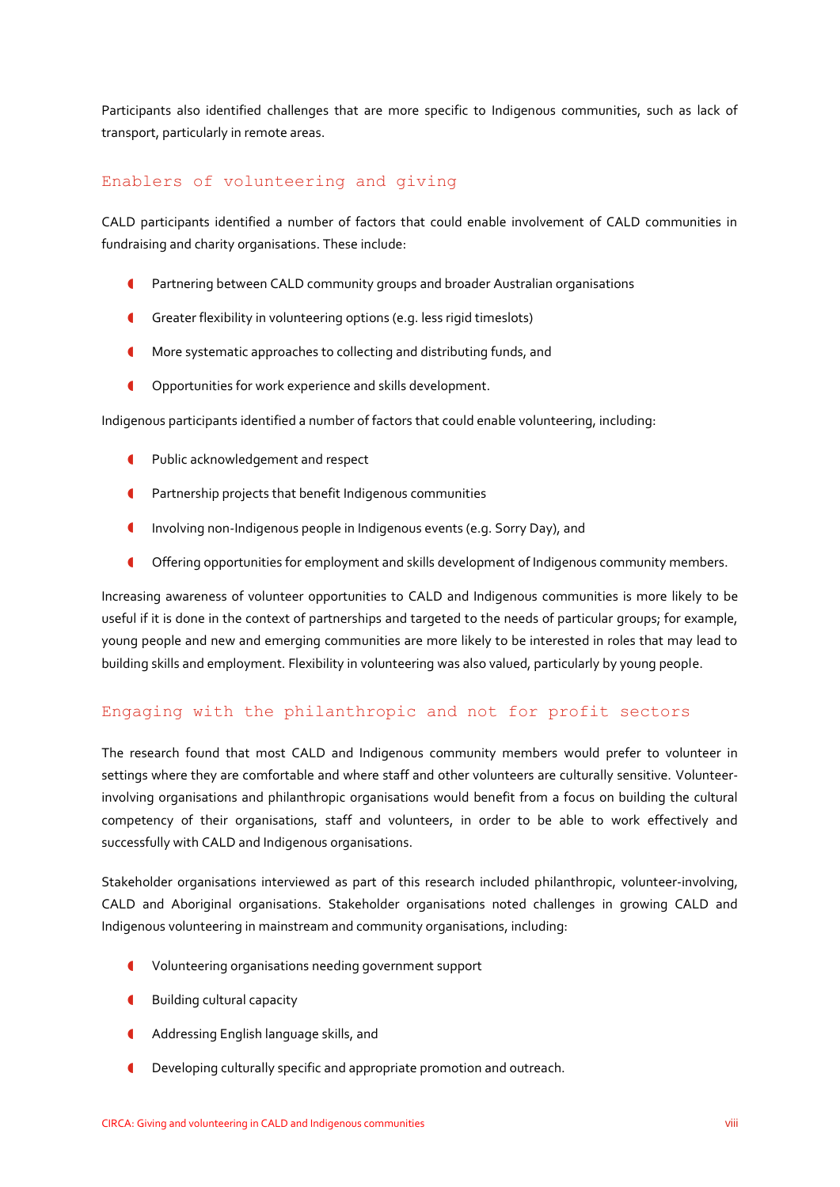Participants also identified challenges that are more specific to Indigenous communities, such as lack of transport, particularly in remote areas.

## Enablers of volunteering and giving

CALD participants identified a number of factors that could enable involvement of CALD communities in fundraising and charity organisations. These include:

- Partnering between CALD community groups and broader Australian organisations
- Greater flexibility in volunteering options (e.g. less rigid timeslots)
- More systematic approaches to collecting and distributing funds, and
- Opportunities for work experience and skills development.

Indigenous participants identified a number of factors that could enable volunteering, including:

- Public acknowledgement and respect
- Partnership projects that benefit Indigenous communities
- Involving non-Indigenous people in Indigenous events (e.g. Sorry Day), and
- Offering opportunities for employment and skills development of Indigenous community members.

Increasing awareness of volunteer opportunities to CALD and Indigenous communities is more likely to be useful if it is done in the context of partnerships and targeted to the needs of particular groups; for example, young people and new and emerging communities are more likely to be interested in roles that may lead to building skills and employment. Flexibility in volunteering was also valued, particularly by young people.

## Engaging with the philanthropic and not for profit sectors

The research found that most CALD and Indigenous community members would prefer to volunteer in settings where they are comfortable and where staff and other volunteers are culturally sensitive. Volunteer-involving organisations and philanthropic organisations would benefit from a focus on building the cultural competency of their organisations, staff and volunteers, in order to be able to work effectively and successfully with CALD and Indigenous organisations.

Stakeholder organisations interviewed as part of this research included philanthropic, volunteer-involving, CALD and Aboriginal organisations. Stakeholder organisations noted challenges in growing CALD and Indigenous volunteering in mainstream and community organisations, including:

- Volunteering organisations needing government support
- Building cultural capacity
- Addressing English language skills, and
- Developing culturally specific and appropriate promotion and outreach.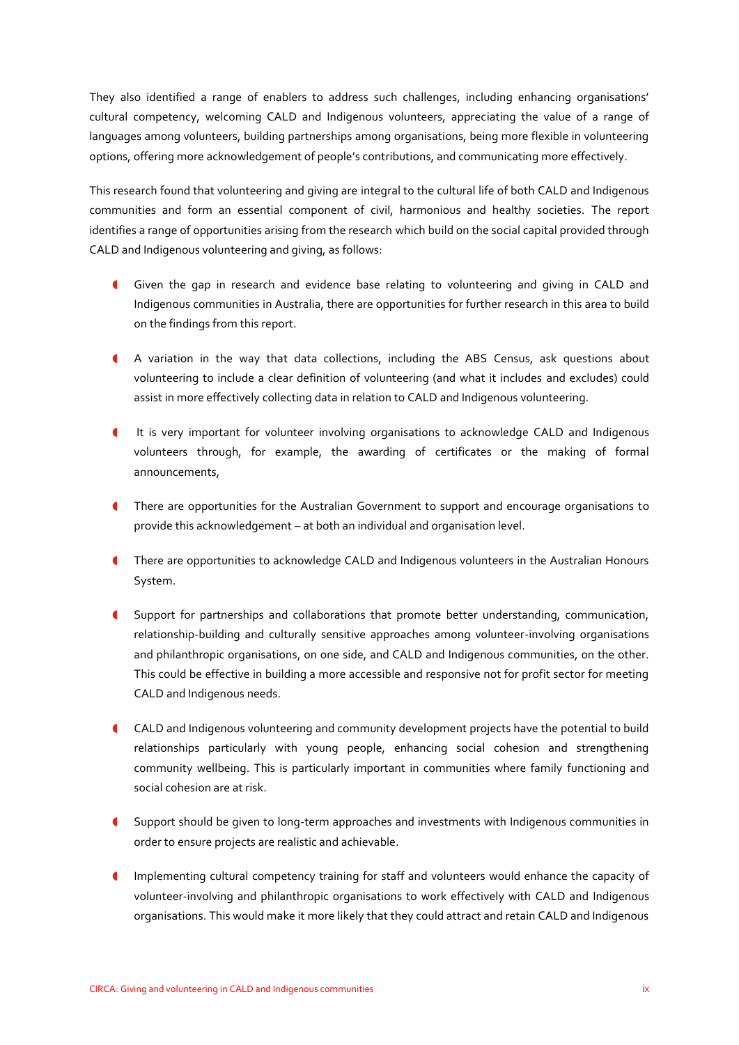They also identified a range of enablers to address such challenges, including enhancing organisations' cultural competency, welcoming CALD and Indigenous volunteers, appreciating the value of a range of languages among volunteers, building partnerships among organisations, being more flexible in volunteering options, offering more acknowledgement of people's contributions, and communicating more effectively.

This research found that volunteering and giving are integral to the cultural life of both CALD and Indigenous communities and form an essential component of civil, harmonious and healthy societies. The report identifies a range of opportunities arising from the research which build on the social capital provided through CALD and Indigenous volunteering and giving, as follows:

- Given the gap in research and evidence base relating to volunteering and giving in CALD and Indigenous communities in Australia, there are opportunities for further research in this area to build on the findings from this report.
- A variation in the way that data collections, including the ABS Census, ask questions about volunteering to include a clear definition of volunteering (and what it includes and excludes) could assist in more effectively collecting data in relation to CALD and Indigenous volunteering.
- It is very important for volunteer involving organisations to acknowledge CALD and Indigenous volunteers through, for example, the awarding of certificates or the making of formal announcements,
- There are opportunities for the Australian Government to support and encourage organisations to provide this acknowledgement – at both an individual and organisation level.
- There are opportunities to acknowledge CALD and Indigenous volunteers in the Australian Honours System.
- Support for partnerships and collaborations that promote better understanding, communication, relationship-building and culturally sensitive approaches among volunteer-involving organisations and philanthropic organisations, on one side, and CALD and Indigenous communities, on the other. This could be effective in building a more accessible and responsive not for profit sector for meeting CALD and Indigenous needs.
- CALD and Indigenous volunteering and community development projects have the potential to build relationships particularly with young people, enhancing social cohesion and strengthening community wellbeing. This is particularly important in communities where family functioning and social cohesion are at risk.
- Support should be given to long-term approaches and investments with Indigenous communities in order to ensure projects are realistic and achievable.
- Implementing cultural competency training for staff and volunteers would enhance the capacity of volunteer-involving and philanthropic organisations to work effectively with CALD and Indigenous organisations. This would make it more likely that they could attract and retain CALD and Indigenous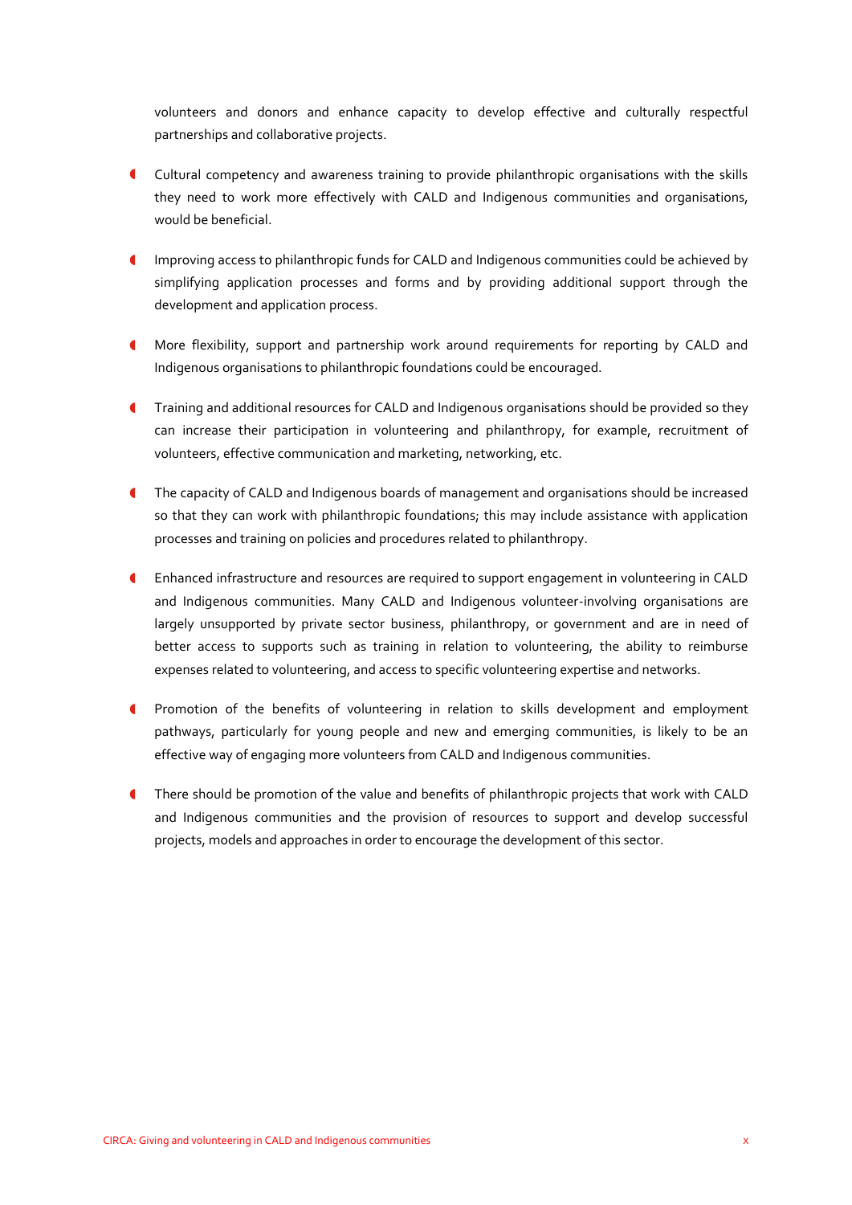volunteers and donors and enhance capacity to develop effective and culturally respectful partnerships and collaborative projects.

- Cultural competency and awareness training to provide philanthropic organisations with the skills they need to work more effectively with CALD and Indigenous communities and organisations, would be beneficial.

- Improving access to philanthropic funds for CALD and Indigenous communities could be achieved by simplifying application processes and forms and by providing additional support through the development and application process.

- More flexibility, support and partnership work around requirements for reporting by CALD and Indigenous organisations to philanthropic foundations could be encouraged.

- Training and additional resources for CALD and Indigenous organisations should be provided so they can increase their participation in volunteering and philanthropy, for example, recruitment of volunteers, effective communication and marketing, networking, etc.

- The capacity of CALD and Indigenous boards of management and organisations should be increased so that they can work with philanthropic foundations; this may include assistance with application processes and training on policies and procedures related to philanthropy.

- Enhanced infrastructure and resources are required to support engagement in volunteering in CALD and Indigenous communities. Many CALD and Indigenous volunteer-involving organisations are largely unsupported by private sector business, philanthropy, or government and are in need of better access to supports such as training in relation to volunteering, the ability to reimburse expenses related to volunteering, and access to specific volunteering expertise and networks.

- Promotion of the benefits of volunteering in relation to skills development and employment pathways, particularly for young people and new and emerging communities, is likely to be an effective way of engaging more volunteers from CALD and Indigenous communities.

- There should be promotion of the value and benefits of philanthropic projects that work with CALD and Indigenous communities and the provision of resources to support and develop successful projects, models and approaches in order to encourage the development of this sector.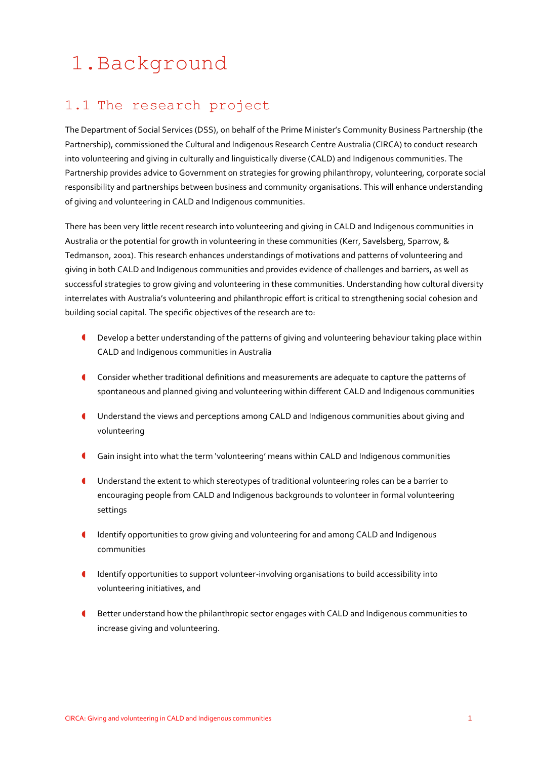# 1. Background

## 1.1 The research project

The Department of Social Services (DSS), on behalf of the Prime Minister's Community Business Partnership (the Partnership), commissioned the Cultural and Indigenous Research Centre Australia (CIRCA) to conduct research into volunteering and giving in culturally and linguistically diverse (CALD) and Indigenous communities. The Partnership provides advice to Government on strategies for growing philanthropy, volunteering, corporate social responsibility and partnerships between business and community organisations. This will enhance understanding of giving and volunteering in CALD and Indigenous communities.

There has been very little recent research into volunteering and giving in CALD and Indigenous communities in Australia or the potential for growth in volunteering in these communities (Kerr, Savelsberg, Sparrow, & Tedmanson, 2001). This research enhances understandings of motivations and patterns of volunteering and giving in both CALD and Indigenous communities and provides evidence of challenges and barriers, as well as successful strategies to grow giving and volunteering in these communities. Understanding how cultural diversity interrelates with Australia's volunteering and philanthropic effort is critical to strengthening social cohesion and building social capital. The specific objectives of the research are to:

- Develop a better understanding of the patterns of giving and volunteering behaviour taking place within CALD and Indigenous communities in Australia
- Consider whether traditional definitions and measurements are adequate to capture the patterns of spontaneous and planned giving and volunteering within different CALD and Indigenous communities
- Understand the views and perceptions among CALD and Indigenous communities about giving and volunteering
- Gain insight into what the term 'volunteering' means within CALD and Indigenous communities
- Understand the extent to which stereotypes of traditional volunteering roles can be a barrier to encouraging people from CALD and Indigenous backgrounds to volunteer in formal volunteering settings
- Identify opportunities to grow giving and volunteering for and among CALD and Indigenous communities
- Identify opportunities to support volunteer-involving organisations to build accessibility into volunteering initiatives, and
- Better understand how the philanthropic sector engages with CALD and Indigenous communities to increase giving and volunteering.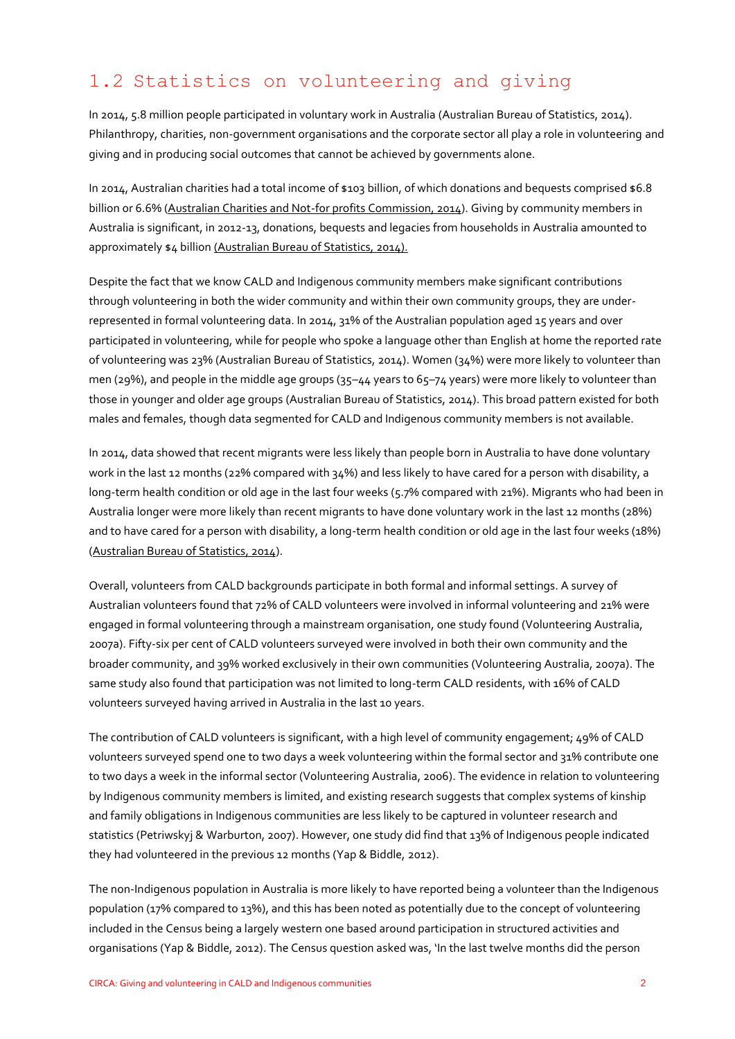## 1.2 Statistics on volunteering and giving

In 2014, 5.8 million people participated in voluntary work in Australia (Australian Bureau of Statistics, 2014). Philanthropy, charities, non-government organisations and the corporate sector all play a role in volunteering and giving and in producing social outcomes that cannot be achieved by governments alone.

In 2014, Australian charities had a total income of $103 billion, of which donations and bequests comprised $6.8 billion or 6.6% (Australian Charities and Not-for profits Commission, 2014). Giving by community members in Australia is significant, in 2012-13, donations, bequests and legacies from households in Australia amounted to approximately $4 billion (Australian Bureau of Statistics, 2014).

Despite the fact that we know CALD and Indigenous community members make significant contributions through volunteering in both the wider community and within their own community groups, they are under-represented in formal volunteering data. In 2014, 31% of the Australian population aged 15 years and over participated in volunteering, while for people who spoke a language other than English at home the reported rate of volunteering was 23% (Australian Bureau of Statistics, 2014). Women (34%) were more likely to volunteer than men (29%), and people in the middle age groups (35–44 years to 65–74 years) were more likely to volunteer than those in younger and older age groups (Australian Bureau of Statistics, 2014). This broad pattern existed for both males and females, though data segmented for CALD and Indigenous community members is not available.

In 2014, data showed that recent migrants were less likely than people born in Australia to have done voluntary work in the last 12 months (22% compared with 34%) and less likely to have cared for a person with disability, a long-term health condition or old age in the last four weeks (5.7% compared with 21%). Migrants who had been in Australia longer were more likely than recent migrants to have done voluntary work in the last 12 months (28%) and to have cared for a person with disability, a long-term health condition or old age in the last four weeks (18%) (Australian Bureau of Statistics, 2014).

Overall, volunteers from CALD backgrounds participate in both formal and informal settings. A survey of Australian volunteers found that 72% of CALD volunteers were involved in informal volunteering and 21% were engaged in formal volunteering through a mainstream organisation, one study found (Volunteering Australia, 2007a). Fifty-six per cent of CALD volunteers surveyed were involved in both their own community and the broader community, and 39% worked exclusively in their own communities (Volunteering Australia, 2007a). The same study also found that participation was not limited to long-term CALD residents, with 16% of CALD volunteers surveyed having arrived in Australia in the last 10 years.

The contribution of CALD volunteers is significant, with a high level of community engagement; 49% of CALD volunteers surveyed spend one to two days a week volunteering within the formal sector and 31% contribute one to two days a week in the informal sector (Volunteering Australia, 2006). The evidence in relation to volunteering by Indigenous community members is limited, and existing research suggests that complex systems of kinship and family obligations in Indigenous communities are less likely to be captured in volunteer research and statistics (Petriwskyj & Warburton, 2007). However, one study did find that 13% of Indigenous people indicated they had volunteered in the previous 12 months (Yap & Biddle, 2012).

The non-Indigenous population in Australia is more likely to have reported being a volunteer than the Indigenous population (17% compared to 13%), and this has been noted as potentially due to the concept of volunteering included in the Census being a largely western one based around participation in structured activities and organisations (Yap & Biddle, 2012). The Census question asked was, 'In the last twelve months did the person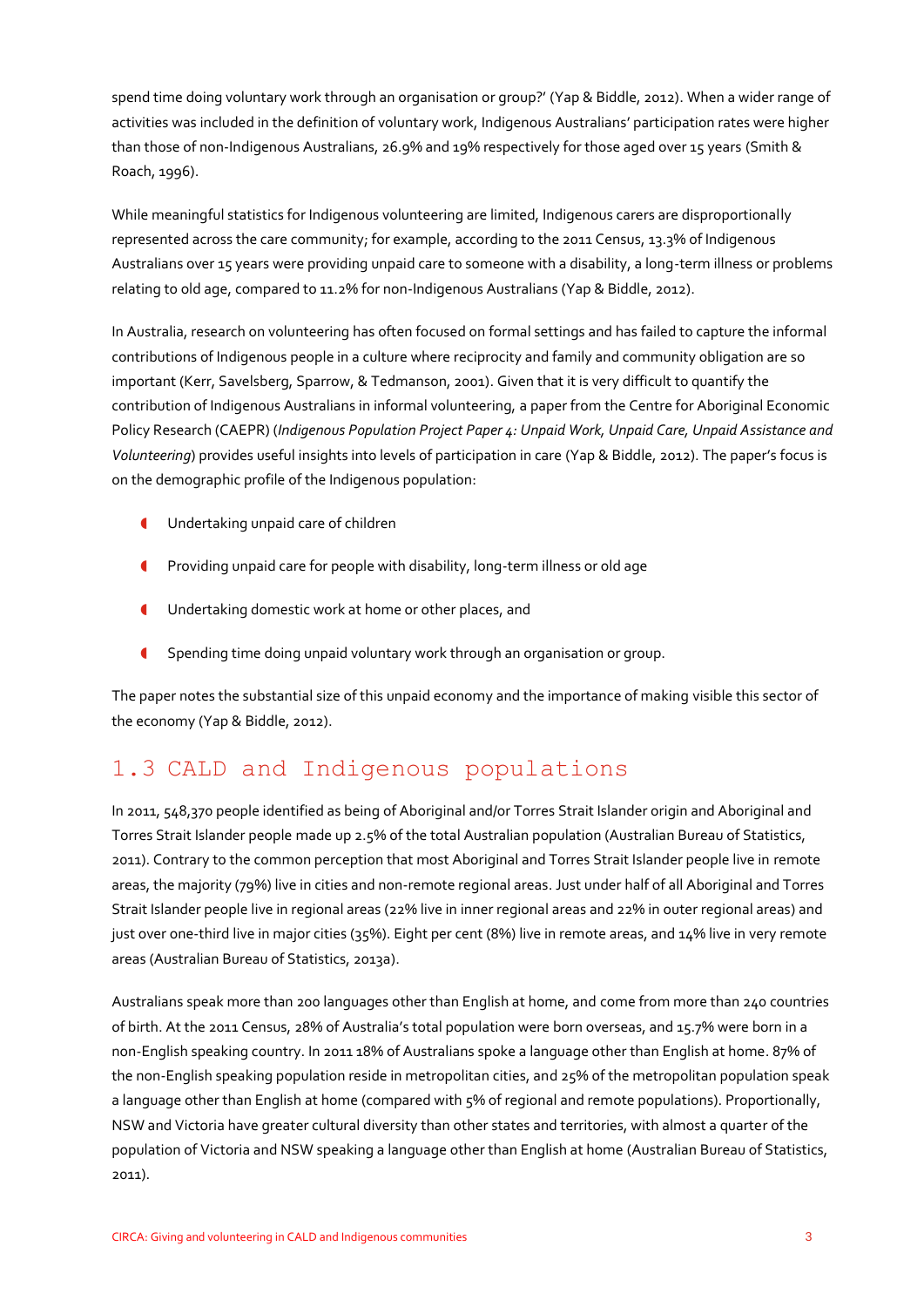spend time doing voluntary work through an organisation or group?' (Yap & Biddle, 2012). When a wider range of activities was included in the definition of voluntary work, Indigenous Australians' participation rates were higher than those of non-Indigenous Australians, 26.9% and 19% respectively for those aged over 15 years (Smith & Roach, 1996).

While meaningful statistics for Indigenous volunteering are limited, Indigenous carers are disproportionally represented across the care community; for example, according to the 2011 Census, 13.3% of Indigenous Australians over 15 years were providing unpaid care to someone with a disability, a long-term illness or problems relating to old age, compared to 11.2% for non-Indigenous Australians (Yap & Biddle, 2012).

In Australia, research on volunteering has often focused on formal settings and has failed to capture the informal contributions of Indigenous people in a culture where reciprocity and family and community obligation are so important (Kerr, Savelsberg, Sparrow, & Tedmanson, 2001). Given that it is very difficult to quantify the contribution of Indigenous Australians in informal volunteering, a paper from the Centre for Aboriginal Economic Policy Research (CAEPR) (*Indigenous Population Project Paper 4: Unpaid Work, Unpaid Care, Unpaid Assistance and Volunteering*) provides useful insights into levels of participation in care (Yap & Biddle, 2012). The paper's focus is on the demographic profile of the Indigenous population:

- Undertaking unpaid care of children
- Providing unpaid care for people with disability, long-term illness or old age
- Undertaking domestic work at home or other places, and
- Spending time doing unpaid voluntary work through an organisation or group.

The paper notes the substantial size of this unpaid economy and the importance of making visible this sector of the economy (Yap & Biddle, 2012).

## 1.3 CALD and Indigenous populations

In 2011, 548,370 people identified as being of Aboriginal and/or Torres Strait Islander origin and Aboriginal and Torres Strait Islander people made up 2.5% of the total Australian population (Australian Bureau of Statistics, 2011). Contrary to the common perception that most Aboriginal and Torres Strait Islander people live in remote areas, the majority (79%) live in cities and non-remote regional areas. Just under half of all Aboriginal and Torres Strait Islander people live in regional areas (22% live in inner regional areas and 22% in outer regional areas) and just over one-third live in major cities (35%). Eight per cent (8%) live in remote areas, and 14% live in very remote areas (Australian Bureau of Statistics, 2013a).

Australians speak more than 200 languages other than English at home, and come from more than 240 countries of birth. At the 2011 Census, 28% of Australia's total population were born overseas, and 15.7% were born in a non-English speaking country. In 2011 18% of Australians spoke a language other than English at home. 87% of the non-English speaking population reside in metropolitan cities, and 25% of the metropolitan population speak a language other than English at home (compared with 5% of regional and remote populations). Proportionally, NSW and Victoria have greater cultural diversity than other states and territories, with almost a quarter of the population of Victoria and NSW speaking a language other than English at home (Australian Bureau of Statistics, 2011).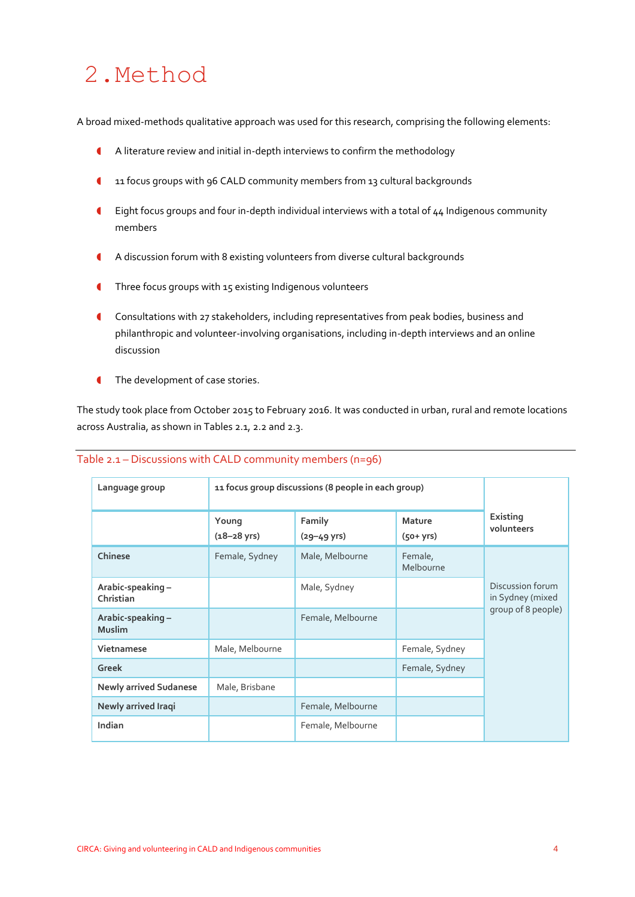# 2. Method

A broad mixed-methods qualitative approach was used for this research, comprising the following elements:

- A literature review and initial in-depth interviews to confirm the methodology
- 11 focus groups with 96 CALD community members from 13 cultural backgrounds
- Eight focus groups and four in-depth individual interviews with a total of 44 Indigenous community members
- A discussion forum with 8 existing volunteers from diverse cultural backgrounds
- Three focus groups with 15 existing Indigenous volunteers
- Consultations with 27 stakeholders, including representatives from peak bodies, business and philanthropic and volunteer-involving organisations, including in-depth interviews and an online discussion
- The development of case stories.

The study took place from October 2015 to February 2016. It was conducted in urban, rural and remote locations across Australia, as shown in Tables 2.1, 2.2 and 2.3.

Table 2.1 – Discussions with CALD community members (n=96)

| Language group | 11 focus group discussions (8 people in each group) | | | Existing volunteers |
|---|---|---|---|---|
| | Young (18–28 yrs) | Family (29–49 yrs) | Mature (50+ yrs) | |
| Chinese | Female, Sydney | Male, Melbourne | Female, Melbourne | Discussion forum in Sydney (mixed group of 8 people) |
| Arabic-speaking – Christian | | Male, Sydney | | |
| Arabic-speaking – Muslim | | Female, Melbourne | | |
| Vietnamese | Male, Melbourne | | Female, Sydney | |
| Greek | | | Female, Sydney | |
| Newly arrived Sudanese | Male, Brisbane | | | |
| Newly arrived Iraqi | | Female, Melbourne | | |
| Indian | | Female, Melbourne | | |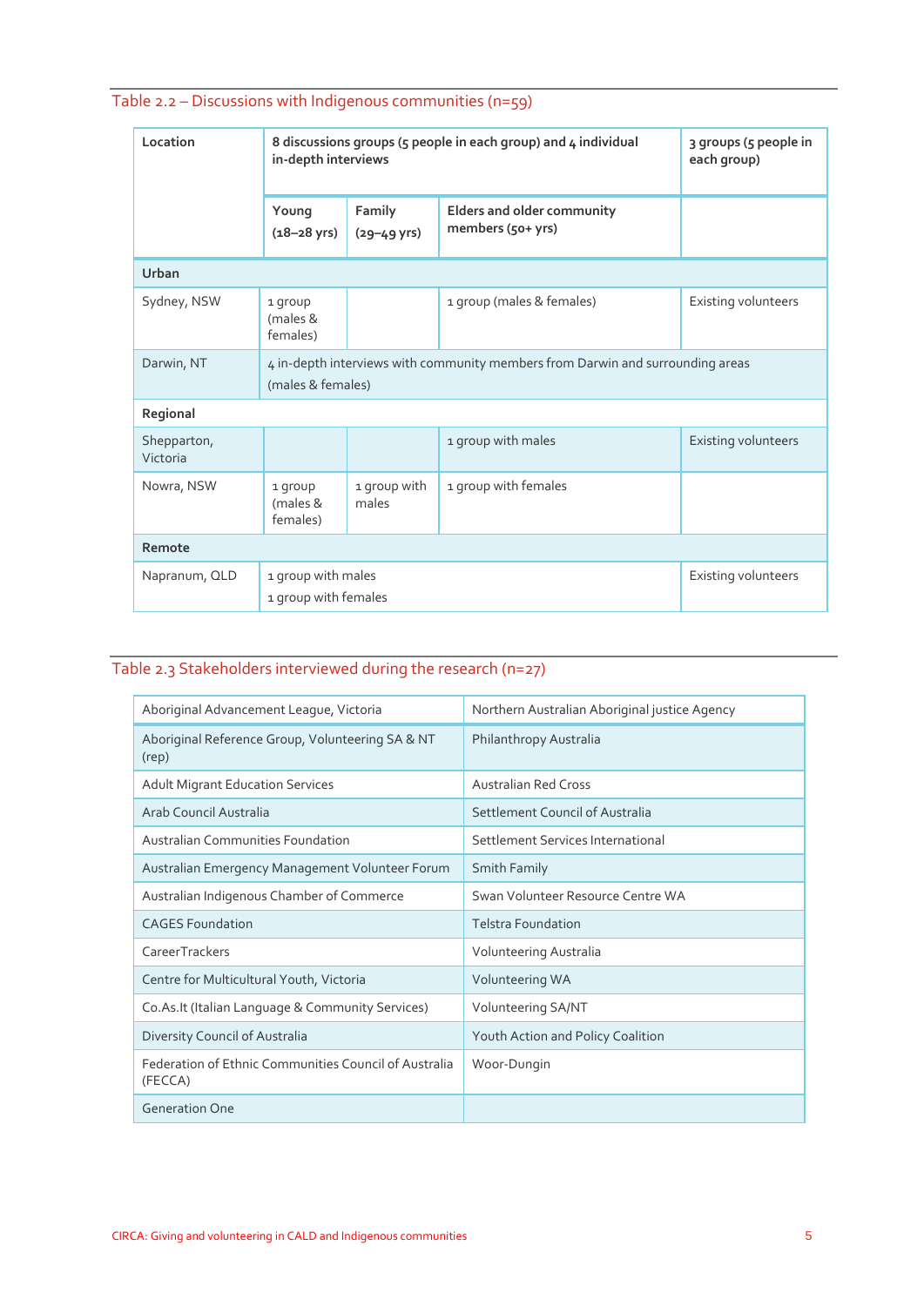Table 2.2 – Discussions with Indigenous communities (n=59)

| Location | 8 discussions groups (5 people in each group) and 4 individual in-depth interviews | | | 3 groups (5 people in each group) |
|---|---|---|---|---|
| | Young (18–28 yrs) | Family (29–49 yrs) | Elders and older community members (50+ yrs) | |
| **Urban** | | | | |
| Sydney, NSW | 1 group (males & females) | | 1 group (males & females) | Existing volunteers |
| Darwin, NT | 4 in-depth interviews with community members from Darwin and surrounding areas (males & females) | | | |
| **Regional** | | | | |
| Shepparton, Victoria | | | 1 group with males | Existing volunteers |
| Nowra, NSW | 1 group (males & females) | 1 group with males | 1 group with females | |
| **Remote** | | | | |
| Napranum, QLD | 1 group with males<br>1 group with females | | | Existing volunteers |

Table 2.3 Stakeholders interviewed during the research (n=27)

| | |
|---|---|
| Aboriginal Advancement League, Victoria | Northern Australian Aboriginal justice Agency |
| Aboriginal Reference Group, Volunteering SA & NT (rep) | Philanthropy Australia |
| Adult Migrant Education Services | Australian Red Cross |
| Arab Council Australia | Settlement Council of Australia |
| Australian Communities Foundation | Settlement Services International |
| Australian Emergency Management Volunteer Forum | Smith Family |
| Australian Indigenous Chamber of Commerce | Swan Volunteer Resource Centre WA |
| CAGES Foundation | Telstra Foundation |
| CareerTrackers | Volunteering Australia |
| Centre for Multicultural Youth, Victoria | Volunteering WA |
| Co.As.It (Italian Language & Community Services) | Volunteering SA/NT |
| Diversity Council of Australia | Youth Action and Policy Coalition |
| Federation of Ethnic Communities Council of Australia (FECCA) | Woor-Dungin |
| Generation One | |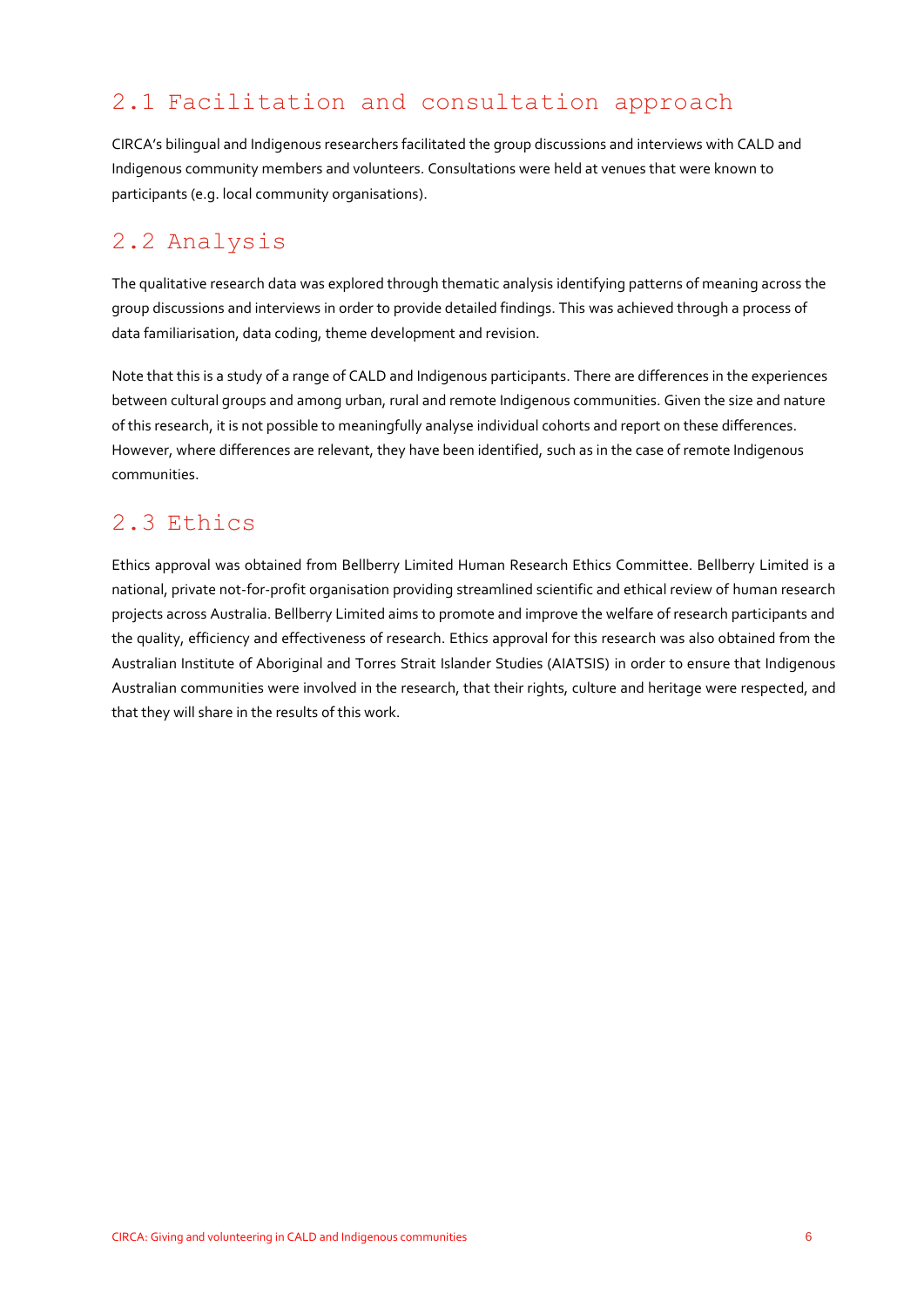## 2.1 Facilitation and consultation approach

CIRCA's bilingual and Indigenous researchers facilitated the group discussions and interviews with CALD and Indigenous community members and volunteers. Consultations were held at venues that were known to participants (e.g. local community organisations).

## 2.2 Analysis

The qualitative research data was explored through thematic analysis identifying patterns of meaning across the group discussions and interviews in order to provide detailed findings. This was achieved through a process of data familiarisation, data coding, theme development and revision.

Note that this is a study of a range of CALD and Indigenous participants. There are differences in the experiences between cultural groups and among urban, rural and remote Indigenous communities. Given the size and nature of this research, it is not possible to meaningfully analyse individual cohorts and report on these differences. However, where differences are relevant, they have been identified, such as in the case of remote Indigenous communities.

## 2.3 Ethics

Ethics approval was obtained from Bellberry Limited Human Research Ethics Committee. Bellberry Limited is a national, private not-for-profit organisation providing streamlined scientific and ethical review of human research projects across Australia. Bellberry Limited aims to promote and improve the welfare of research participants and the quality, efficiency and effectiveness of research. Ethics approval for this research was also obtained from the Australian Institute of Aboriginal and Torres Strait Islander Studies (AIATSIS) in order to ensure that Indigenous Australian communities were involved in the research, that their rights, culture and heritage were respected, and that they will share in the results of this work.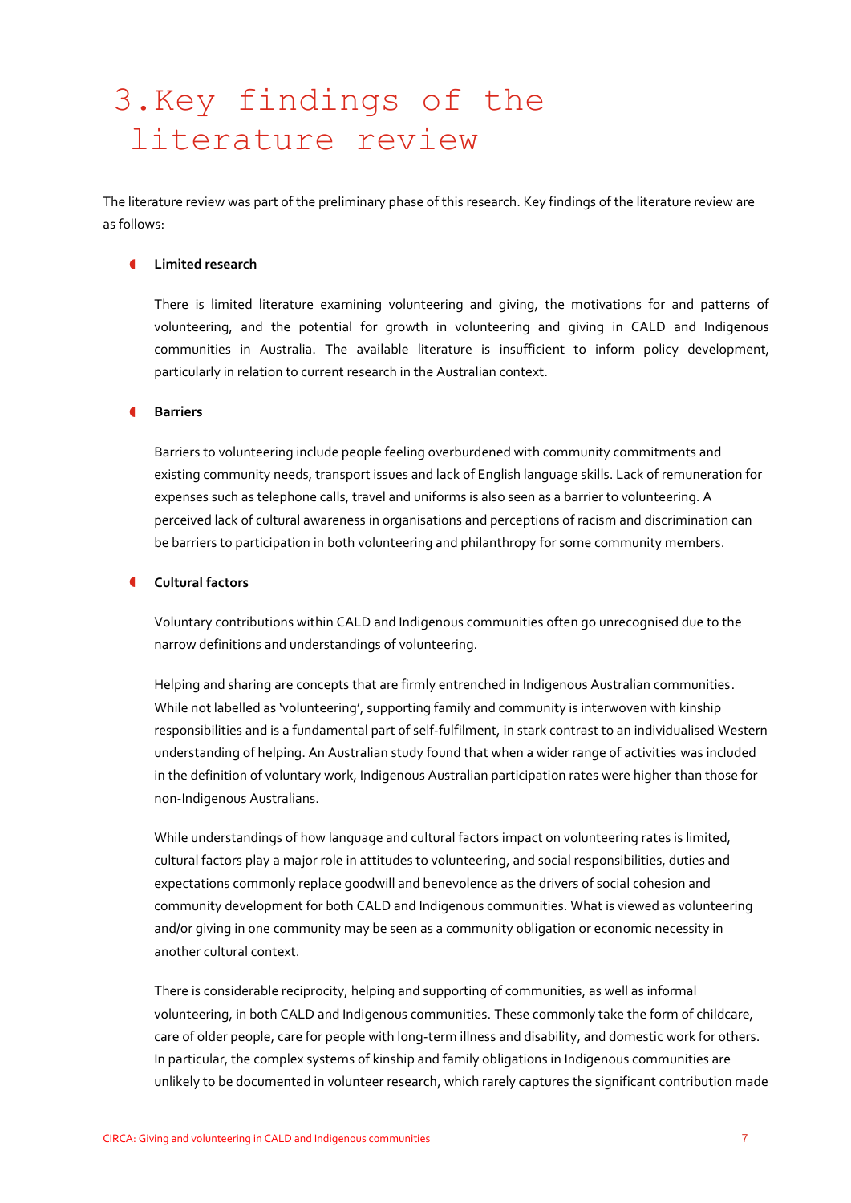# 3. Key findings of the literature review

The literature review was part of the preliminary phase of this research. Key findings of the literature review are as follows:

- **Limited research**

  There is limited literature examining volunteering and giving, the motivations for and patterns of volunteering, and the potential for growth in volunteering and giving in CALD and Indigenous communities in Australia. The available literature is insufficient to inform policy development, particularly in relation to current research in the Australian context.

- **Barriers**

  Barriers to volunteering include people feeling overburdened with community commitments and existing community needs, transport issues and lack of English language skills. Lack of remuneration for expenses such as telephone calls, travel and uniforms is also seen as a barrier to volunteering. A perceived lack of cultural awareness in organisations and perceptions of racism and discrimination can be barriers to participation in both volunteering and philanthropy for some community members.

- **Cultural factors**

  Voluntary contributions within CALD and Indigenous communities often go unrecognised due to the narrow definitions and understandings of volunteering.

  Helping and sharing are concepts that are firmly entrenched in Indigenous Australian communities. While not labelled as 'volunteering', supporting family and community is interwoven with kinship responsibilities and is a fundamental part of self-fulfilment, in stark contrast to an individualised Western understanding of helping. An Australian study found that when a wider range of activities was included in the definition of voluntary work, Indigenous Australian participation rates were higher than those for non-Indigenous Australians.

  While understandings of how language and cultural factors impact on volunteering rates is limited, cultural factors play a major role in attitudes to volunteering, and social responsibilities, duties and expectations commonly replace goodwill and benevolence as the drivers of social cohesion and community development for both CALD and Indigenous communities. What is viewed as volunteering and/or giving in one community may be seen as a community obligation or economic necessity in another cultural context.

  There is considerable reciprocity, helping and supporting of communities, as well as informal volunteering, in both CALD and Indigenous communities. These commonly take the form of childcare, care of older people, care for people with long-term illness and disability, and domestic work for others. In particular, the complex systems of kinship and family obligations in Indigenous communities are unlikely to be documented in volunteer research, which rarely captures the significant contribution made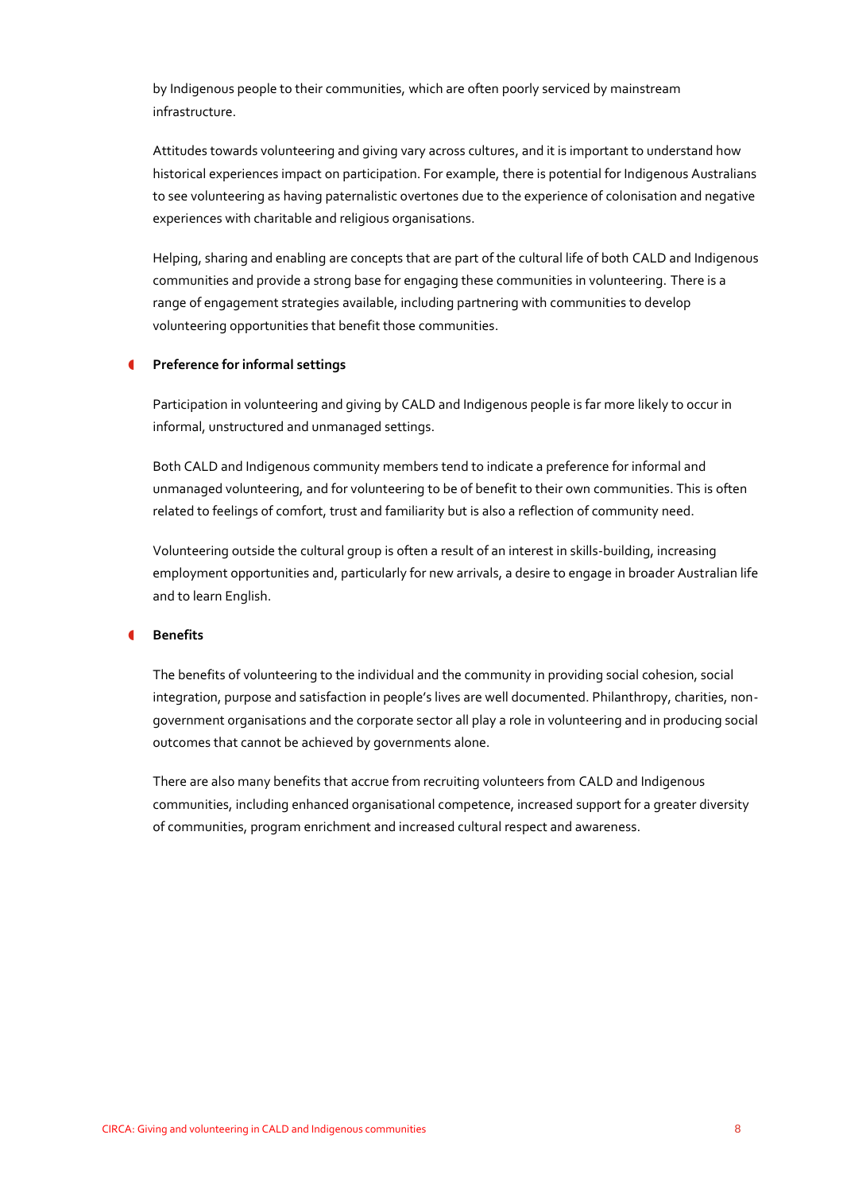by Indigenous people to their communities, which are often poorly serviced by mainstream infrastructure.

Attitudes towards volunteering and giving vary across cultures, and it is important to understand how historical experiences impact on participation. For example, there is potential for Indigenous Australians to see volunteering as having paternalistic overtones due to the experience of colonisation and negative experiences with charitable and religious organisations.

Helping, sharing and enabling are concepts that are part of the cultural life of both CALD and Indigenous communities and provide a strong base for engaging these communities in volunteering. There is a range of engagement strategies available, including partnering with communities to develop volunteering opportunities that benefit those communities.

### Preference for informal settings

Participation in volunteering and giving by CALD and Indigenous people is far more likely to occur in informal, unstructured and unmanaged settings.

Both CALD and Indigenous community members tend to indicate a preference for informal and unmanaged volunteering, and for volunteering to be of benefit to their own communities. This is often related to feelings of comfort, trust and familiarity but is also a reflection of community need.

Volunteering outside the cultural group is often a result of an interest in skills-building, increasing employment opportunities and, particularly for new arrivals, a desire to engage in broader Australian life and to learn English.

### Benefits

The benefits of volunteering to the individual and the community in providing social cohesion, social integration, purpose and satisfaction in people's lives are well documented. Philanthropy, charities, non-government organisations and the corporate sector all play a role in volunteering and in producing social outcomes that cannot be achieved by governments alone.

There are also many benefits that accrue from recruiting volunteers from CALD and Indigenous communities, including enhanced organisational competence, increased support for a greater diversity of communities, program enrichment and increased cultural respect and awareness.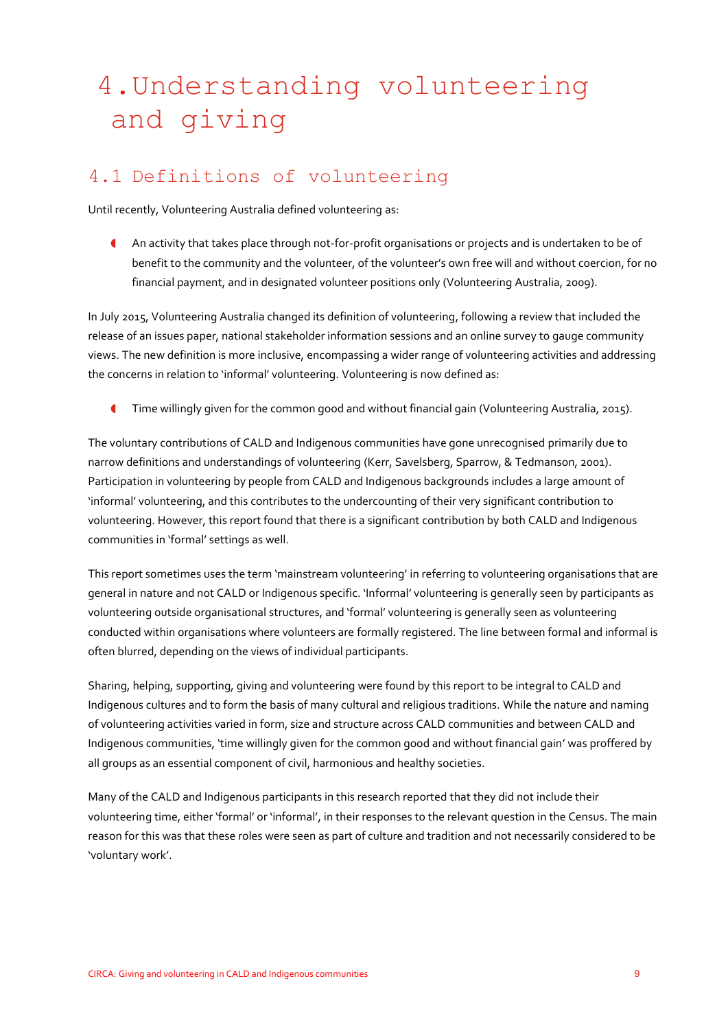# 4. Understanding volunteering and giving

## 4.1 Definitions of volunteering

Until recently, Volunteering Australia defined volunteering as:

- An activity that takes place through not-for-profit organisations or projects and is undertaken to be of benefit to the community and the volunteer, of the volunteer's own free will and without coercion, for no financial payment, and in designated volunteer positions only (Volunteering Australia, 2009).

In July 2015, Volunteering Australia changed its definition of volunteering, following a review that included the release of an issues paper, national stakeholder information sessions and an online survey to gauge community views. The new definition is more inclusive, encompassing a wider range of volunteering activities and addressing the concerns in relation to 'informal' volunteering. Volunteering is now defined as:

- Time willingly given for the common good and without financial gain (Volunteering Australia, 2015).

The voluntary contributions of CALD and Indigenous communities have gone unrecognised primarily due to narrow definitions and understandings of volunteering (Kerr, Savelsberg, Sparrow, & Tedmanson, 2001). Participation in volunteering by people from CALD and Indigenous backgrounds includes a large amount of 'informal' volunteering, and this contributes to the undercounting of their very significant contribution to volunteering. However, this report found that there is a significant contribution by both CALD and Indigenous communities in 'formal' settings as well.

This report sometimes uses the term 'mainstream volunteering' in referring to volunteering organisations that are general in nature and not CALD or Indigenous specific. 'Informal' volunteering is generally seen by participants as volunteering outside organisational structures, and 'formal' volunteering is generally seen as volunteering conducted within organisations where volunteers are formally registered. The line between formal and informal is often blurred, depending on the views of individual participants.

Sharing, helping, supporting, giving and volunteering were found by this report to be integral to CALD and Indigenous cultures and to form the basis of many cultural and religious traditions. While the nature and naming of volunteering activities varied in form, size and structure across CALD communities and between CALD and Indigenous communities, 'time willingly given for the common good and without financial gain' was proffered by all groups as an essential component of civil, harmonious and healthy societies.

Many of the CALD and Indigenous participants in this research reported that they did not include their volunteering time, either 'formal' or 'informal', in their responses to the relevant question in the Census. The main reason for this was that these roles were seen as part of culture and tradition and not necessarily considered to be 'voluntary work'.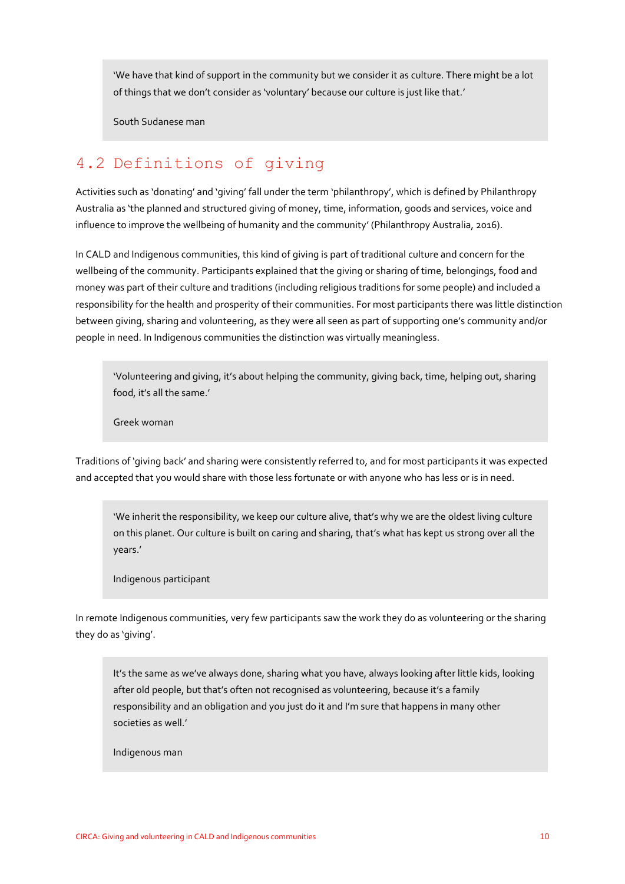> 'We have that kind of support in the community but we consider it as culture. There might be a lot of things that we don't consider as 'voluntary' because our culture is just like that.'
>
> South Sudanese man

## 4.2 Definitions of giving

Activities such as 'donating' and 'giving' fall under the term 'philanthropy', which is defined by Philanthropy Australia as 'the planned and structured giving of money, time, information, goods and services, voice and influence to improve the wellbeing of humanity and the community' (Philanthropy Australia, 2016).

In CALD and Indigenous communities, this kind of giving is part of traditional culture and concern for the wellbeing of the community. Participants explained that the giving or sharing of time, belongings, food and money was part of their culture and traditions (including religious traditions for some people) and included a responsibility for the health and prosperity of their communities. For most participants there was little distinction between giving, sharing and volunteering, as they were all seen as part of supporting one's community and/or people in need. In Indigenous communities the distinction was virtually meaningless.

> 'Volunteering and giving, it's about helping the community, giving back, time, helping out, sharing food, it's all the same.'
>
> Greek woman

Traditions of 'giving back' and sharing were consistently referred to, and for most participants it was expected and accepted that you would share with those less fortunate or with anyone who has less or is in need.

> 'We inherit the responsibility, we keep our culture alive, that's why we are the oldest living culture on this planet. Our culture is built on caring and sharing, that's what has kept us strong over all the years.'
>
> Indigenous participant

In remote Indigenous communities, very few participants saw the work they do as volunteering or the sharing they do as 'giving'.

> It's the same as we've always done, sharing what you have, always looking after little kids, looking after old people, but that's often not recognised as volunteering, because it's a family responsibility and an obligation and you just do it and I'm sure that happens in many other societies as well.'
>
> Indigenous man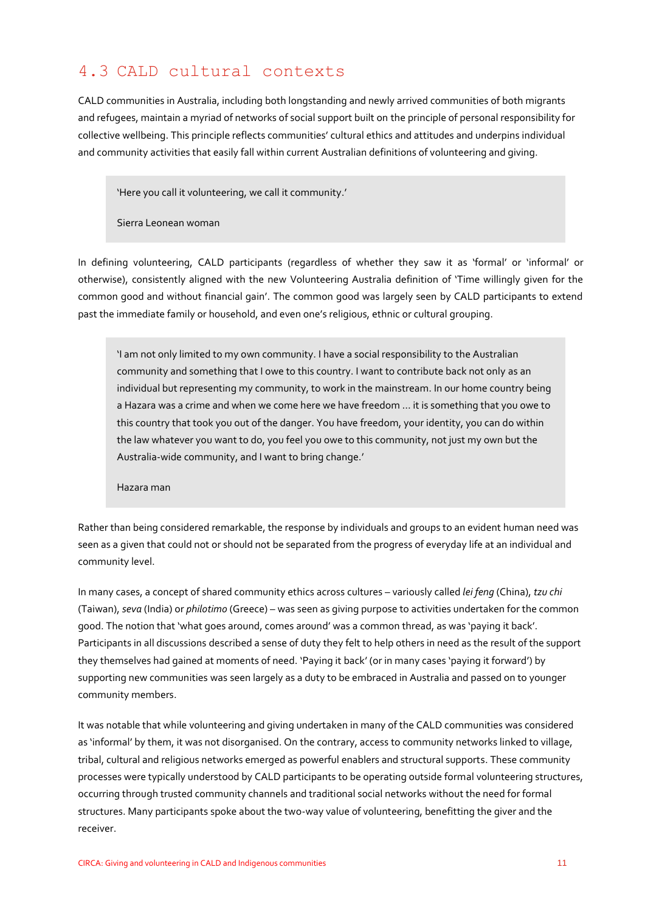## 4.3 CALD cultural contexts

CALD communities in Australia, including both longstanding and newly arrived communities of both migrants and refugees, maintain a myriad of networks of social support built on the principle of personal responsibility for collective wellbeing. This principle reflects communities' cultural ethics and attitudes and underpins individual and community activities that easily fall within current Australian definitions of volunteering and giving.

> 'Here you call it volunteering, we call it community.'
>
> Sierra Leonean woman

In defining volunteering, CALD participants (regardless of whether they saw it as 'formal' or 'informal' or otherwise), consistently aligned with the new Volunteering Australia definition of 'Time willingly given for the common good and without financial gain'. The common good was largely seen by CALD participants to extend past the immediate family or household, and even one's religious, ethnic or cultural grouping.

> 'I am not only limited to my own community. I have a social responsibility to the Australian community and something that I owe to this country. I want to contribute back not only as an individual but representing my community, to work in the mainstream. In our home country being a Hazara was a crime and when we come here we have freedom … it is something that you owe to this country that took you out of the danger. You have freedom, your identity, you can do within the law whatever you want to do, you feel you owe to this community, not just my own but the Australia-wide community, and I want to bring change.'
>
> Hazara man

Rather than being considered remarkable, the response by individuals and groups to an evident human need was seen as a given that could not or should not be separated from the progress of everyday life at an individual and community level.

In many cases, a concept of shared community ethics across cultures – variously called *lei feng* (China), *tzu chi* (Taiwan), *seva* (India) or *philotimo* (Greece) – was seen as giving purpose to activities undertaken for the common good. The notion that 'what goes around, comes around' was a common thread, as was 'paying it back'. Participants in all discussions described a sense of duty they felt to help others in need as the result of the support they themselves had gained at moments of need. 'Paying it back' (or in many cases 'paying it forward') by supporting new communities was seen largely as a duty to be embraced in Australia and passed on to younger community members.

It was notable that while volunteering and giving undertaken in many of the CALD communities was considered as 'informal' by them, it was not disorganised. On the contrary, access to community networks linked to village, tribal, cultural and religious networks emerged as powerful enablers and structural supports. These community processes were typically understood by CALD participants to be operating outside formal volunteering structures, occurring through trusted community channels and traditional social networks without the need for formal structures. Many participants spoke about the two-way value of volunteering, benefitting the giver and the receiver.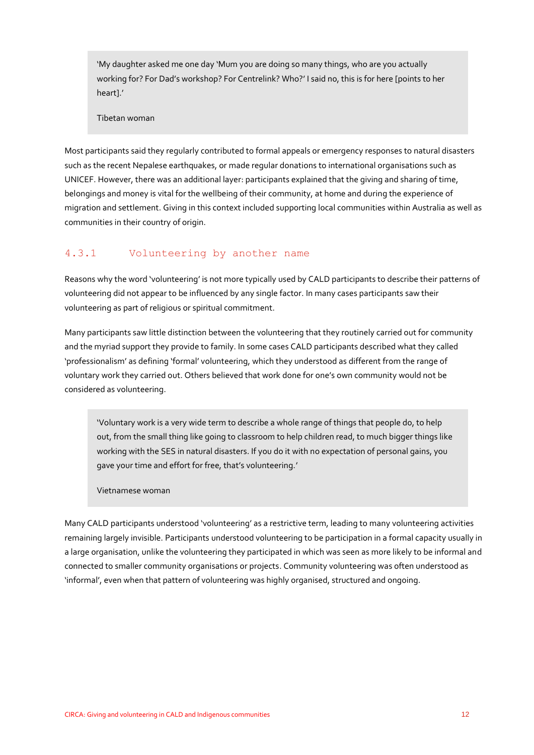> 'My daughter asked me one day 'Mum you are doing so many things, who are you actually working for? For Dad's workshop? For Centrelink? Who?' I said no, this is for here [points to her heart].'
>
> Tibetan woman

Most participants said they regularly contributed to formal appeals or emergency responses to natural disasters such as the recent Nepalese earthquakes, or made regular donations to international organisations such as UNICEF. However, there was an additional layer: participants explained that the giving and sharing of time, belongings and money is vital for the wellbeing of their community, at home and during the experience of migration and settlement. Giving in this context included supporting local communities within Australia as well as communities in their country of origin.

### 4.3.1 Volunteering by another name

Reasons why the word 'volunteering' is not more typically used by CALD participants to describe their patterns of volunteering did not appear to be influenced by any single factor. In many cases participants saw their volunteering as part of religious or spiritual commitment.

Many participants saw little distinction between the volunteering that they routinely carried out for community and the myriad support they provide to family. In some cases CALD participants described what they called 'professionalism' as defining 'formal' volunteering, which they understood as different from the range of voluntary work they carried out. Others believed that work done for one's own community would not be considered as volunteering.

> 'Voluntary work is a very wide term to describe a whole range of things that people do, to help out, from the small thing like going to classroom to help children read, to much bigger things like working with the SES in natural disasters. If you do it with no expectation of personal gains, you gave your time and effort for free, that's volunteering.'
>
> Vietnamese woman

Many CALD participants understood 'volunteering' as a restrictive term, leading to many volunteering activities remaining largely invisible. Participants understood volunteering to be participation in a formal capacity usually in a large organisation, unlike the volunteering they participated in which was seen as more likely to be informal and connected to smaller community organisations or projects. Community volunteering was often understood as 'informal', even when that pattern of volunteering was highly organised, structured and ongoing.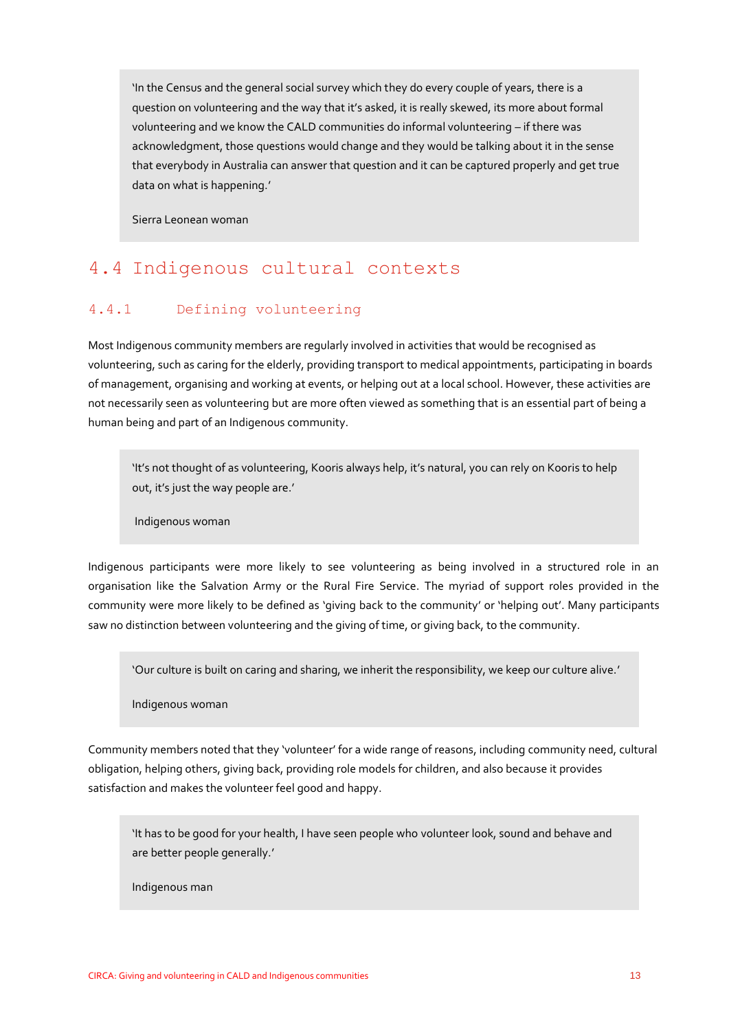> 'In the Census and the general social survey which they do every couple of years, there is a question on volunteering and the way that it's asked, it is really skewed, its more about formal volunteering and we know the CALD communities do informal volunteering – if there was acknowledgment, those questions would change and they would be talking about it in the sense that everybody in Australia can answer that question and it can be captured properly and get true data on what is happening.'
>
> Sierra Leonean woman

## 4.4 Indigenous cultural contexts

### 4.4.1 Defining volunteering

Most Indigenous community members are regularly involved in activities that would be recognised as volunteering, such as caring for the elderly, providing transport to medical appointments, participating in boards of management, organising and working at events, or helping out at a local school. However, these activities are not necessarily seen as volunteering but are more often viewed as something that is an essential part of being a human being and part of an Indigenous community.

> 'It's not thought of as volunteering, Kooris always help, it's natural, you can rely on Kooris to help out, it's just the way people are.'
>
> Indigenous woman

Indigenous participants were more likely to see volunteering as being involved in a structured role in an organisation like the Salvation Army or the Rural Fire Service. The myriad of support roles provided in the community were more likely to be defined as 'giving back to the community' or 'helping out'. Many participants saw no distinction between volunteering and the giving of time, or giving back, to the community.

> 'Our culture is built on caring and sharing, we inherit the responsibility, we keep our culture alive.'
>
> Indigenous woman

Community members noted that they 'volunteer' for a wide range of reasons, including community need, cultural obligation, helping others, giving back, providing role models for children, and also because it provides satisfaction and makes the volunteer feel good and happy.

> 'It has to be good for your health, I have seen people who volunteer look, sound and behave and are better people generally.'
>
> Indigenous man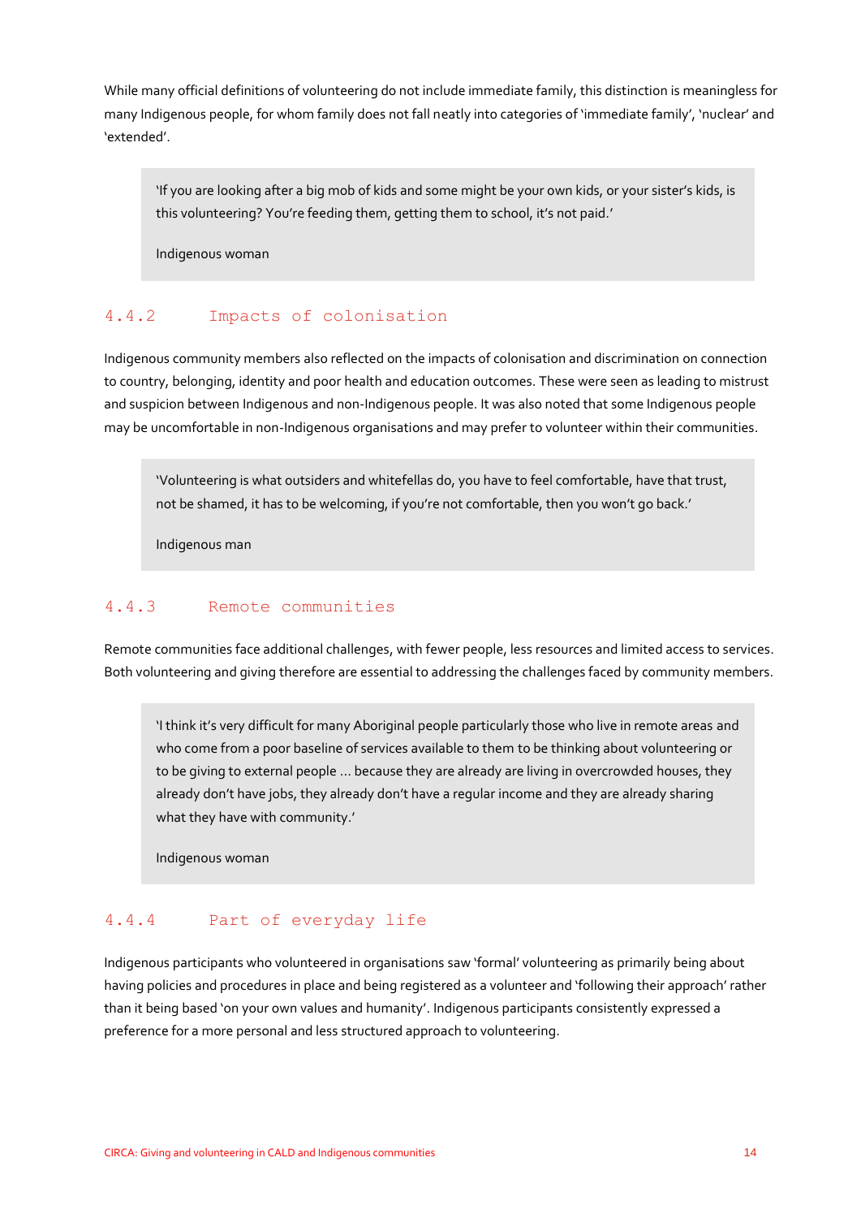While many official definitions of volunteering do not include immediate family, this distinction is meaningless for many Indigenous people, for whom family does not fall neatly into categories of 'immediate family', 'nuclear' and 'extended'.

> 'If you are looking after a big mob of kids and some might be your own kids, or your sister's kids, is this volunteering? You're feeding them, getting them to school, it's not paid.'
>
> Indigenous woman

### 4.4.2 Impacts of colonisation

Indigenous community members also reflected on the impacts of colonisation and discrimination on connection to country, belonging, identity and poor health and education outcomes. These were seen as leading to mistrust and suspicion between Indigenous and non-Indigenous people. It was also noted that some Indigenous people may be uncomfortable in non-Indigenous organisations and may prefer to volunteer within their communities.

> 'Volunteering is what outsiders and whitefellas do, you have to feel comfortable, have that trust, not be shamed, it has to be welcoming, if you're not comfortable, then you won't go back.'
>
> Indigenous man

### 4.4.3 Remote communities

Remote communities face additional challenges, with fewer people, less resources and limited access to services. Both volunteering and giving therefore are essential to addressing the challenges faced by community members.

> 'I think it's very difficult for many Aboriginal people particularly those who live in remote areas and who come from a poor baseline of services available to them to be thinking about volunteering or to be giving to external people ... because they are already are living in overcrowded houses, they already don't have jobs, they already don't have a regular income and they are already sharing what they have with community.'
>
> Indigenous woman

### 4.4.4 Part of everyday life

Indigenous participants who volunteered in organisations saw 'formal' volunteering as primarily being about having policies and procedures in place and being registered as a volunteer and 'following their approach' rather than it being based 'on your own values and humanity'. Indigenous participants consistently expressed a preference for a more personal and less structured approach to volunteering.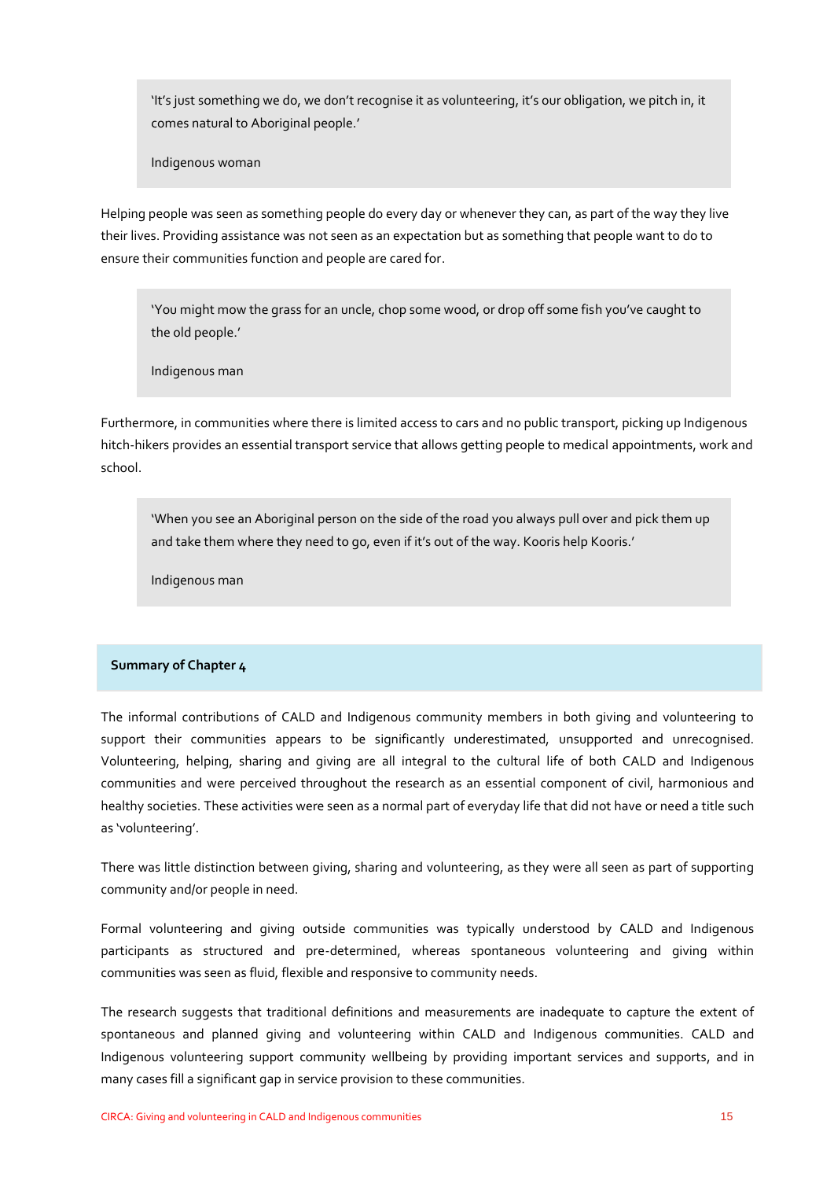> 'It's just something we do, we don't recognise it as volunteering, it's our obligation, we pitch in, it comes natural to Aboriginal people.'
>
> Indigenous woman

Helping people was seen as something people do every day or whenever they can, as part of the way they live their lives. Providing assistance was not seen as an expectation but as something that people want to do to ensure their communities function and people are cared for.

> 'You might mow the grass for an uncle, chop some wood, or drop off some fish you've caught to the old people.'
>
> Indigenous man

Furthermore, in communities where there is limited access to cars and no public transport, picking up Indigenous hitch-hikers provides an essential transport service that allows getting people to medical appointments, work and school.

> 'When you see an Aboriginal person on the side of the road you always pull over and pick them up and take them where they need to go, even if it's out of the way. Kooris help Kooris.'
>
> Indigenous man

**Summary of Chapter 4**

The informal contributions of CALD and Indigenous community members in both giving and volunteering to support their communities appears to be significantly underestimated, unsupported and unrecognised. Volunteering, helping, sharing and giving are all integral to the cultural life of both CALD and Indigenous communities and were perceived throughout the research as an essential component of civil, harmonious and healthy societies. These activities were seen as a normal part of everyday life that did not have or need a title such as 'volunteering'.

There was little distinction between giving, sharing and volunteering, as they were all seen as part of supporting community and/or people in need.

Formal volunteering and giving outside communities was typically understood by CALD and Indigenous participants as structured and pre-determined, whereas spontaneous volunteering and giving within communities was seen as fluid, flexible and responsive to community needs.

The research suggests that traditional definitions and measurements are inadequate to capture the extent of spontaneous and planned giving and volunteering within CALD and Indigenous communities. CALD and Indigenous volunteering support community wellbeing by providing important services and supports, and in many cases fill a significant gap in service provision to these communities.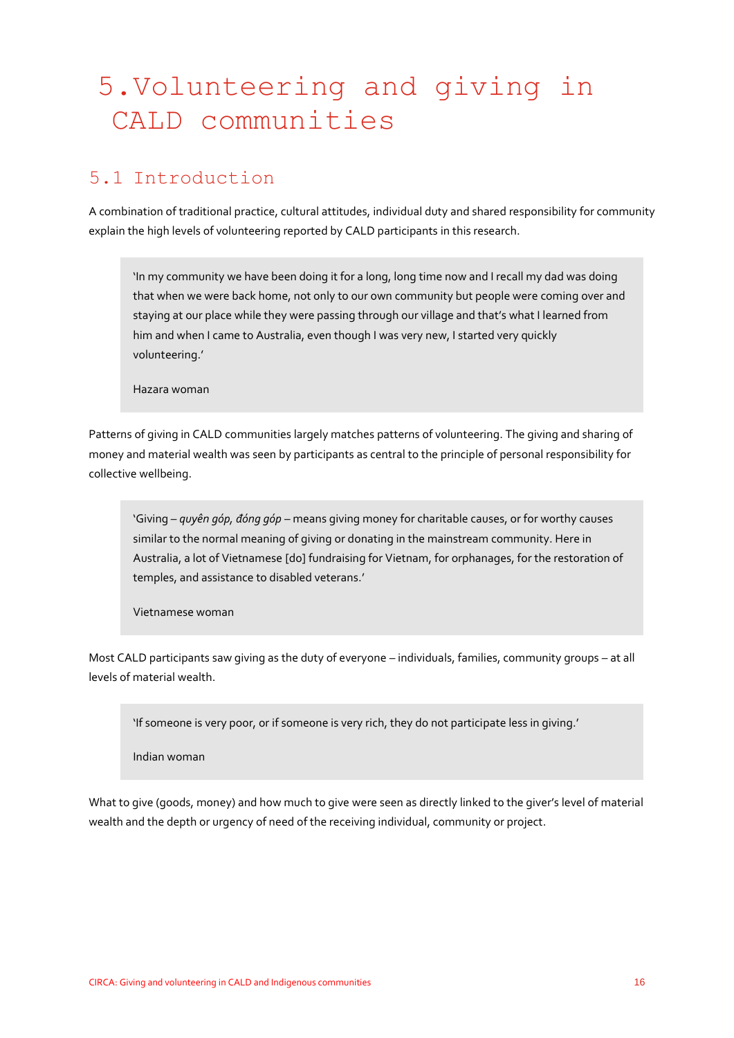# 5. Volunteering and giving in CALD communities

## 5.1 Introduction

A combination of traditional practice, cultural attitudes, individual duty and shared responsibility for community explain the high levels of volunteering reported by CALD participants in this research.

> 'In my community we have been doing it for a long, long time now and I recall my dad was doing that when we were back home, not only to our own community but people were coming over and staying at our place while they were passing through our village and that's what I learned from him and when I came to Australia, even though I was very new, I started very quickly volunteering.'
>
> Hazara woman

Patterns of giving in CALD communities largely matches patterns of volunteering. The giving and sharing of money and material wealth was seen by participants as central to the principle of personal responsibility for collective wellbeing.

> 'Giving – *quyên góp, đóng góp* – means giving money for charitable causes, or for worthy causes similar to the normal meaning of giving or donating in the mainstream community. Here in Australia, a lot of Vietnamese [do] fundraising for Vietnam, for orphanages, for the restoration of temples, and assistance to disabled veterans.'
>
> Vietnamese woman

Most CALD participants saw giving as the duty of everyone – individuals, families, community groups – at all levels of material wealth.

> 'If someone is very poor, or if someone is very rich, they do not participate less in giving.'
>
> Indian woman

What to give (goods, money) and how much to give were seen as directly linked to the giver's level of material wealth and the depth or urgency of need of the receiving individual, community or project.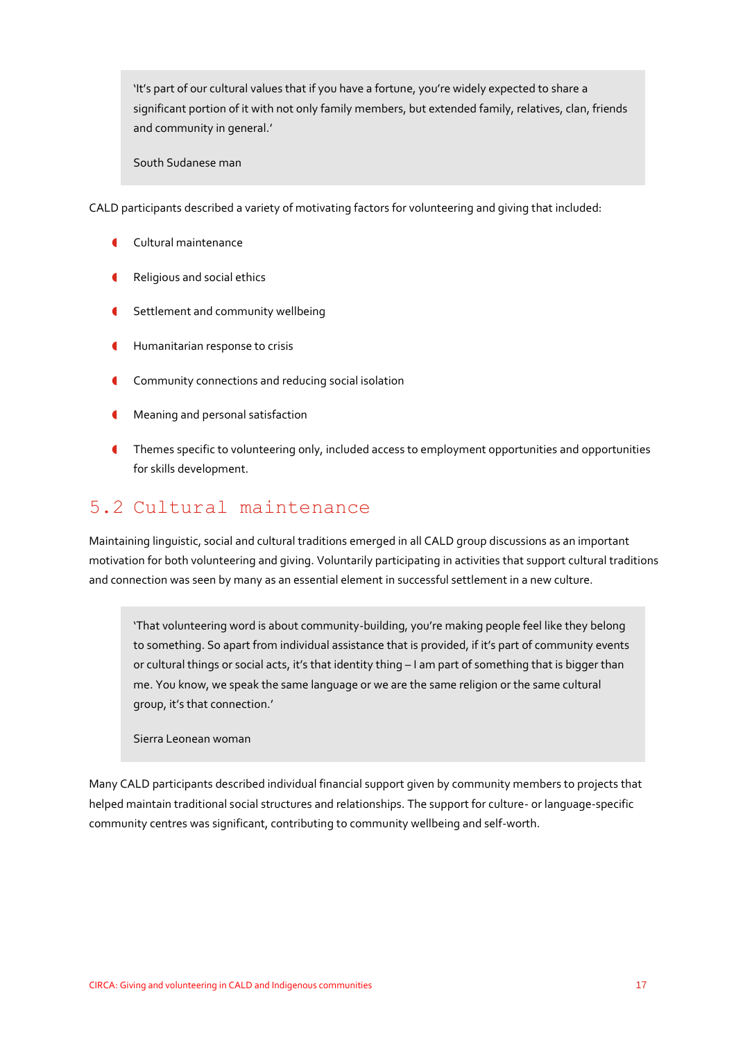> 'It's part of our cultural values that if you have a fortune, you're widely expected to share a significant portion of it with not only family members, but extended family, relatives, clan, friends and community in general.'
>
> South Sudanese man

CALD participants described a variety of motivating factors for volunteering and giving that included:

- Cultural maintenance
- Religious and social ethics
- Settlement and community wellbeing
- Humanitarian response to crisis
- Community connections and reducing social isolation
- Meaning and personal satisfaction
- Themes specific to volunteering only, included access to employment opportunities and opportunities for skills development.

## 5.2 Cultural maintenance

Maintaining linguistic, social and cultural traditions emerged in all CALD group discussions as an important motivation for both volunteering and giving. Voluntarily participating in activities that support cultural traditions and connection was seen by many as an essential element in successful settlement in a new culture.

> 'That volunteering word is about community-building, you're making people feel like they belong to something. So apart from individual assistance that is provided, if it's part of community events or cultural things or social acts, it's that identity thing – I am part of something that is bigger than me. You know, we speak the same language or we are the same religion or the same cultural group, it's that connection.'
>
> Sierra Leonean woman

Many CALD participants described individual financial support given by community members to projects that helped maintain traditional social structures and relationships. The support for culture- or language-specific community centres was significant, contributing to community wellbeing and self-worth.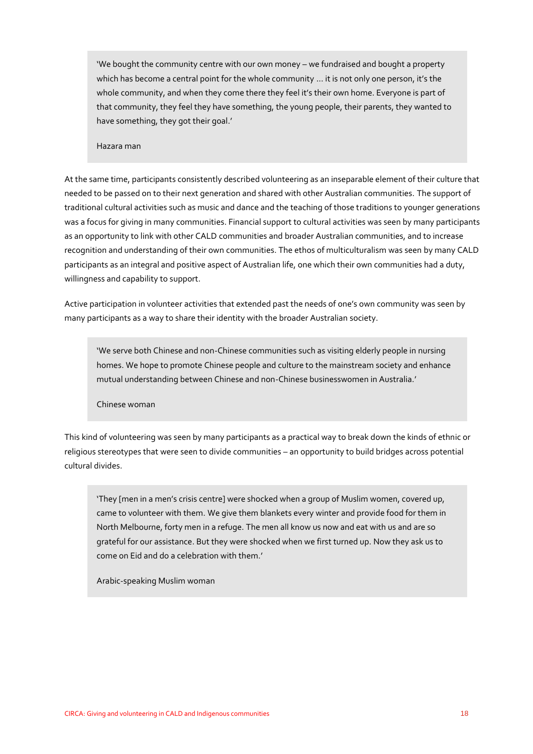> 'We bought the community centre with our own money – we fundraised and bought a property which has become a central point for the whole community … it is not only one person, it's the whole community, and when they come there they feel it's their own home. Everyone is part of that community, they feel they have something, the young people, their parents, they wanted to have something, they got their goal.'
>
> Hazara man

At the same time, participants consistently described volunteering as an inseparable element of their culture that needed to be passed on to their next generation and shared with other Australian communities. The support of traditional cultural activities such as music and dance and the teaching of those traditions to younger generations was a focus for giving in many communities. Financial support to cultural activities was seen by many participants as an opportunity to link with other CALD communities and broader Australian communities, and to increase recognition and understanding of their own communities. The ethos of multiculturalism was seen by many CALD participants as an integral and positive aspect of Australian life, one which their own communities had a duty, willingness and capability to support.

Active participation in volunteer activities that extended past the needs of one's own community was seen by many participants as a way to share their identity with the broader Australian society.

> 'We serve both Chinese and non-Chinese communities such as visiting elderly people in nursing homes. We hope to promote Chinese people and culture to the mainstream society and enhance mutual understanding between Chinese and non-Chinese businesswomen in Australia.'
>
> Chinese woman

This kind of volunteering was seen by many participants as a practical way to break down the kinds of ethnic or religious stereotypes that were seen to divide communities – an opportunity to build bridges across potential cultural divides.

> 'They [men in a men's crisis centre] were shocked when a group of Muslim women, covered up, came to volunteer with them. We give them blankets every winter and provide food for them in North Melbourne, forty men in a refuge. The men all know us now and eat with us and are so grateful for our assistance. But they were shocked when we first turned up. Now they ask us to come on Eid and do a celebration with them.'
>
> Arabic-speaking Muslim woman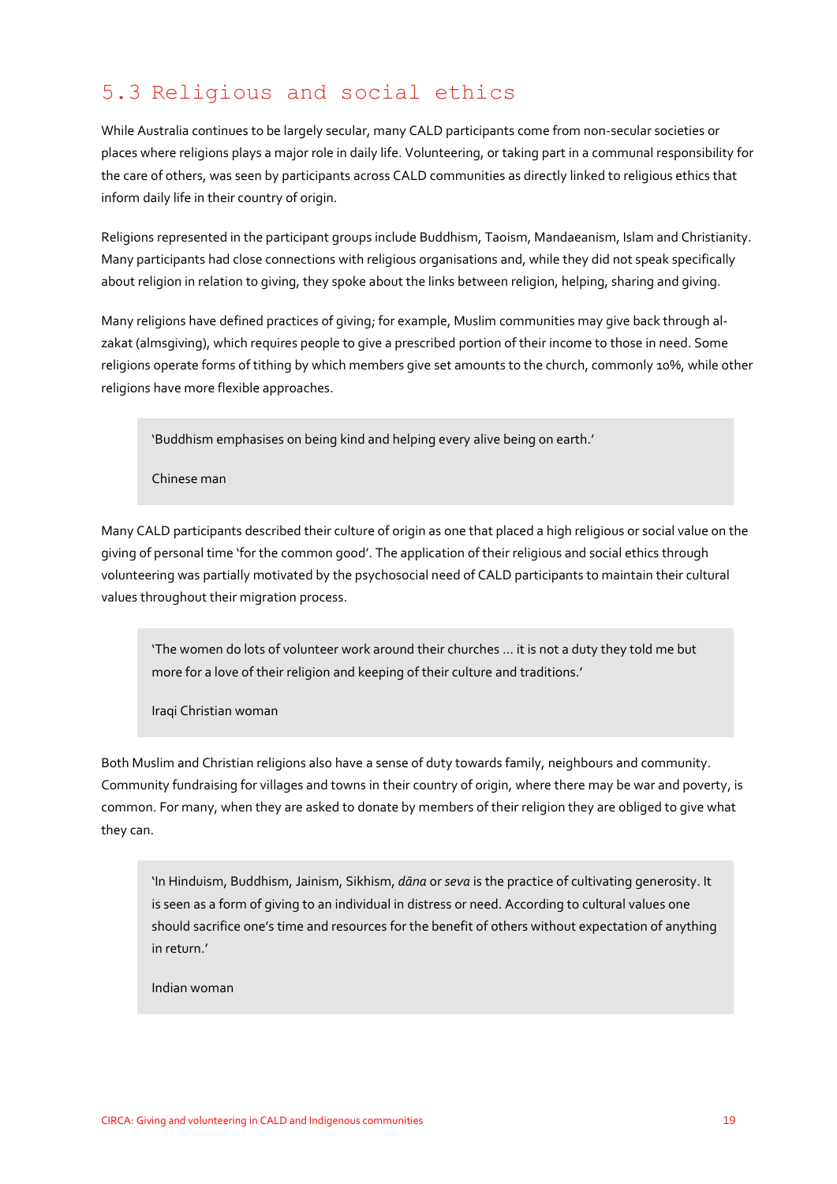## 5.3 Religious and social ethics

While Australia continues to be largely secular, many CALD participants come from non-secular societies or places where religions plays a major role in daily life. Volunteering, or taking part in a communal responsibility for the care of others, was seen by participants across CALD communities as directly linked to religious ethics that inform daily life in their country of origin.

Religions represented in the participant groups include Buddhism, Taoism, Mandaeanism, Islam and Christianity. Many participants had close connections with religious organisations and, while they did not speak specifically about religion in relation to giving, they spoke about the links between religion, helping, sharing and giving.

Many religions have defined practices of giving; for example, Muslim communities may give back through al-zakat (almsgiving), which requires people to give a prescribed portion of their income to those in need. Some religions operate forms of tithing by which members give set amounts to the church, commonly 10%, while other religions have more flexible approaches.

> 'Buddhism emphasises on being kind and helping every alive being on earth.'
>
> Chinese man

Many CALD participants described their culture of origin as one that placed a high religious or social value on the giving of personal time 'for the common good'. The application of their religious and social ethics through volunteering was partially motivated by the psychosocial need of CALD participants to maintain their cultural values throughout their migration process.

> 'The women do lots of volunteer work around their churches … it is not a duty they told me but more for a love of their religion and keeping of their culture and traditions.'
>
> Iraqi Christian woman

Both Muslim and Christian religions also have a sense of duty towards family, neighbours and community. Community fundraising for villages and towns in their country of origin, where there may be war and poverty, is common. For many, when they are asked to donate by members of their religion they are obliged to give what they can.

> 'In Hinduism, Buddhism, Jainism, Sikhism, *dāna* or *seva* is the practice of cultivating generosity. It is seen as a form of giving to an individual in distress or need. According to cultural values one should sacrifice one's time and resources for the benefit of others without expectation of anything in return.'
>
> Indian woman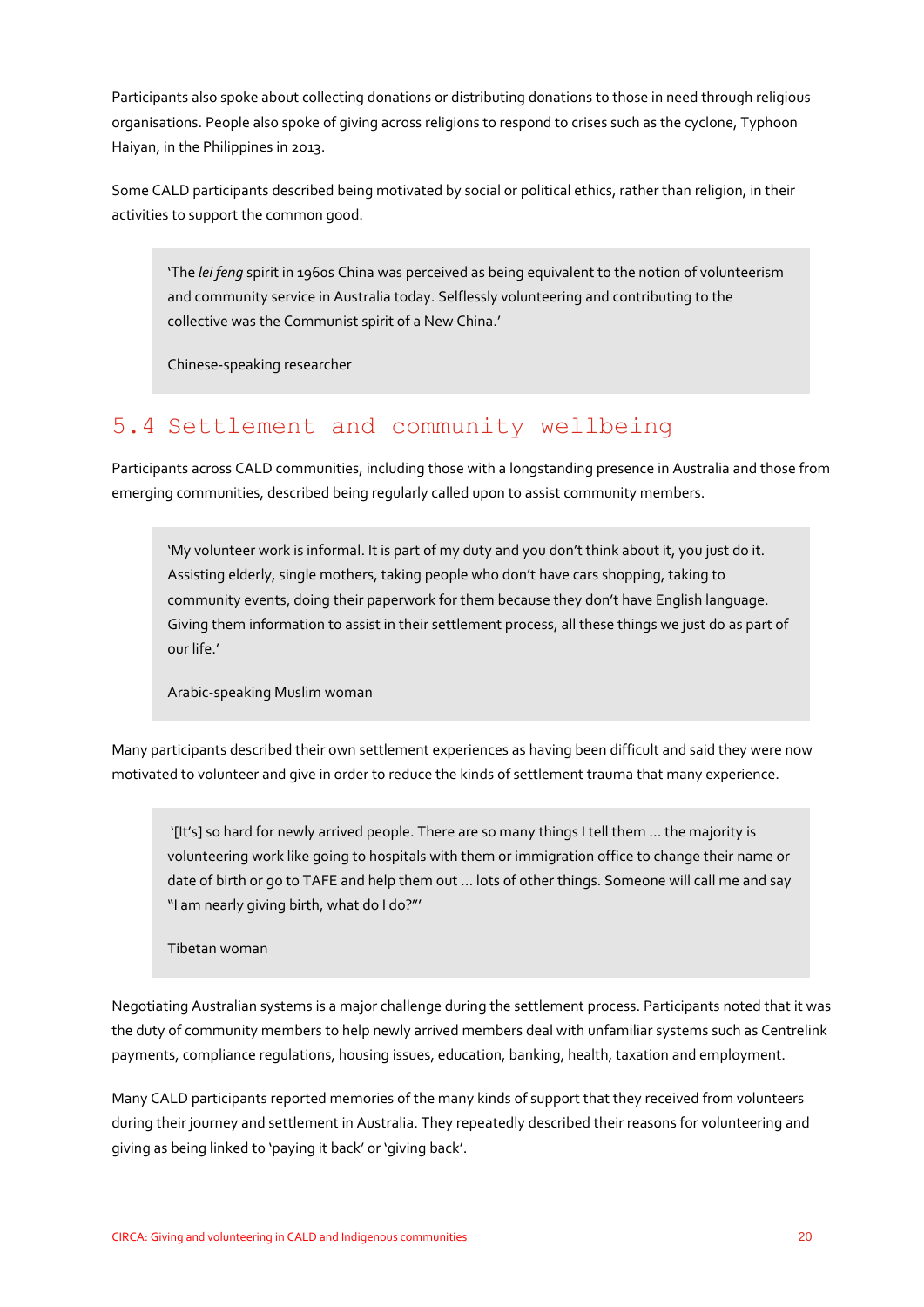Participants also spoke about collecting donations or distributing donations to those in need through religious organisations. People also spoke of giving across religions to respond to crises such as the cyclone, Typhoon Haiyan, in the Philippines in 2013.

Some CALD participants described being motivated by social or political ethics, rather than religion, in their activities to support the common good.

> 'The *lei feng* spirit in 1960s China was perceived as being equivalent to the notion of volunteerism and community service in Australia today. Selflessly volunteering and contributing to the collective was the Communist spirit of a New China.'
>
> Chinese-speaking researcher

## 5.4 Settlement and community wellbeing

Participants across CALD communities, including those with a longstanding presence in Australia and those from emerging communities, described being regularly called upon to assist community members.

> 'My volunteer work is informal. It is part of my duty and you don't think about it, you just do it. Assisting elderly, single mothers, taking people who don't have cars shopping, taking to community events, doing their paperwork for them because they don't have English language. Giving them information to assist in their settlement process, all these things we just do as part of our life.'
>
> Arabic-speaking Muslim woman

Many participants described their own settlement experiences as having been difficult and said they were now motivated to volunteer and give in order to reduce the kinds of settlement trauma that many experience.

> '[It's] so hard for newly arrived people. There are so many things I tell them … the majority is volunteering work like going to hospitals with them or immigration office to change their name or date of birth or go to TAFE and help them out … lots of other things. Someone will call me and say "I am nearly giving birth, what do I do?"'
>
> Tibetan woman

Negotiating Australian systems is a major challenge during the settlement process. Participants noted that it was the duty of community members to help newly arrived members deal with unfamiliar systems such as Centrelink payments, compliance regulations, housing issues, education, banking, health, taxation and employment.

Many CALD participants reported memories of the many kinds of support that they received from volunteers during their journey and settlement in Australia. They repeatedly described their reasons for volunteering and giving as being linked to 'paying it back' or 'giving back'.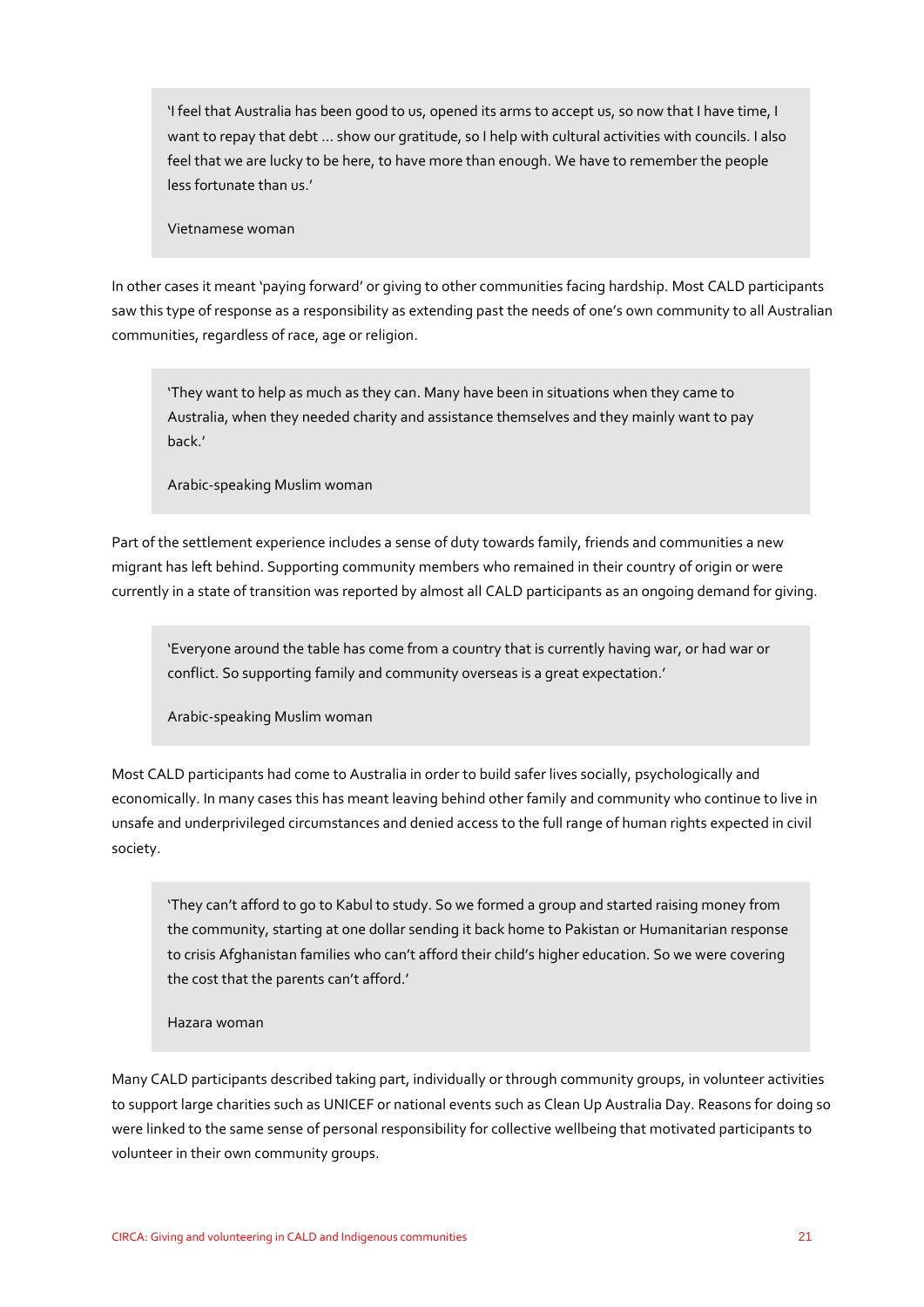> 'I feel that Australia has been good to us, opened its arms to accept us, so now that I have time, I want to repay that debt ... show our gratitude, so I help with cultural activities with councils. I also feel that we are lucky to be here, to have more than enough. We have to remember the people less fortunate than us.'
>
> Vietnamese woman

In other cases it meant 'paying forward' or giving to other communities facing hardship. Most CALD participants saw this type of response as a responsibility as extending past the needs of one's own community to all Australian communities, regardless of race, age or religion.

> 'They want to help as much as they can. Many have been in situations when they came to Australia, when they needed charity and assistance themselves and they mainly want to pay back.'
>
> Arabic-speaking Muslim woman

Part of the settlement experience includes a sense of duty towards family, friends and communities a new migrant has left behind. Supporting community members who remained in their country of origin or were currently in a state of transition was reported by almost all CALD participants as an ongoing demand for giving.

> 'Everyone around the table has come from a country that is currently having war, or had war or conflict. So supporting family and community overseas is a great expectation.'
>
> Arabic-speaking Muslim woman

Most CALD participants had come to Australia in order to build safer lives socially, psychologically and economically. In many cases this has meant leaving behind other family and community who continue to live in unsafe and underprivileged circumstances and denied access to the full range of human rights expected in civil society.

> 'They can't afford to go to Kabul to study. So we formed a group and started raising money from the community, starting at one dollar sending it back home to Pakistan or Humanitarian response to crisis Afghanistan families who can't afford their child's higher education. So we were covering the cost that the parents can't afford.'
>
> Hazara woman

Many CALD participants described taking part, individually or through community groups, in volunteer activities to support large charities such as UNICEF or national events such as Clean Up Australia Day. Reasons for doing so were linked to the same sense of personal responsibility for collective wellbeing that motivated participants to volunteer in their own community groups.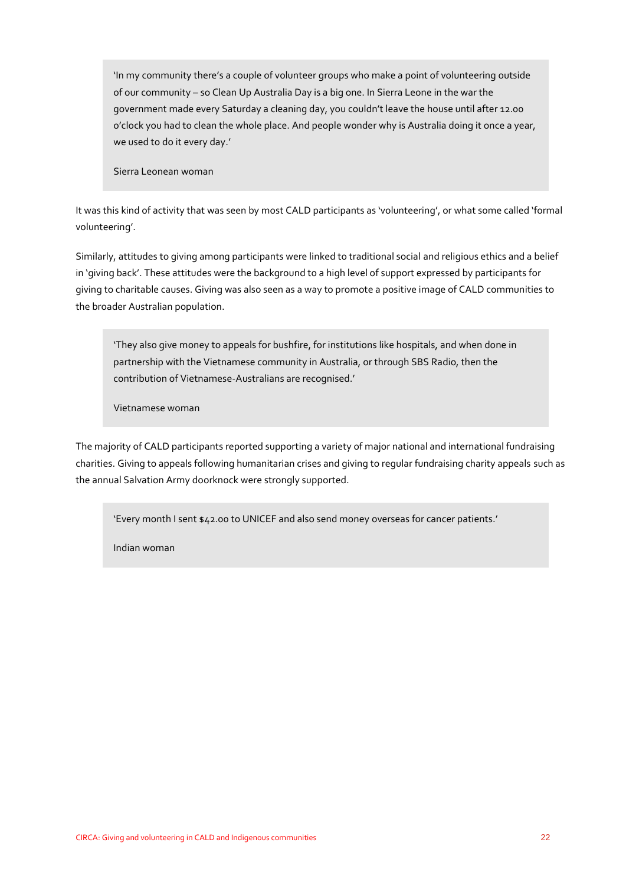> 'In my community there's a couple of volunteer groups who make a point of volunteering outside of our community – so Clean Up Australia Day is a big one. In Sierra Leone in the war the government made every Saturday a cleaning day, you couldn't leave the house until after 12.00 o'clock you had to clean the whole place. And people wonder why is Australia doing it once a year, we used to do it every day.'
>
> Sierra Leonean woman

It was this kind of activity that was seen by most CALD participants as 'volunteering', or what some called 'formal volunteering'.

Similarly, attitudes to giving among participants were linked to traditional social and religious ethics and a belief in 'giving back'. These attitudes were the background to a high level of support expressed by participants for giving to charitable causes. Giving was also seen as a way to promote a positive image of CALD communities to the broader Australian population.

> 'They also give money to appeals for bushfire, for institutions like hospitals, and when done in partnership with the Vietnamese community in Australia, or through SBS Radio, then the contribution of Vietnamese-Australians are recognised.'
>
> Vietnamese woman

The majority of CALD participants reported supporting a variety of major national and international fundraising charities. Giving to appeals following humanitarian crises and giving to regular fundraising charity appeals such as the annual Salvation Army doorknock were strongly supported.

> 'Every month I sent $42.00 to UNICEF and also send money overseas for cancer patients.'
>
> Indian woman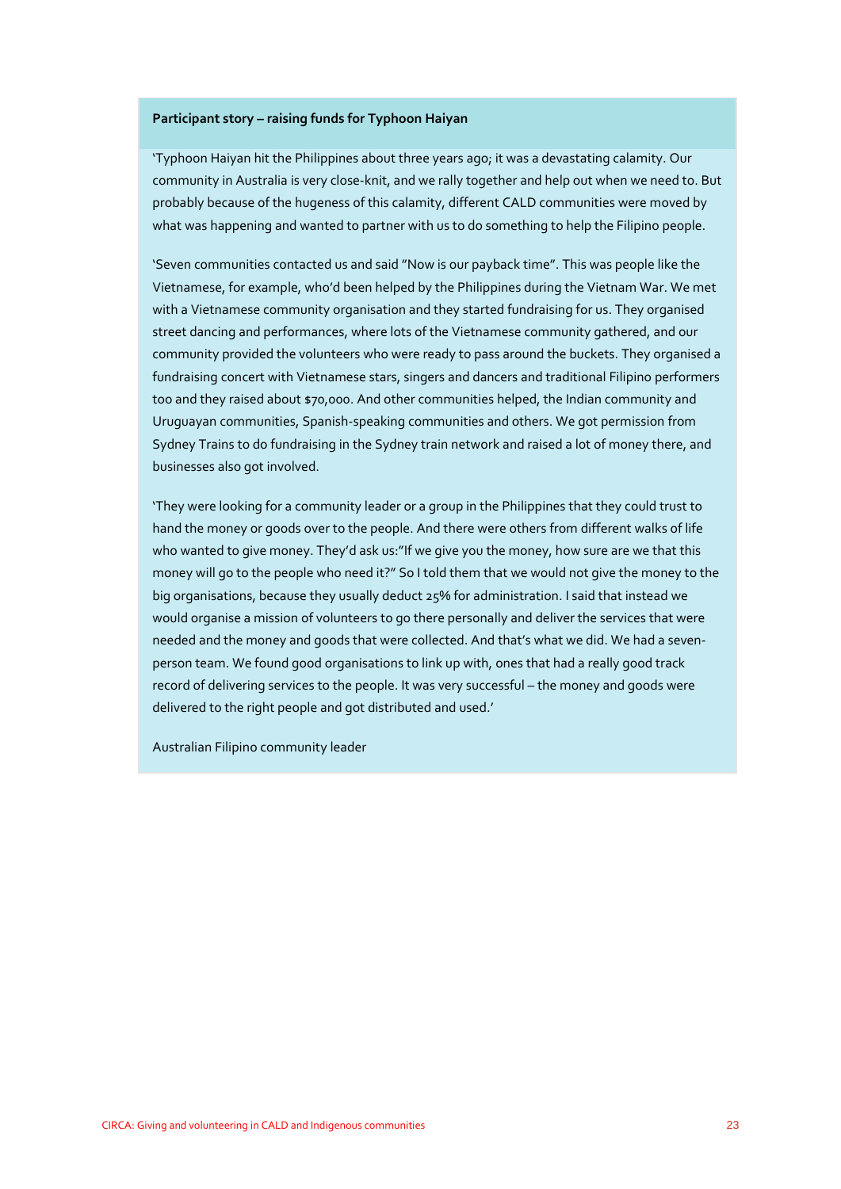**Participant story – raising funds for Typhoon Haiyan**

'Typhoon Haiyan hit the Philippines about three years ago; it was a devastating calamity. Our community in Australia is very close-knit, and we rally together and help out when we need to. But probably because of the hugeness of this calamity, different CALD communities were moved by what was happening and wanted to partner with us to do something to help the Filipino people.

'Seven communities contacted us and said "Now is our payback time". This was people like the Vietnamese, for example, who'd been helped by the Philippines during the Vietnam War. We met with a Vietnamese community organisation and they started fundraising for us. They organised street dancing and performances, where lots of the Vietnamese community gathered, and our community provided the volunteers who were ready to pass around the buckets. They organised a fundraising concert with Vietnamese stars, singers and dancers and traditional Filipino performers too and they raised about $70,000. And other communities helped, the Indian community and Uruguayan communities, Spanish-speaking communities and others. We got permission from Sydney Trains to do fundraising in the Sydney train network and raised a lot of money there, and businesses also got involved.

'They were looking for a community leader or a group in the Philippines that they could trust to hand the money or goods over to the people. And there were others from different walks of life who wanted to give money. They'd ask us:"If we give you the money, how sure are we that this money will go to the people who need it?" So I told them that we would not give the money to the big organisations, because they usually deduct 25% for administration. I said that instead we would organise a mission of volunteers to go there personally and deliver the services that were needed and the money and goods that were collected. And that's what we did. We had a seven-person team. We found good organisations to link up with, ones that had a really good track record of delivering services to the people. It was very successful – the money and goods were delivered to the right people and got distributed and used.'

Australian Filipino community leader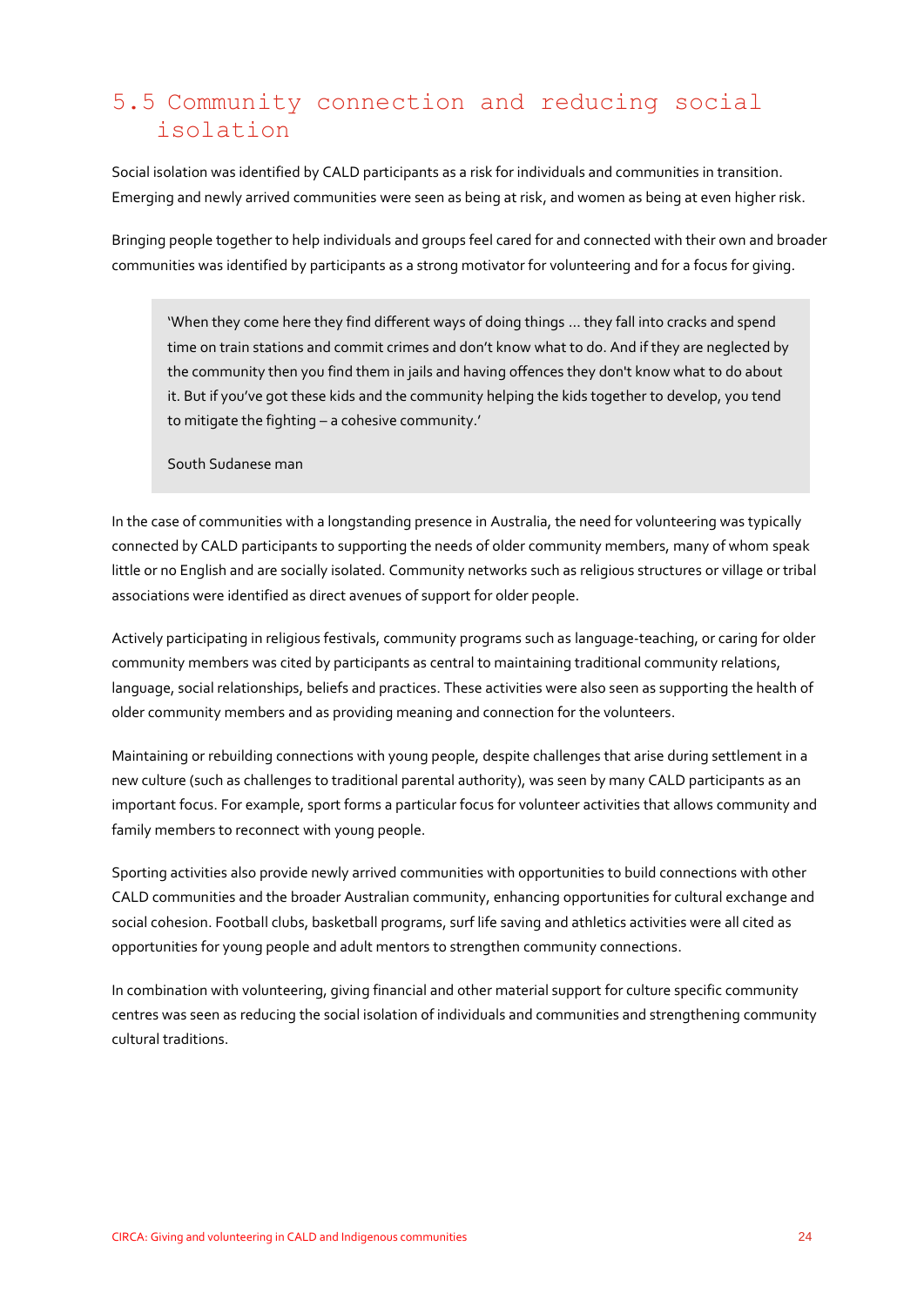## 5.5 Community connection and reducing social isolation

Social isolation was identified by CALD participants as a risk for individuals and communities in transition. Emerging and newly arrived communities were seen as being at risk, and women as being at even higher risk.

Bringing people together to help individuals and groups feel cared for and connected with their own and broader communities was identified by participants as a strong motivator for volunteering and for a focus for giving.

> 'When they come here they find different ways of doing things ... they fall into cracks and spend time on train stations and commit crimes and don't know what to do. And if they are neglected by the community then you find them in jails and having offences they don't know what to do about it. But if you've got these kids and the community helping the kids together to develop, you tend to mitigate the fighting – a cohesive community.'
>
> South Sudanese man

In the case of communities with a longstanding presence in Australia, the need for volunteering was typically connected by CALD participants to supporting the needs of older community members, many of whom speak little or no English and are socially isolated. Community networks such as religious structures or village or tribal associations were identified as direct avenues of support for older people.

Actively participating in religious festivals, community programs such as language-teaching, or caring for older community members was cited by participants as central to maintaining traditional community relations, language, social relationships, beliefs and practices. These activities were also seen as supporting the health of older community members and as providing meaning and connection for the volunteers.

Maintaining or rebuilding connections with young people, despite challenges that arise during settlement in a new culture (such as challenges to traditional parental authority), was seen by many CALD participants as an important focus. For example, sport forms a particular focus for volunteer activities that allows community and family members to reconnect with young people.

Sporting activities also provide newly arrived communities with opportunities to build connections with other CALD communities and the broader Australian community, enhancing opportunities for cultural exchange and social cohesion. Football clubs, basketball programs, surf life saving and athletics activities were all cited as opportunities for young people and adult mentors to strengthen community connections.

In combination with volunteering, giving financial and other material support for culture specific community centres was seen as reducing the social isolation of individuals and communities and strengthening community cultural traditions.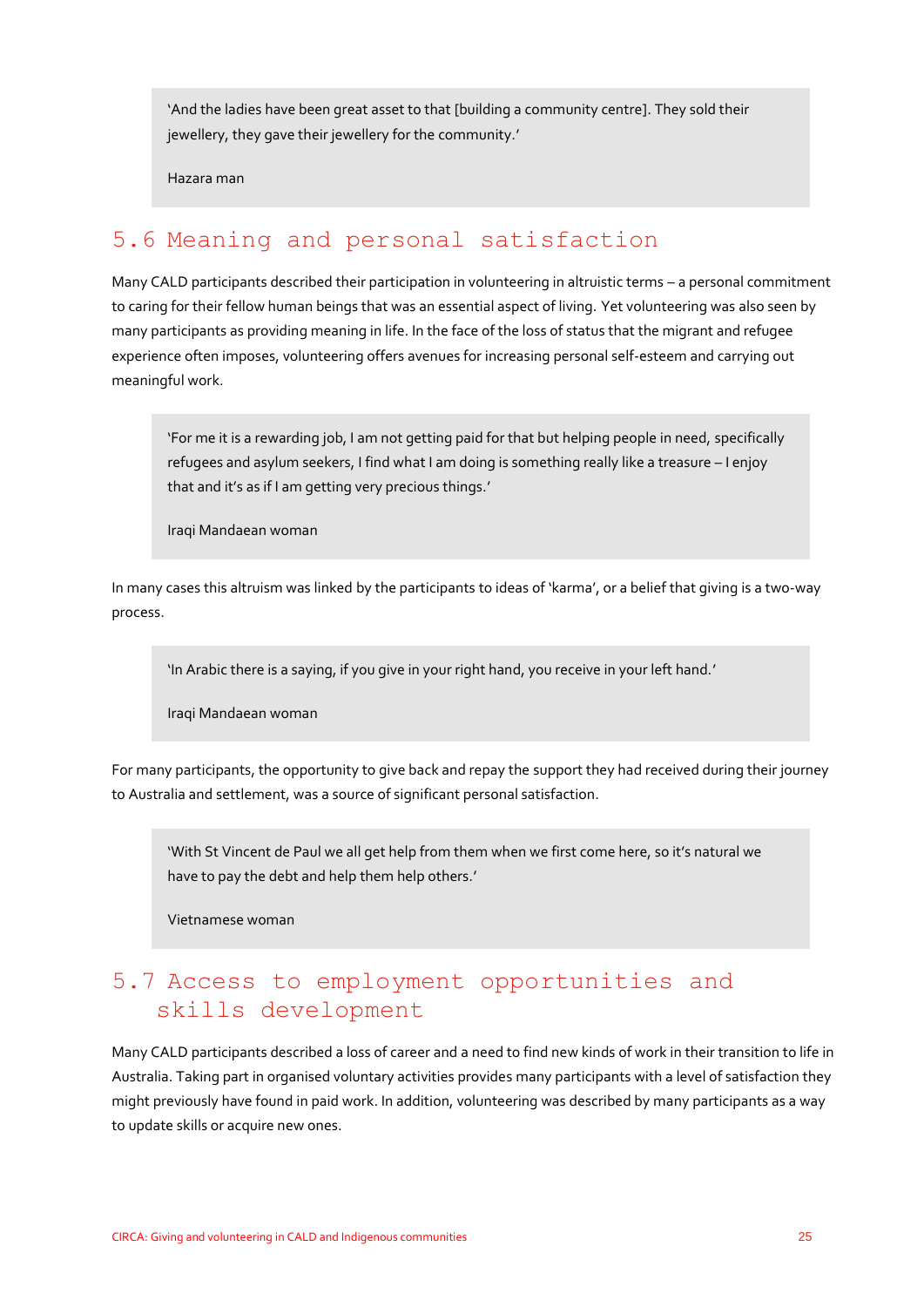> 'And the ladies have been great asset to that [building a community centre]. They sold their jewellery, they gave their jewellery for the community.'
>
> Hazara man

## 5.6 Meaning and personal satisfaction

Many CALD participants described their participation in volunteering in altruistic terms – a personal commitment to caring for their fellow human beings that was an essential aspect of living. Yet volunteering was also seen by many participants as providing meaning in life. In the face of the loss of status that the migrant and refugee experience often imposes, volunteering offers avenues for increasing personal self-esteem and carrying out meaningful work.

> 'For me it is a rewarding job, I am not getting paid for that but helping people in need, specifically refugees and asylum seekers, I find what I am doing is something really like a treasure – I enjoy that and it's as if I am getting very precious things.'
>
> Iraqi Mandaean woman

In many cases this altruism was linked by the participants to ideas of 'karma', or a belief that giving is a two-way process.

> 'In Arabic there is a saying, if you give in your right hand, you receive in your left hand.'
>
> Iraqi Mandaean woman

For many participants, the opportunity to give back and repay the support they had received during their journey to Australia and settlement, was a source of significant personal satisfaction.

> 'With St Vincent de Paul we all get help from them when we first come here, so it's natural we have to pay the debt and help them help others.'
>
> Vietnamese woman

## 5.7 Access to employment opportunities and skills development

Many CALD participants described a loss of career and a need to find new kinds of work in their transition to life in Australia. Taking part in organised voluntary activities provides many participants with a level of satisfaction they might previously have found in paid work. In addition, volunteering was described by many participants as a way to update skills or acquire new ones.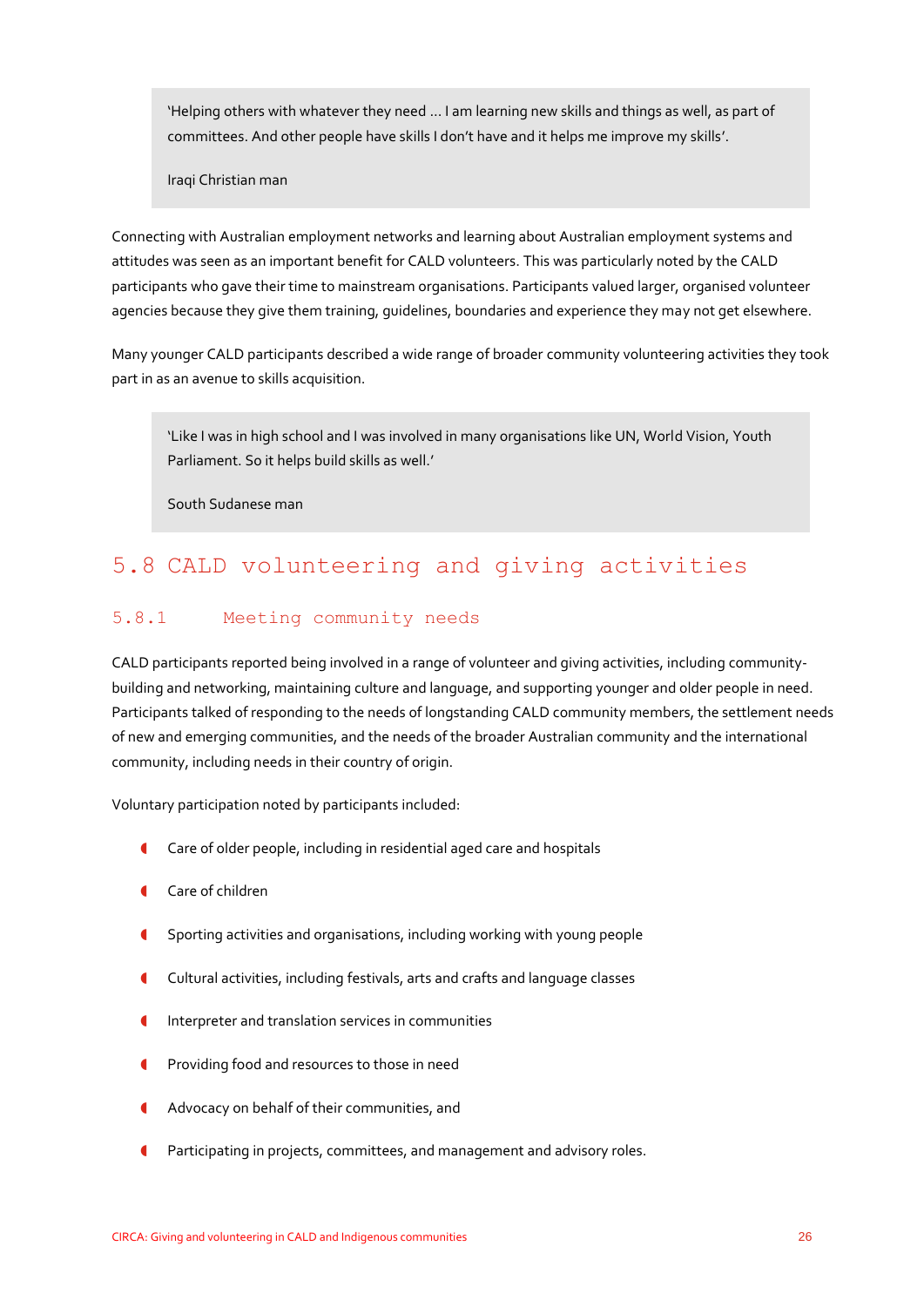> 'Helping others with whatever they need … I am learning new skills and things as well, as part of committees. And other people have skills I don't have and it helps me improve my skills'.
>
> Iraqi Christian man

Connecting with Australian employment networks and learning about Australian employment systems and attitudes was seen as an important benefit for CALD volunteers. This was particularly noted by the CALD participants who gave their time to mainstream organisations. Participants valued larger, organised volunteer agencies because they give them training, guidelines, boundaries and experience they may not get elsewhere.

Many younger CALD participants described a wide range of broader community volunteering activities they took part in as an avenue to skills acquisition.

> 'Like I was in high school and I was involved in many organisations like UN, World Vision, Youth Parliament. So it helps build skills as well.'
>
> South Sudanese man

## 5.8 CALD volunteering and giving activities

### 5.8.1 Meeting community needs

CALD participants reported being involved in a range of volunteer and giving activities, including community-building and networking, maintaining culture and language, and supporting younger and older people in need. Participants talked of responding to the needs of longstanding CALD community members, the settlement needs of new and emerging communities, and the needs of the broader Australian community and the international community, including needs in their country of origin.

Voluntary participation noted by participants included:

- Care of older people, including in residential aged care and hospitals
- Care of children
- Sporting activities and organisations, including working with young people
- Cultural activities, including festivals, arts and crafts and language classes
- Interpreter and translation services in communities
- Providing food and resources to those in need
- Advocacy on behalf of their communities, and
- Participating in projects, committees, and management and advisory roles.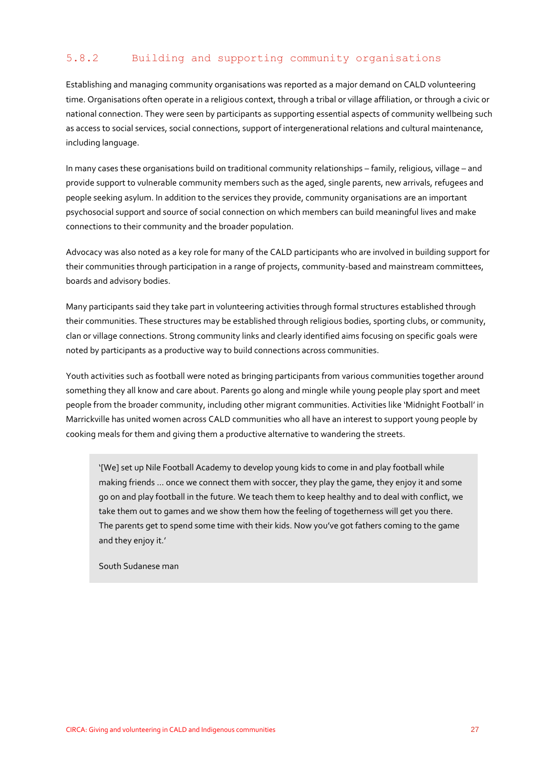### 5.8.2 Building and supporting community organisations

Establishing and managing community organisations was reported as a major demand on CALD volunteering time. Organisations often operate in a religious context, through a tribal or village affiliation, or through a civic or national connection. They were seen by participants as supporting essential aspects of community wellbeing such as access to social services, social connections, support of intergenerational relations and cultural maintenance, including language.

In many cases these organisations build on traditional community relationships – family, religious, village – and provide support to vulnerable community members such as the aged, single parents, new arrivals, refugees and people seeking asylum. In addition to the services they provide, community organisations are an important psychosocial support and source of social connection on which members can build meaningful lives and make connections to their community and the broader population.

Advocacy was also noted as a key role for many of the CALD participants who are involved in building support for their communities through participation in a range of projects, community-based and mainstream committees, boards and advisory bodies.

Many participants said they take part in volunteering activities through formal structures established through their communities. These structures may be established through religious bodies, sporting clubs, or community, clan or village connections. Strong community links and clearly identified aims focusing on specific goals were noted by participants as a productive way to build connections across communities.

Youth activities such as football were noted as bringing participants from various communities together around something they all know and care about. Parents go along and mingle while young people play sport and meet people from the broader community, including other migrant communities. Activities like 'Midnight Football' in Marrickville has united women across CALD communities who all have an interest to support young people by cooking meals for them and giving them a productive alternative to wandering the streets.

> '[We] set up Nile Football Academy to develop young kids to come in and play football while making friends ... once we connect them with soccer, they play the game, they enjoy it and some go on and play football in the future. We teach them to keep healthy and to deal with conflict, we take them out to games and we show them how the feeling of togetherness will get you there. The parents get to spend some time with their kids. Now you've got fathers coming to the game and they enjoy it.'
>
> South Sudanese man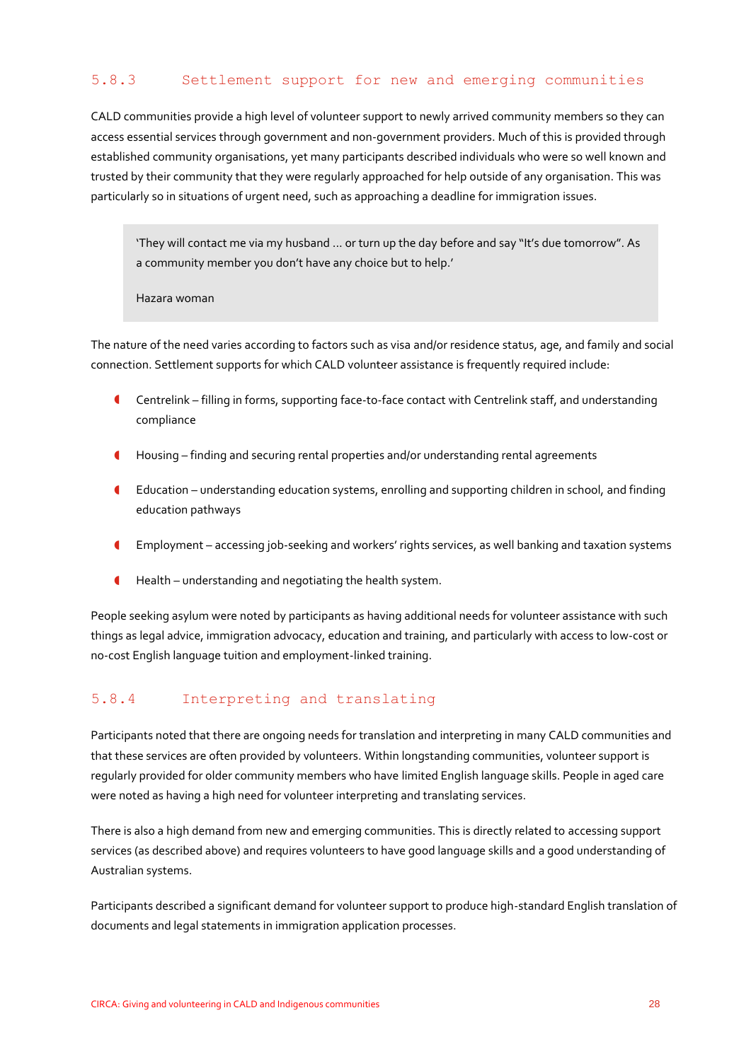### 5.8.3 Settlement support for new and emerging communities

CALD communities provide a high level of volunteer support to newly arrived community members so they can access essential services through government and non-government providers. Much of this is provided through established community organisations, yet many participants described individuals who were so well known and trusted by their community that they were regularly approached for help outside of any organisation. This was particularly so in situations of urgent need, such as approaching a deadline for immigration issues.

> 'They will contact me via my husband … or turn up the day before and say "It's due tomorrow". As a community member you don't have any choice but to help.'
>
> Hazara woman

The nature of the need varies according to factors such as visa and/or residence status, age, and family and social connection. Settlement supports for which CALD volunteer assistance is frequently required include:

- Centrelink – filling in forms, supporting face-to-face contact with Centrelink staff, and understanding compliance
- Housing – finding and securing rental properties and/or understanding rental agreements
- Education – understanding education systems, enrolling and supporting children in school, and finding education pathways
- Employment – accessing job-seeking and workers' rights services, as well banking and taxation systems
- Health – understanding and negotiating the health system.

People seeking asylum were noted by participants as having additional needs for volunteer assistance with such things as legal advice, immigration advocacy, education and training, and particularly with access to low-cost or no-cost English language tuition and employment-linked training.

### 5.8.4 Interpreting and translating

Participants noted that there are ongoing needs for translation and interpreting in many CALD communities and that these services are often provided by volunteers. Within longstanding communities, volunteer support is regularly provided for older community members who have limited English language skills. People in aged care were noted as having a high need for volunteer interpreting and translating services.

There is also a high demand from new and emerging communities. This is directly related to accessing support services (as described above) and requires volunteers to have good language skills and a good understanding of Australian systems.

Participants described a significant demand for volunteer support to produce high-standard English translation of documents and legal statements in immigration application processes.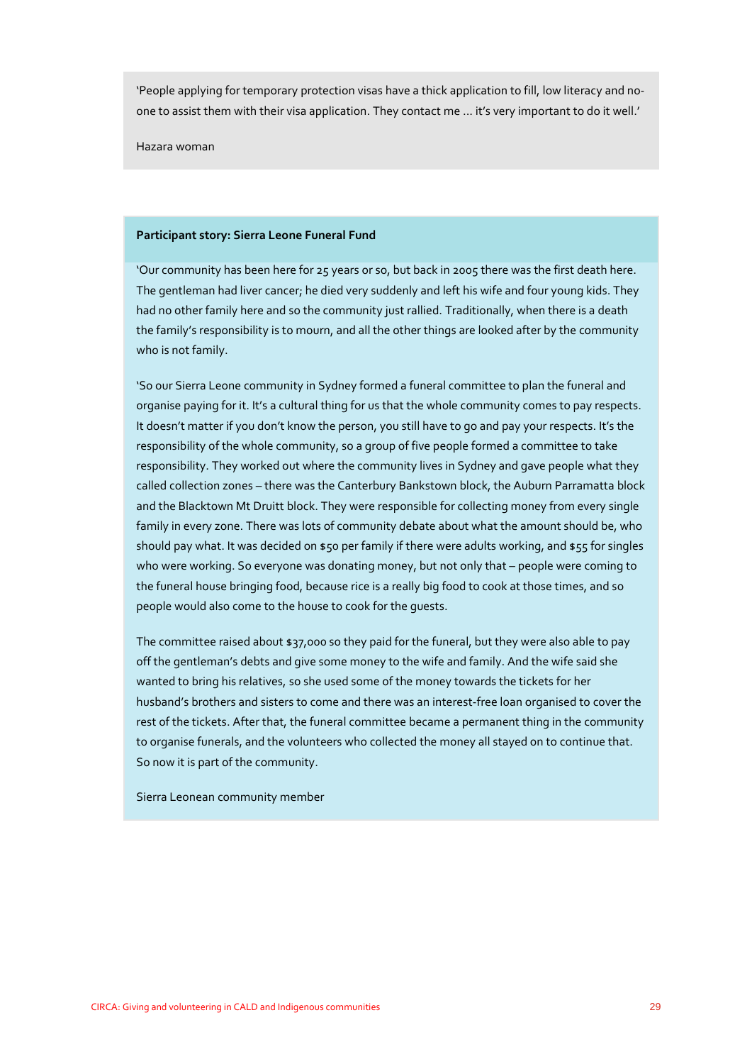'People applying for temporary protection visas have a thick application to fill, low literacy and no-one to assist them with their visa application. They contact me ... it's very important to do it well.'

Hazara woman

**Participant story: Sierra Leone Funeral Fund**

'Our community has been here for 25 years or so, but back in 2005 there was the first death here. The gentleman had liver cancer; he died very suddenly and left his wife and four young kids. They had no other family here and so the community just rallied. Traditionally, when there is a death the family's responsibility is to mourn, and all the other things are looked after by the community who is not family.

'So our Sierra Leone community in Sydney formed a funeral committee to plan the funeral and organise paying for it. It's a cultural thing for us that the whole community comes to pay respects. It doesn't matter if you don't know the person, you still have to go and pay your respects. It's the responsibility of the whole community, so a group of five people formed a committee to take responsibility. They worked out where the community lives in Sydney and gave people what they called collection zones – there was the Canterbury Bankstown block, the Auburn Parramatta block and the Blacktown Mt Druitt block. They were responsible for collecting money from every single family in every zone. There was lots of community debate about what the amount should be, who should pay what. It was decided on $50 per family if there were adults working, and $55 for singles who were working. So everyone was donating money, but not only that – people were coming to the funeral house bringing food, because rice is a really big food to cook at those times, and so people would also come to the house to cook for the guests.

The committee raised about $37,000 so they paid for the funeral, but they were also able to pay off the gentleman's debts and give some money to the wife and family. And the wife said she wanted to bring his relatives, so she used some of the money towards the tickets for her husband's brothers and sisters to come and there was an interest-free loan organised to cover the rest of the tickets. After that, the funeral committee became a permanent thing in the community to organise funerals, and the volunteers who collected the money all stayed on to continue that. So now it is part of the community.

Sierra Leonean community member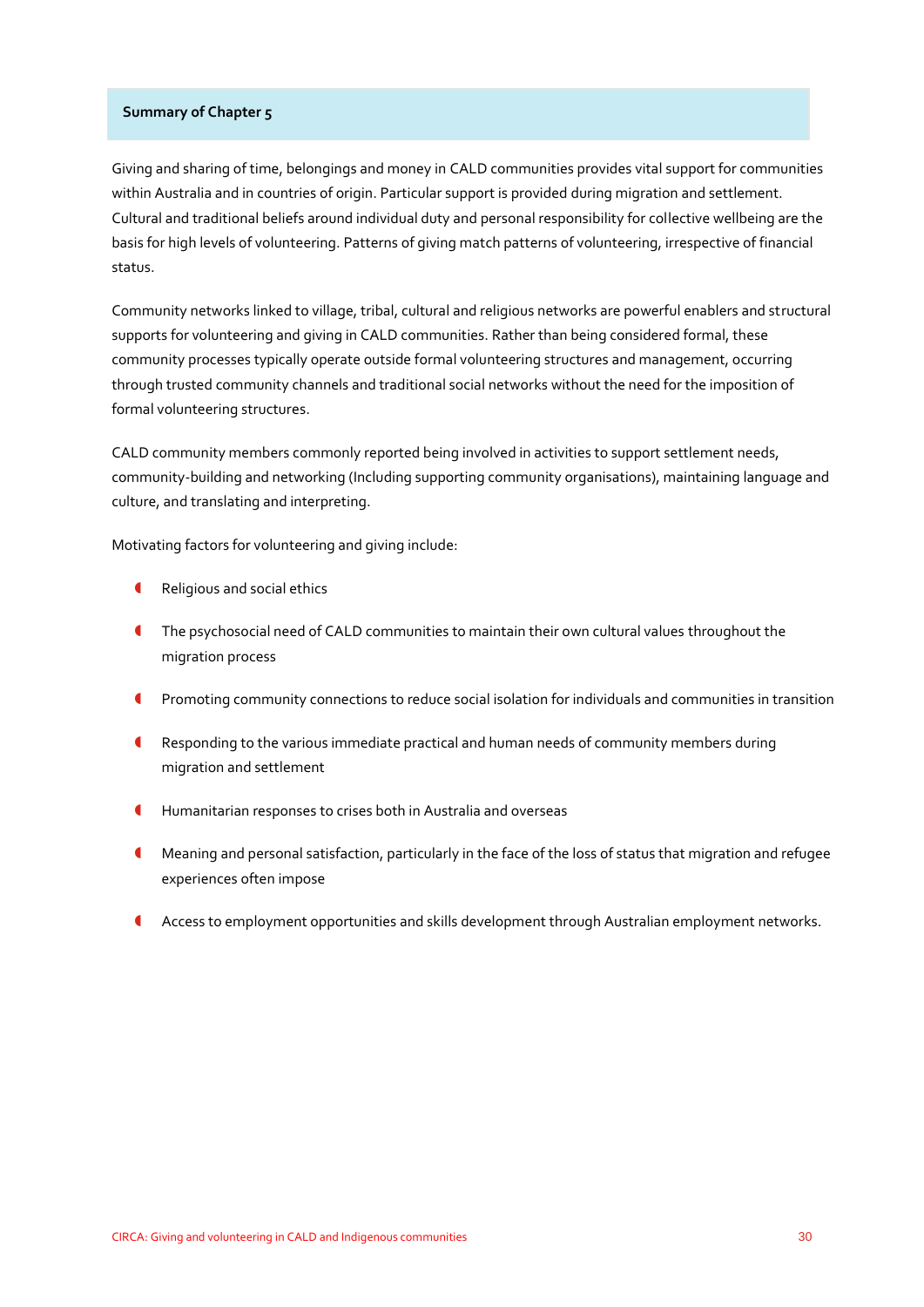**Summary of Chapter 5**

Giving and sharing of time, belongings and money in CALD communities provides vital support for communities within Australia and in countries of origin. Particular support is provided during migration and settlement. Cultural and traditional beliefs around individual duty and personal responsibility for collective wellbeing are the basis for high levels of volunteering. Patterns of giving match patterns of volunteering, irrespective of financial status.

Community networks linked to village, tribal, cultural and religious networks are powerful enablers and structural supports for volunteering and giving in CALD communities. Rather than being considered formal, these community processes typically operate outside formal volunteering structures and management, occurring through trusted community channels and traditional social networks without the need for the imposition of formal volunteering structures.

CALD community members commonly reported being involved in activities to support settlement needs, community-building and networking (Including supporting community organisations), maintaining language and culture, and translating and interpreting.

Motivating factors for volunteering and giving include:

- Religious and social ethics
- The psychosocial need of CALD communities to maintain their own cultural values throughout the migration process
- Promoting community connections to reduce social isolation for individuals and communities in transition
- Responding to the various immediate practical and human needs of community members during migration and settlement
- Humanitarian responses to crises both in Australia and overseas
- Meaning and personal satisfaction, particularly in the face of the loss of status that migration and refugee experiences often impose
- Access to employment opportunities and skills development through Australian employment networks.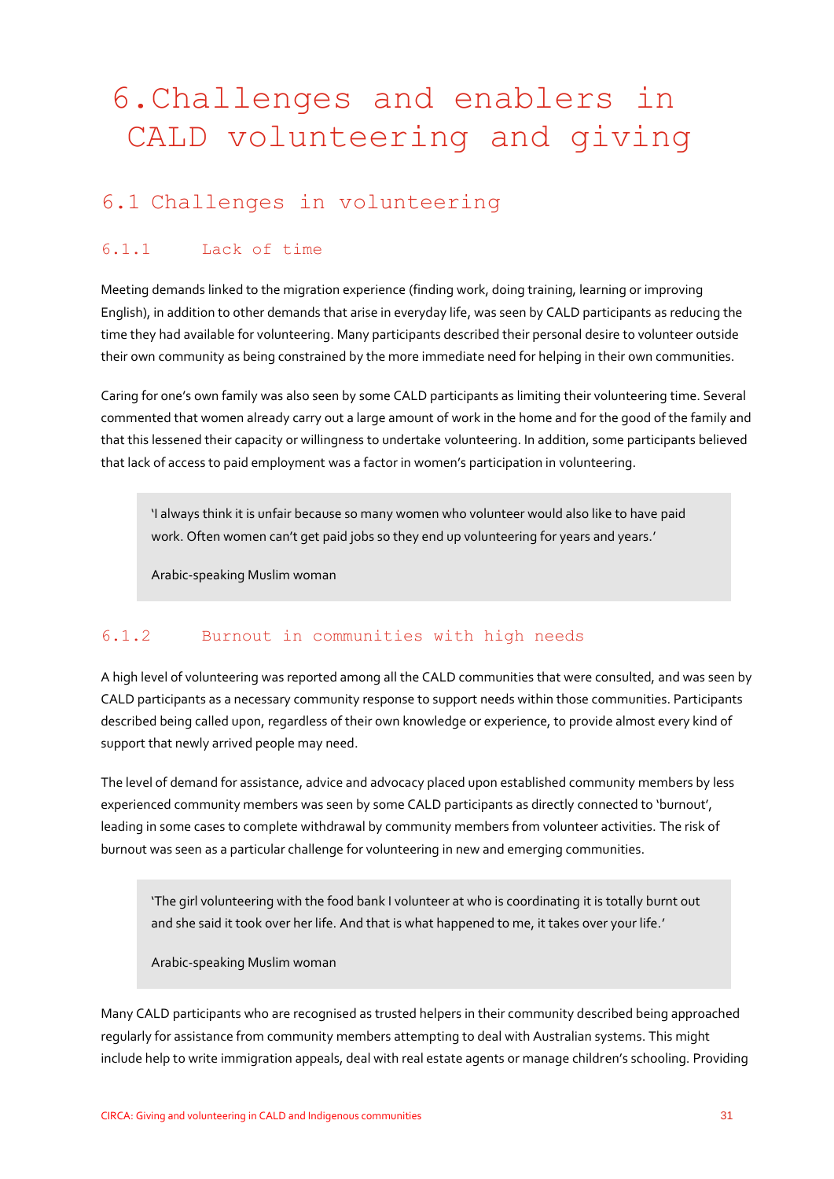# 6. Challenges and enablers in CALD volunteering and giving

## 6.1 Challenges in volunteering

### 6.1.1 Lack of time

Meeting demands linked to the migration experience (finding work, doing training, learning or improving English), in addition to other demands that arise in everyday life, was seen by CALD participants as reducing the time they had available for volunteering. Many participants described their personal desire to volunteer outside their own community as being constrained by the more immediate need for helping in their own communities.

Caring for one's own family was also seen by some CALD participants as limiting their volunteering time. Several commented that women already carry out a large amount of work in the home and for the good of the family and that this lessened their capacity or willingness to undertake volunteering. In addition, some participants believed that lack of access to paid employment was a factor in women's participation in volunteering.

> 'I always think it is unfair because so many women who volunteer would also like to have paid work. Often women can't get paid jobs so they end up volunteering for years and years.'
>
> Arabic-speaking Muslim woman

### 6.1.2 Burnout in communities with high needs

A high level of volunteering was reported among all the CALD communities that were consulted, and was seen by CALD participants as a necessary community response to support needs within those communities. Participants described being called upon, regardless of their own knowledge or experience, to provide almost every kind of support that newly arrived people may need.

The level of demand for assistance, advice and advocacy placed upon established community members by less experienced community members was seen by some CALD participants as directly connected to 'burnout', leading in some cases to complete withdrawal by community members from volunteer activities. The risk of burnout was seen as a particular challenge for volunteering in new and emerging communities.

> 'The girl volunteering with the food bank I volunteer at who is coordinating it is totally burnt out and she said it took over her life. And that is what happened to me, it takes over your life.'
>
> Arabic-speaking Muslim woman

Many CALD participants who are recognised as trusted helpers in their community described being approached regularly for assistance from community members attempting to deal with Australian systems. This might include help to write immigration appeals, deal with real estate agents or manage children's schooling. Providing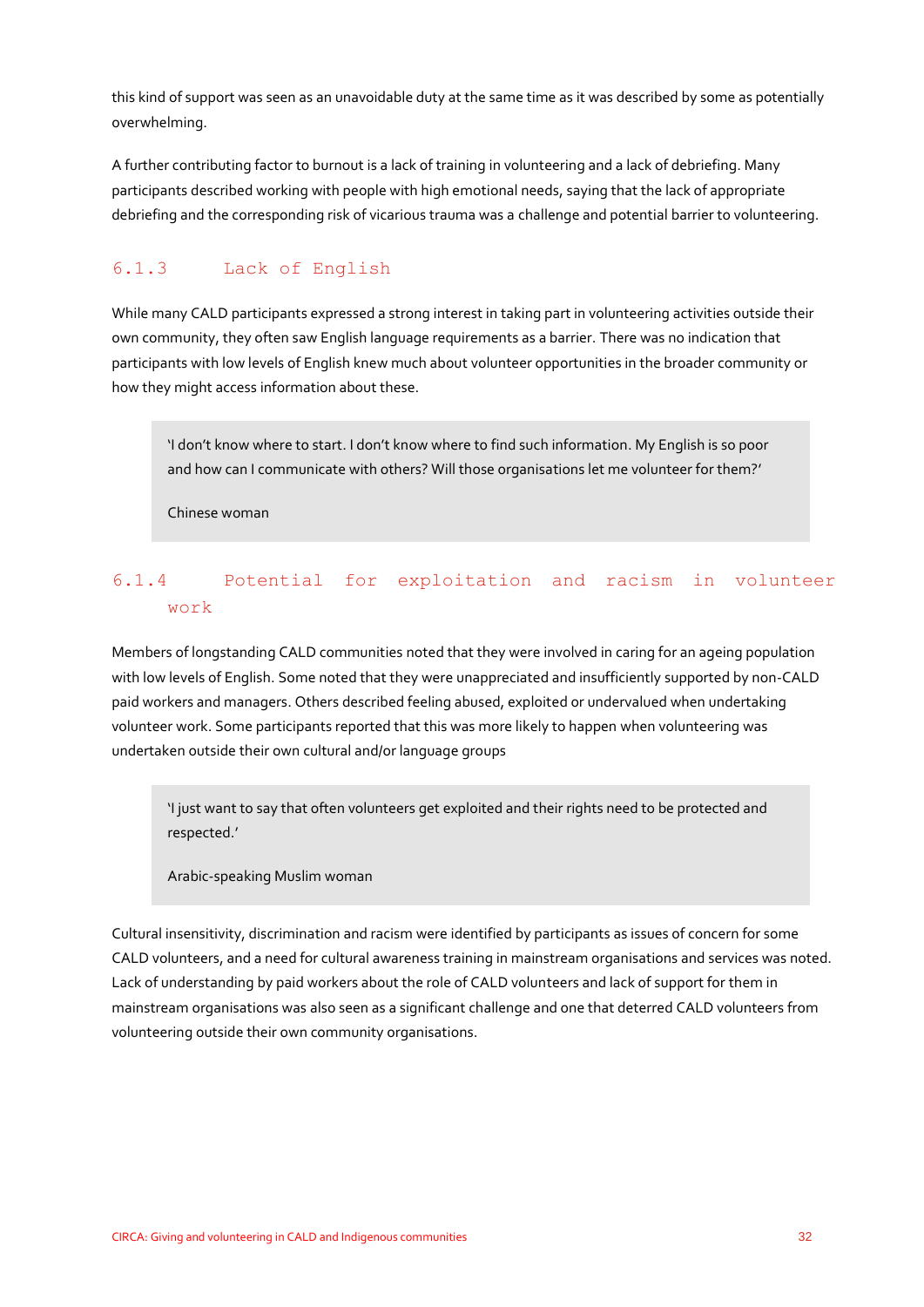this kind of support was seen as an unavoidable duty at the same time as it was described by some as potentially overwhelming.

A further contributing factor to burnout is a lack of training in volunteering and a lack of debriefing. Many participants described working with people with high emotional needs, saying that the lack of appropriate debriefing and the corresponding risk of vicarious trauma was a challenge and potential barrier to volunteering.

### 6.1.3 Lack of English

While many CALD participants expressed a strong interest in taking part in volunteering activities outside their own community, they often saw English language requirements as a barrier. There was no indication that participants with low levels of English knew much about volunteer opportunities in the broader community or how they might access information about these.

> 'I don't know where to start. I don't know where to find such information. My English is so poor and how can I communicate with others? Will those organisations let me volunteer for them?'
>
> Chinese woman

### 6.1.4 Potential for exploitation and racism in volunteer work

Members of longstanding CALD communities noted that they were involved in caring for an ageing population with low levels of English. Some noted that they were unappreciated and insufficiently supported by non-CALD paid workers and managers. Others described feeling abused, exploited or undervalued when undertaking volunteer work. Some participants reported that this was more likely to happen when volunteering was undertaken outside their own cultural and/or language groups

> 'I just want to say that often volunteers get exploited and their rights need to be protected and respected.'
>
> Arabic-speaking Muslim woman

Cultural insensitivity, discrimination and racism were identified by participants as issues of concern for some CALD volunteers, and a need for cultural awareness training in mainstream organisations and services was noted. Lack of understanding by paid workers about the role of CALD volunteers and lack of support for them in mainstream organisations was also seen as a significant challenge and one that deterred CALD volunteers from volunteering outside their own community organisations.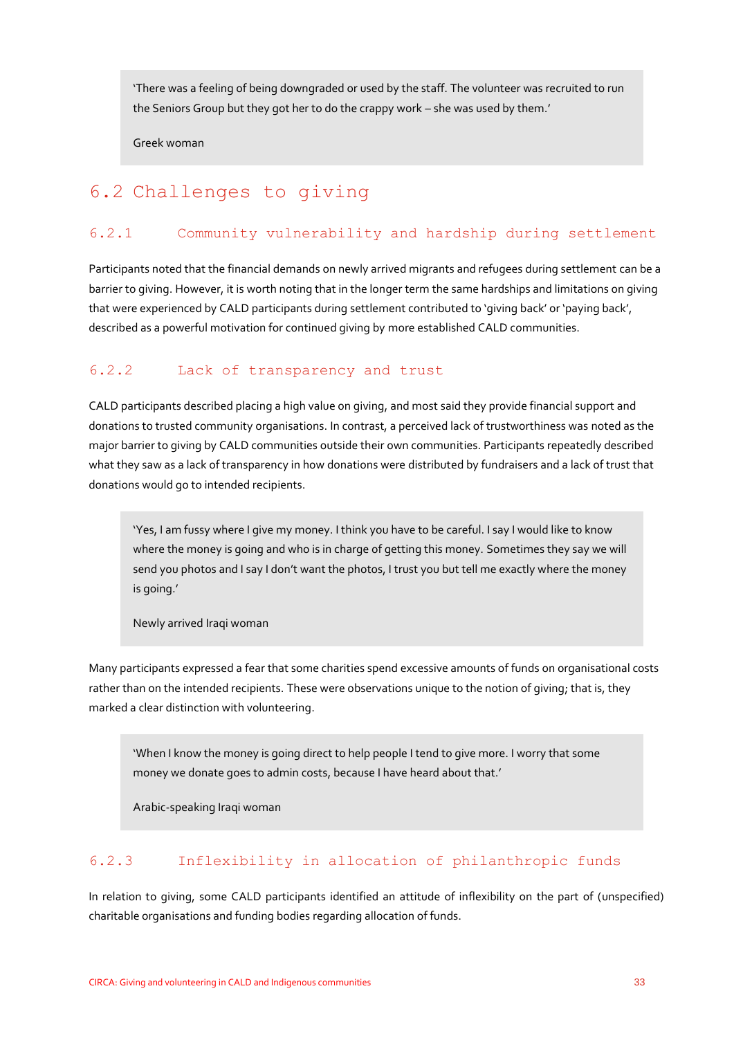> 'There was a feeling of being downgraded or used by the staff. The volunteer was recruited to run the Seniors Group but they got her to do the crappy work – she was used by them.'
>
> Greek woman

## 6.2 Challenges to giving

### 6.2.1 Community vulnerability and hardship during settlement

Participants noted that the financial demands on newly arrived migrants and refugees during settlement can be a barrier to giving. However, it is worth noting that in the longer term the same hardships and limitations on giving that were experienced by CALD participants during settlement contributed to 'giving back' or 'paying back', described as a powerful motivation for continued giving by more established CALD communities.

### 6.2.2 Lack of transparency and trust

CALD participants described placing a high value on giving, and most said they provide financial support and donations to trusted community organisations. In contrast, a perceived lack of trustworthiness was noted as the major barrier to giving by CALD communities outside their own communities. Participants repeatedly described what they saw as a lack of transparency in how donations were distributed by fundraisers and a lack of trust that donations would go to intended recipients.

> 'Yes, I am fussy where I give my money. I think you have to be careful. I say I would like to know where the money is going and who is in charge of getting this money. Sometimes they say we will send you photos and I say I don't want the photos, I trust you but tell me exactly where the money is going.'
>
> Newly arrived Iraqi woman

Many participants expressed a fear that some charities spend excessive amounts of funds on organisational costs rather than on the intended recipients. These were observations unique to the notion of giving; that is, they marked a clear distinction with volunteering.

> 'When I know the money is going direct to help people I tend to give more. I worry that some money we donate goes to admin costs, because I have heard about that.'
>
> Arabic-speaking Iraqi woman

### 6.2.3 Inflexibility in allocation of philanthropic funds

In relation to giving, some CALD participants identified an attitude of inflexibility on the part of (unspecified) charitable organisations and funding bodies regarding allocation of funds.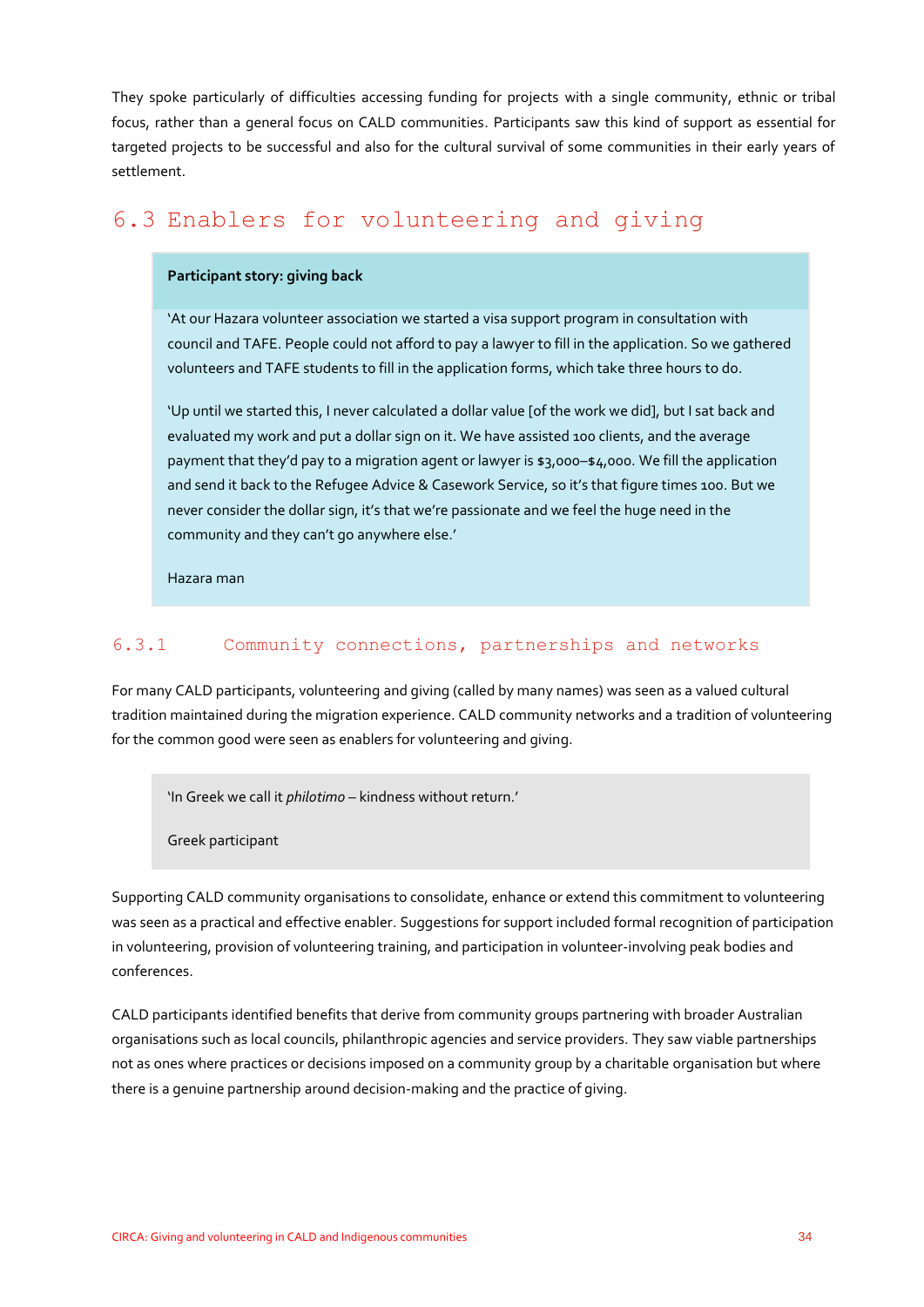They spoke particularly of difficulties accessing funding for projects with a single community, ethnic or tribal focus, rather than a general focus on CALD communities. Participants saw this kind of support as essential for targeted projects to be successful and also for the cultural survival of some communities in their early years of settlement.

## 6.3 Enablers for volunteering and giving

> **Participant story: giving back**
>
> 'At our Hazara volunteer association we started a visa support program in consultation with council and TAFE. People could not afford to pay a lawyer to fill in the application. So we gathered volunteers and TAFE students to fill in the application forms, which take three hours to do.
>
> 'Up until we started this, I never calculated a dollar value [of the work we did], but I sat back and evaluated my work and put a dollar sign on it. We have assisted 100 clients, and the average payment that they'd pay to a migration agent or lawyer is $3,000–$4,000. We fill the application and send it back to the Refugee Advice & Casework Service, so it's that figure times 100. But we never consider the dollar sign, it's that we're passionate and we feel the huge need in the community and they can't go anywhere else.'
>
> Hazara man

### 6.3.1 Community connections, partnerships and networks

For many CALD participants, volunteering and giving (called by many names) was seen as a valued cultural tradition maintained during the migration experience. CALD community networks and a tradition of volunteering for the common good were seen as enablers for volunteering and giving.

> 'In Greek we call it *philotimo* – kindness without return.'
>
> Greek participant

Supporting CALD community organisations to consolidate, enhance or extend this commitment to volunteering was seen as a practical and effective enabler. Suggestions for support included formal recognition of participation in volunteering, provision of volunteering training, and participation in volunteer-involving peak bodies and conferences.

CALD participants identified benefits that derive from community groups partnering with broader Australian organisations such as local councils, philanthropic agencies and service providers. They saw viable partnerships not as ones where practices or decisions imposed on a community group by a charitable organisation but where there is a genuine partnership around decision-making and the practice of giving.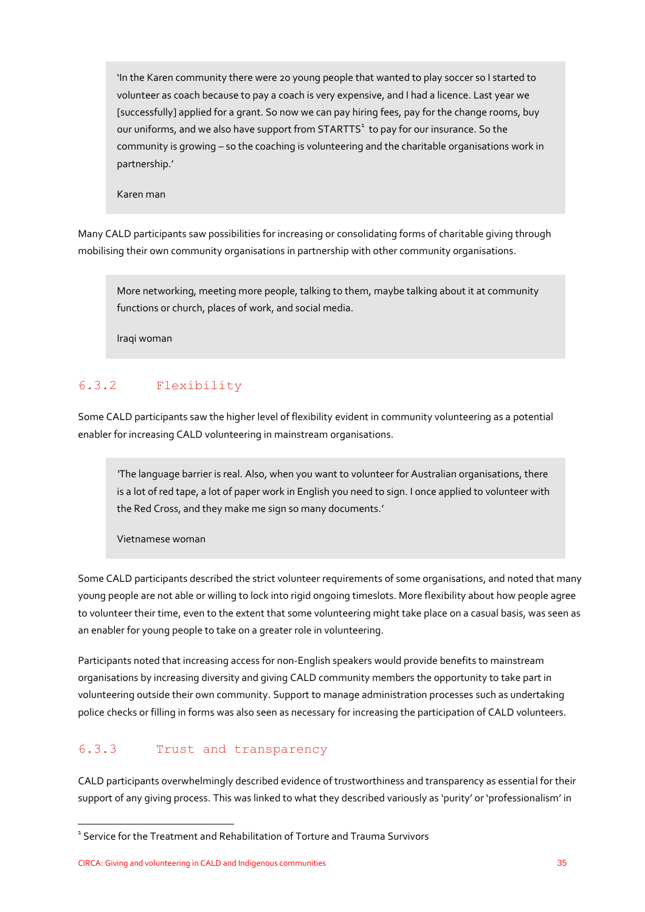> 'In the Karen community there were 20 young people that wanted to play soccer so I started to volunteer as coach because to pay a coach is very expensive, and I had a licence. Last year we [successfully] applied for a grant. So now we can pay hiring fees, pay for the change rooms, buy our uniforms, and we also have support from STARTTS[1] to pay for our insurance. So the community is growing – so the coaching is volunteering and the charitable organisations work in partnership.'
>
> Karen man

Many CALD participants saw possibilities for increasing or consolidating forms of charitable giving through mobilising their own community organisations in partnership with other community organisations.

> More networking, meeting more people, talking to them, maybe talking about it at community functions or church, places of work, and social media.
>
> Iraqi woman

### 6.3.2 Flexibility

Some CALD participants saw the higher level of flexibility evident in community volunteering as a potential enabler for increasing CALD volunteering in mainstream organisations.

> 'The language barrier is real. Also, when you want to volunteer for Australian organisations, there is a lot of red tape, a lot of paper work in English you need to sign. I once applied to volunteer with the Red Cross, and they make me sign so many documents.'
>
> Vietnamese woman

Some CALD participants described the strict volunteer requirements of some organisations, and noted that many young people are not able or willing to lock into rigid ongoing timeslots. More flexibility about how people agree to volunteer their time, even to the extent that some volunteering might take place on a casual basis, was seen as an enabler for young people to take on a greater role in volunteering.

Participants noted that increasing access for non-English speakers would provide benefits to mainstream organisations by increasing diversity and giving CALD community members the opportunity to take part in volunteering outside their own community. Support to manage administration processes such as undertaking police checks or filling in forms was also seen as necessary for increasing the participation of CALD volunteers.

### 6.3.3 Trust and transparency

CALD participants overwhelmingly described evidence of trustworthiness and transparency as essential for their support of any giving process. This was linked to what they described variously as 'purity' or 'professionalism' in

[1] Service for the Treatment and Rehabilitation of Torture and Trauma Survivors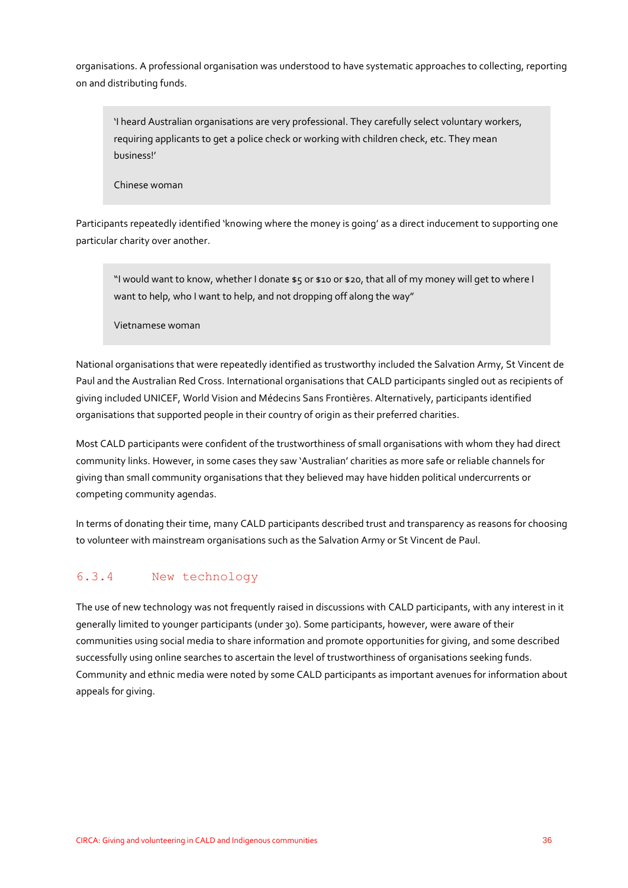organisations. A professional organisation was understood to have systematic approaches to collecting, reporting on and distributing funds.

> 'I heard Australian organisations are very professional. They carefully select voluntary workers, requiring applicants to get a police check or working with children check, etc. They mean business!'
>
> Chinese woman

Participants repeatedly identified 'knowing where the money is going' as a direct inducement to supporting one particular charity over another.

> "I would want to know, whether I donate $5 or $10 or $20, that all of my money will get to where I want to help, who I want to help, and not dropping off along the way"
>
> Vietnamese woman

National organisations that were repeatedly identified as trustworthy included the Salvation Army, St Vincent de Paul and the Australian Red Cross. International organisations that CALD participants singled out as recipients of giving included UNICEF, World Vision and Médecins Sans Frontières. Alternatively, participants identified organisations that supported people in their country of origin as their preferred charities.

Most CALD participants were confident of the trustworthiness of small organisations with whom they had direct community links. However, in some cases they saw 'Australian' charities as more safe or reliable channels for giving than small community organisations that they believed may have hidden political undercurrents or competing community agendas.

In terms of donating their time, many CALD participants described trust and transparency as reasons for choosing to volunteer with mainstream organisations such as the Salvation Army or St Vincent de Paul.

### 6.3.4 New technology

The use of new technology was not frequently raised in discussions with CALD participants, with any interest in it generally limited to younger participants (under 30). Some participants, however, were aware of their communities using social media to share information and promote opportunities for giving, and some described successfully using online searches to ascertain the level of trustworthiness of organisations seeking funds. Community and ethnic media were noted by some CALD participants as important avenues for information about appeals for giving.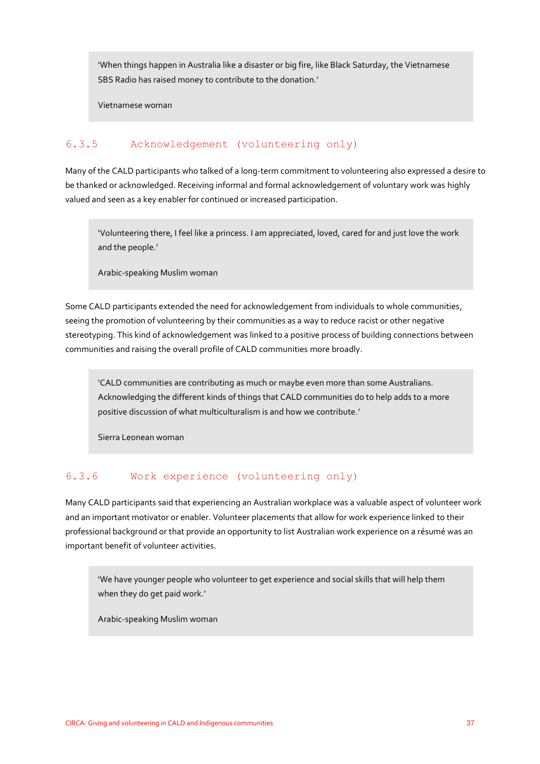> 'When things happen in Australia like a disaster or big fire, like Black Saturday, the Vietnamese SBS Radio has raised money to contribute to the donation.'
>
> Vietnamese woman

### 6.3.5 Acknowledgement (volunteering only)

Many of the CALD participants who talked of a long-term commitment to volunteering also expressed a desire to be thanked or acknowledged. Receiving informal and formal acknowledgement of voluntary work was highly valued and seen as a key enabler for continued or increased participation.

> 'Volunteering there, I feel like a princess. I am appreciated, loved, cared for and just love the work and the people.'
>
> Arabic-speaking Muslim woman

Some CALD participants extended the need for acknowledgement from individuals to whole communities, seeing the promotion of volunteering by their communities as a way to reduce racist or other negative stereotyping. This kind of acknowledgement was linked to a positive process of building connections between communities and raising the overall profile of CALD communities more broadly.

> 'CALD communities are contributing as much or maybe even more than some Australians. Acknowledging the different kinds of things that CALD communities do to help adds to a more positive discussion of what multiculturalism is and how we contribute.'
>
> Sierra Leonean woman

### 6.3.6 Work experience (volunteering only)

Many CALD participants said that experiencing an Australian workplace was a valuable aspect of volunteer work and an important motivator or enabler. Volunteer placements that allow for work experience linked to their professional background or that provide an opportunity to list Australian work experience on a résumé was an important benefit of volunteer activities.

> 'We have younger people who volunteer to get experience and social skills that will help them when they do get paid work.'
>
> Arabic-speaking Muslim woman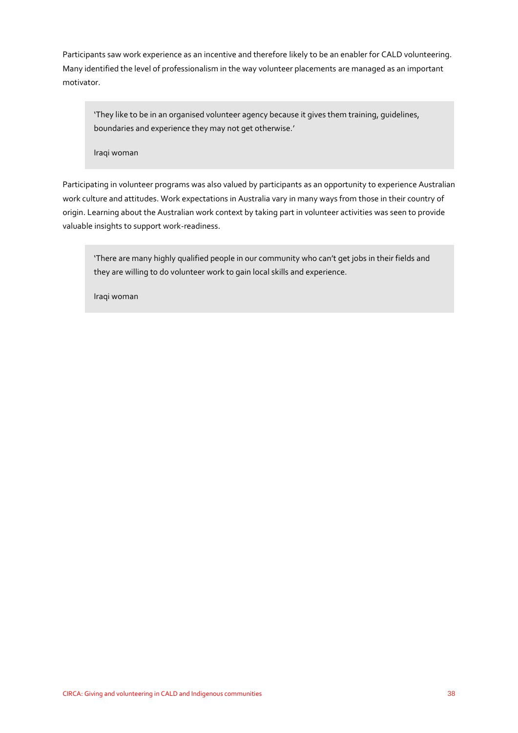Participants saw work experience as an incentive and therefore likely to be an enabler for CALD volunteering. Many identified the level of professionalism in the way volunteer placements are managed as an important motivator.

> 'They like to be in an organised volunteer agency because it gives them training, guidelines, boundaries and experience they may not get otherwise.'
>
> Iraqi woman

Participating in volunteer programs was also valued by participants as an opportunity to experience Australian work culture and attitudes. Work expectations in Australia vary in many ways from those in their country of origin. Learning about the Australian work context by taking part in volunteer activities was seen to provide valuable insights to support work-readiness.

> 'There are many highly qualified people in our community who can't get jobs in their fields and they are willing to do volunteer work to gain local skills and experience.
>
> Iraqi woman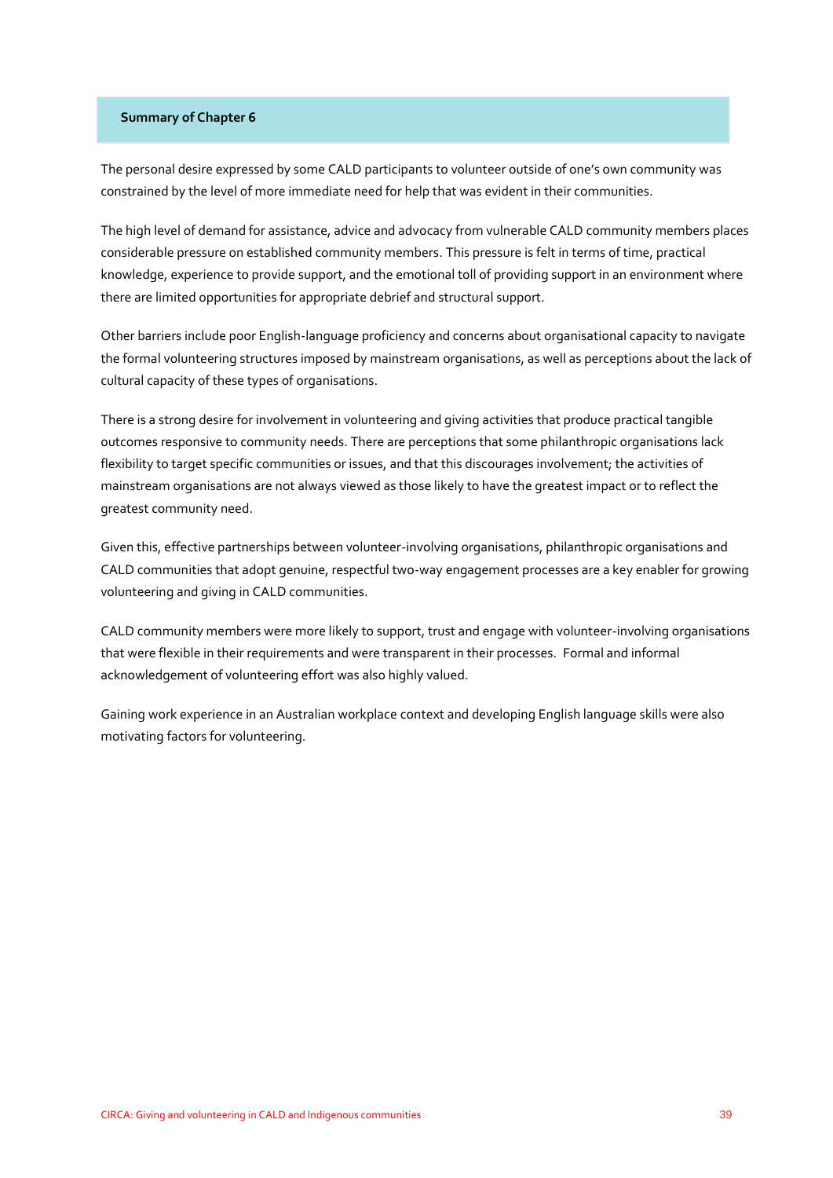**Summary of Chapter 6**

The personal desire expressed by some CALD participants to volunteer outside of one's own community was constrained by the level of more immediate need for help that was evident in their communities.

The high level of demand for assistance, advice and advocacy from vulnerable CALD community members places considerable pressure on established community members. This pressure is felt in terms of time, practical knowledge, experience to provide support, and the emotional toll of providing support in an environment where there are limited opportunities for appropriate debrief and structural support.

Other barriers include poor English-language proficiency and concerns about organisational capacity to navigate the formal volunteering structures imposed by mainstream organisations, as well as perceptions about the lack of cultural capacity of these types of organisations.

There is a strong desire for involvement in volunteering and giving activities that produce practical tangible outcomes responsive to community needs. There are perceptions that some philanthropic organisations lack flexibility to target specific communities or issues, and that this discourages involvement; the activities of mainstream organisations are not always viewed as those likely to have the greatest impact or to reflect the greatest community need.

Given this, effective partnerships between volunteer-involving organisations, philanthropic organisations and CALD communities that adopt genuine, respectful two-way engagement processes are a key enabler for growing volunteering and giving in CALD communities.

CALD community members were more likely to support, trust and engage with volunteer-involving organisations that were flexible in their requirements and were transparent in their processes. Formal and informal acknowledgement of volunteering effort was also highly valued.

Gaining work experience in an Australian workplace context and developing English language skills were also motivating factors for volunteering.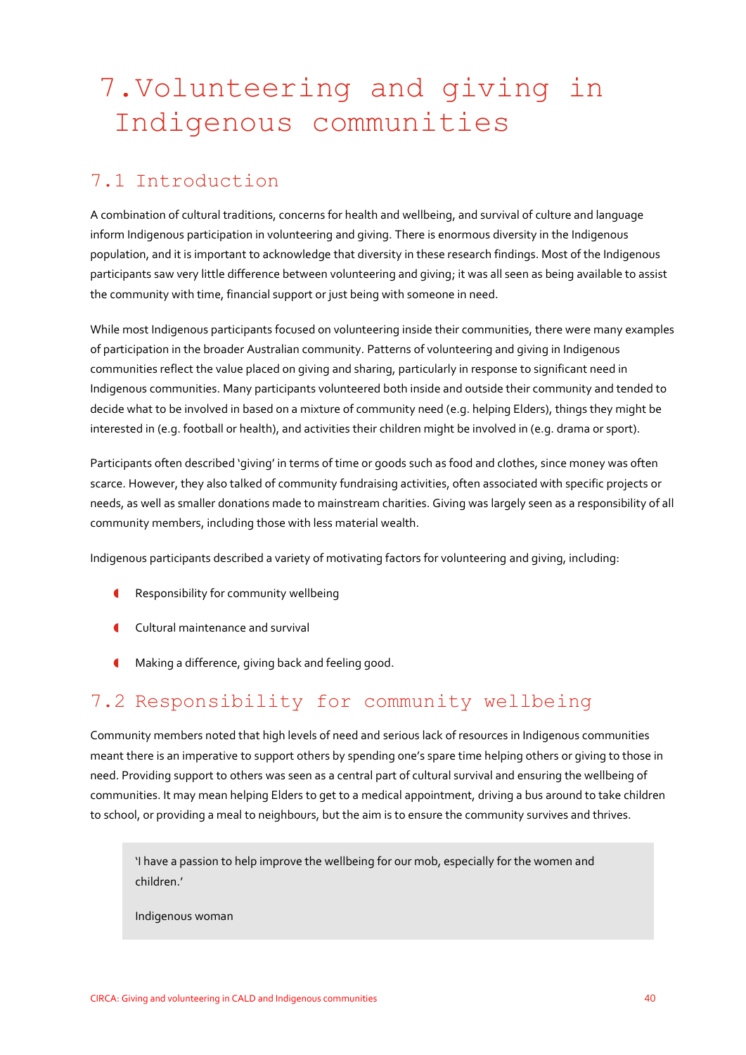# 7. Volunteering and giving in Indigenous communities

## 7.1 Introduction

A combination of cultural traditions, concerns for health and wellbeing, and survival of culture and language inform Indigenous participation in volunteering and giving. There is enormous diversity in the Indigenous population, and it is important to acknowledge that diversity in these research findings. Most of the Indigenous participants saw very little difference between volunteering and giving; it was all seen as being available to assist the community with time, financial support or just being with someone in need.

While most Indigenous participants focused on volunteering inside their communities, there were many examples of participation in the broader Australian community. Patterns of volunteering and giving in Indigenous communities reflect the value placed on giving and sharing, particularly in response to significant need in Indigenous communities. Many participants volunteered both inside and outside their community and tended to decide what to be involved in based on a mixture of community need (e.g. helping Elders), things they might be interested in (e.g. football or health), and activities their children might be involved in (e.g. drama or sport).

Participants often described 'giving' in terms of time or goods such as food and clothes, since money was often scarce. However, they also talked of community fundraising activities, often associated with specific projects or needs, as well as smaller donations made to mainstream charities. Giving was largely seen as a responsibility of all community members, including those with less material wealth.

Indigenous participants described a variety of motivating factors for volunteering and giving, including:

- Responsibility for community wellbeing
- Cultural maintenance and survival
- Making a difference, giving back and feeling good.

## 7.2 Responsibility for community wellbeing

Community members noted that high levels of need and serious lack of resources in Indigenous communities meant there is an imperative to support others by spending one's spare time helping others or giving to those in need. Providing support to others was seen as a central part of cultural survival and ensuring the wellbeing of communities. It may mean helping Elders to get to a medical appointment, driving a bus around to take children to school, or providing a meal to neighbours, but the aim is to ensure the community survives and thrives.

> 'I have a passion to help improve the wellbeing for our mob, especially for the women and children.'
>
> Indigenous woman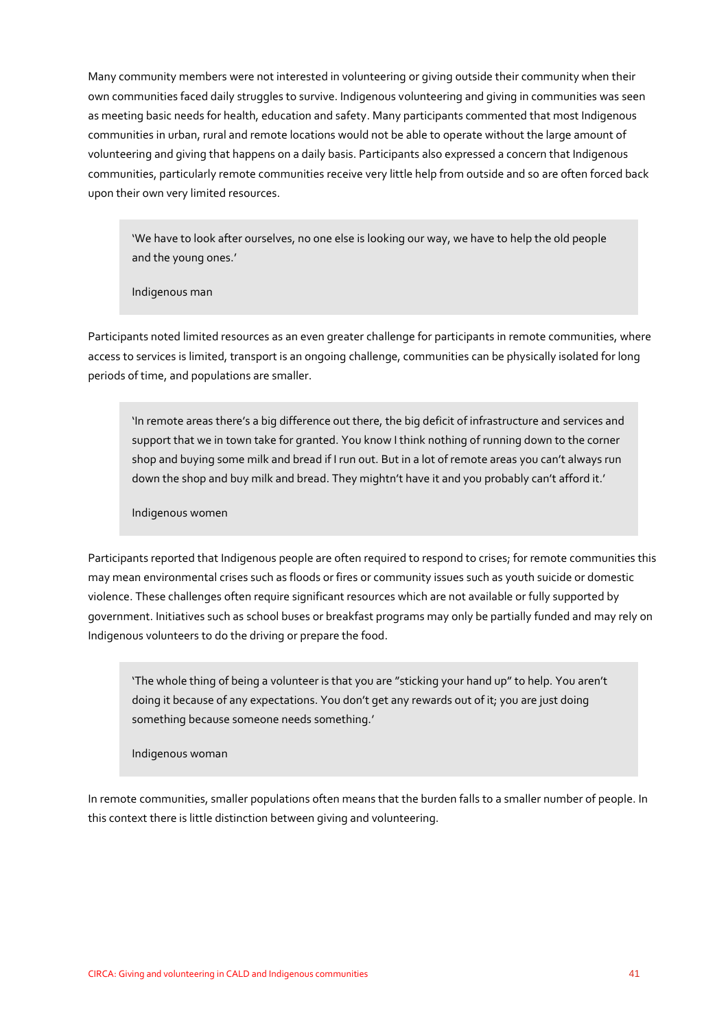Many community members were not interested in volunteering or giving outside their community when their own communities faced daily struggles to survive. Indigenous volunteering and giving in communities was seen as meeting basic needs for health, education and safety. Many participants commented that most Indigenous communities in urban, rural and remote locations would not be able to operate without the large amount of volunteering and giving that happens on a daily basis. Participants also expressed a concern that Indigenous communities, particularly remote communities receive very little help from outside and so are often forced back upon their own very limited resources.

> 'We have to look after ourselves, no one else is looking our way, we have to help the old people and the young ones.'
>
> Indigenous man

Participants noted limited resources as an even greater challenge for participants in remote communities, where access to services is limited, transport is an ongoing challenge, communities can be physically isolated for long periods of time, and populations are smaller.

> 'In remote areas there's a big difference out there, the big deficit of infrastructure and services and support that we in town take for granted. You know I think nothing of running down to the corner shop and buying some milk and bread if I run out. But in a lot of remote areas you can't always run down the shop and buy milk and bread. They mightn't have it and you probably can't afford it.'
>
> Indigenous women

Participants reported that Indigenous people are often required to respond to crises; for remote communities this may mean environmental crises such as floods or fires or community issues such as youth suicide or domestic violence. These challenges often require significant resources which are not available or fully supported by government. Initiatives such as school buses or breakfast programs may only be partially funded and may rely on Indigenous volunteers to do the driving or prepare the food.

> 'The whole thing of being a volunteer is that you are "sticking your hand up" to help. You aren't doing it because of any expectations. You don't get any rewards out of it; you are just doing something because someone needs something.'
>
> Indigenous woman

In remote communities, smaller populations often means that the burden falls to a smaller number of people. In this context there is little distinction between giving and volunteering.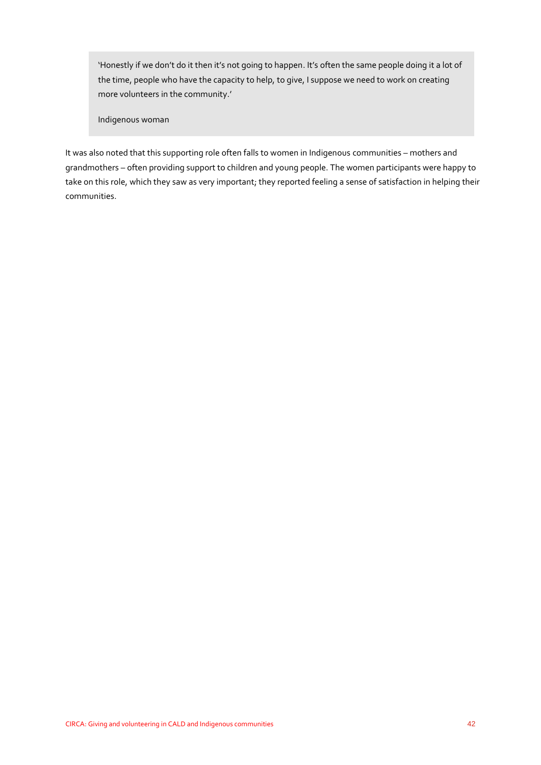> 'Honestly if we don't do it then it's not going to happen. It's often the same people doing it a lot of the time, people who have the capacity to help, to give, I suppose we need to work on creating more volunteers in the community.'
>
> Indigenous woman

It was also noted that this supporting role often falls to women in Indigenous communities – mothers and grandmothers – often providing support to children and young people. The women participants were happy to take on this role, which they saw as very important; they reported feeling a sense of satisfaction in helping their communities.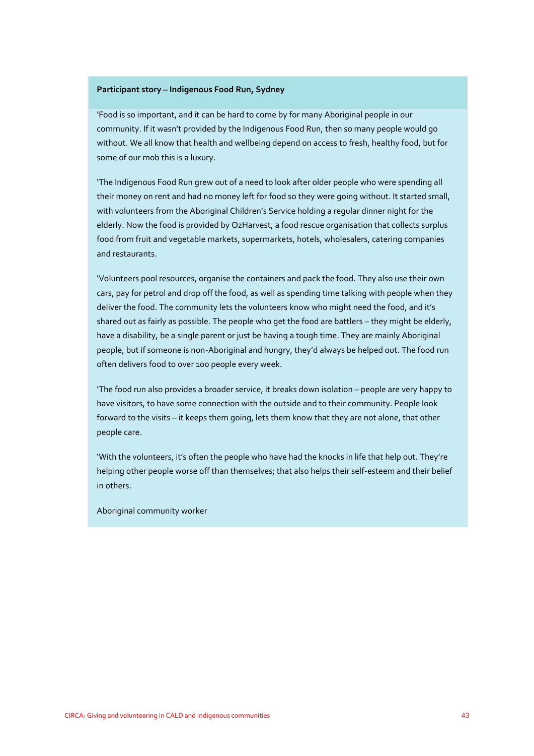**Participant story – Indigenous Food Run, Sydney**

'Food is so important, and it can be hard to come by for many Aboriginal people in our community. If it wasn't provided by the Indigenous Food Run, then so many people would go without. We all know that health and wellbeing depend on access to fresh, healthy food, but for some of our mob this is a luxury.

'The Indigenous Food Run grew out of a need to look after older people who were spending all their money on rent and had no money left for food so they were going without. It started small, with volunteers from the Aboriginal Children's Service holding a regular dinner night for the elderly. Now the food is provided by OzHarvest, a food rescue organisation that collects surplus food from fruit and vegetable markets, supermarkets, hotels, wholesalers, catering companies and restaurants.

'Volunteers pool resources, organise the containers and pack the food. They also use their own cars, pay for petrol and drop off the food, as well as spending time talking with people when they deliver the food. The community lets the volunteers know who might need the food, and it's shared out as fairly as possible. The people who get the food are battlers – they might be elderly, have a disability, be a single parent or just be having a tough time. They are mainly Aboriginal people, but if someone is non-Aboriginal and hungry, they'd always be helped out. The food run often delivers food to over 100 people every week.

'The food run also provides a broader service, it breaks down isolation – people are very happy to have visitors, to have some connection with the outside and to their community. People look forward to the visits – it keeps them going, lets them know that they are not alone, that other people care.

'With the volunteers, it's often the people who have had the knocks in life that help out. They're helping other people worse off than themselves; that also helps their self-esteem and their belief in others.

Aboriginal community worker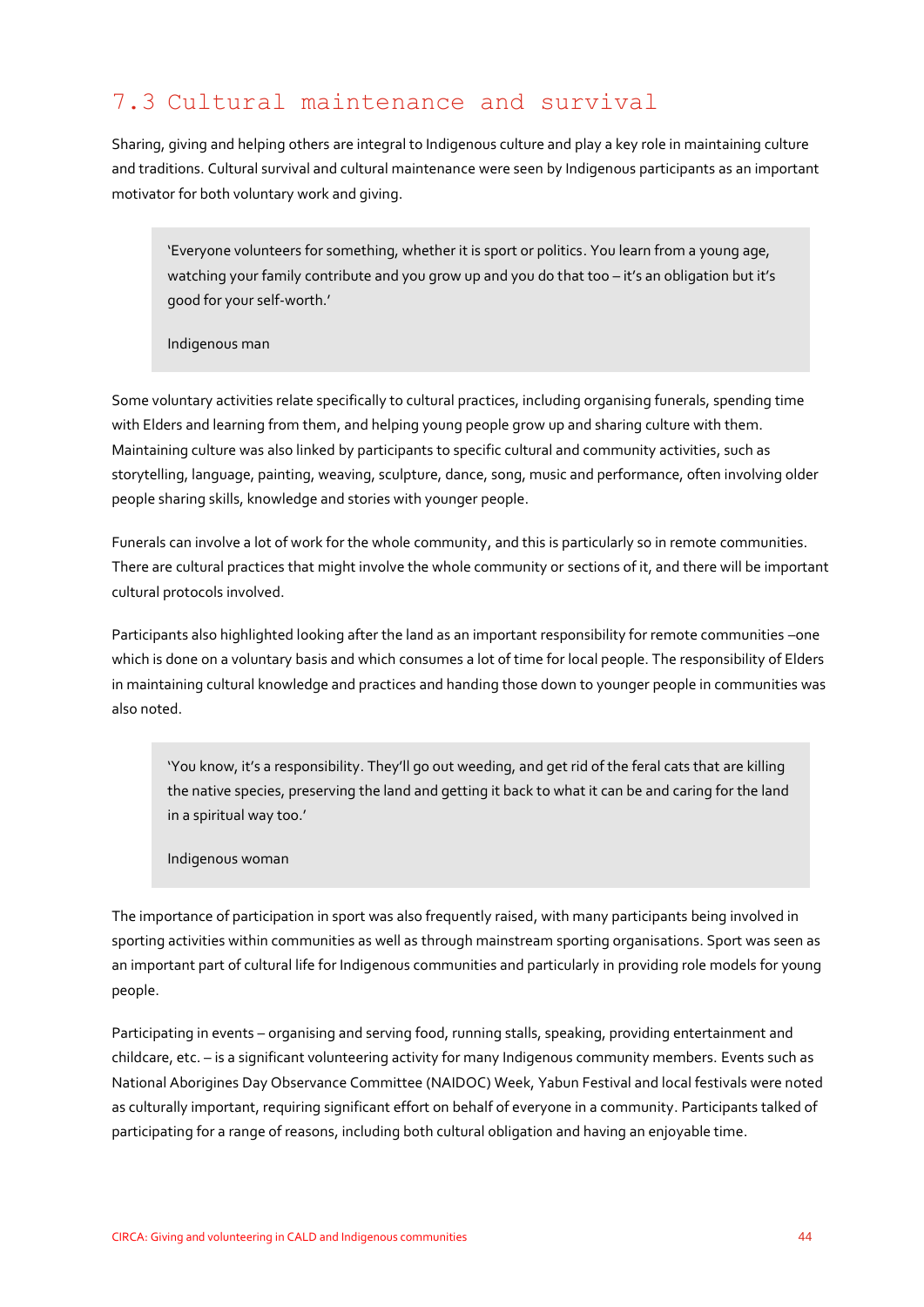## 7.3 Cultural maintenance and survival

Sharing, giving and helping others are integral to Indigenous culture and play a key role in maintaining culture and traditions. Cultural survival and cultural maintenance were seen by Indigenous participants as an important motivator for both voluntary work and giving.

> 'Everyone volunteers for something, whether it is sport or politics. You learn from a young age, watching your family contribute and you grow up and you do that too – it's an obligation but it's good for your self-worth.'
>
> Indigenous man

Some voluntary activities relate specifically to cultural practices, including organising funerals, spending time with Elders and learning from them, and helping young people grow up and sharing culture with them. Maintaining culture was also linked by participants to specific cultural and community activities, such as storytelling, language, painting, weaving, sculpture, dance, song, music and performance, often involving older people sharing skills, knowledge and stories with younger people.

Funerals can involve a lot of work for the whole community, and this is particularly so in remote communities. There are cultural practices that might involve the whole community or sections of it, and there will be important cultural protocols involved.

Participants also highlighted looking after the land as an important responsibility for remote communities –one which is done on a voluntary basis and which consumes a lot of time for local people. The responsibility of Elders in maintaining cultural knowledge and practices and handing those down to younger people in communities was also noted.

> 'You know, it's a responsibility. They'll go out weeding, and get rid of the feral cats that are killing the native species, preserving the land and getting it back to what it can be and caring for the land in a spiritual way too.'
>
> Indigenous woman

The importance of participation in sport was also frequently raised, with many participants being involved in sporting activities within communities as well as through mainstream sporting organisations. Sport was seen as an important part of cultural life for Indigenous communities and particularly in providing role models for young people.

Participating in events – organising and serving food, running stalls, speaking, providing entertainment and childcare, etc. – is a significant volunteering activity for many Indigenous community members. Events such as National Aborigines Day Observance Committee (NAIDOC) Week, Yabun Festival and local festivals were noted as culturally important, requiring significant effort on behalf of everyone in a community. Participants talked of participating for a range of reasons, including both cultural obligation and having an enjoyable time.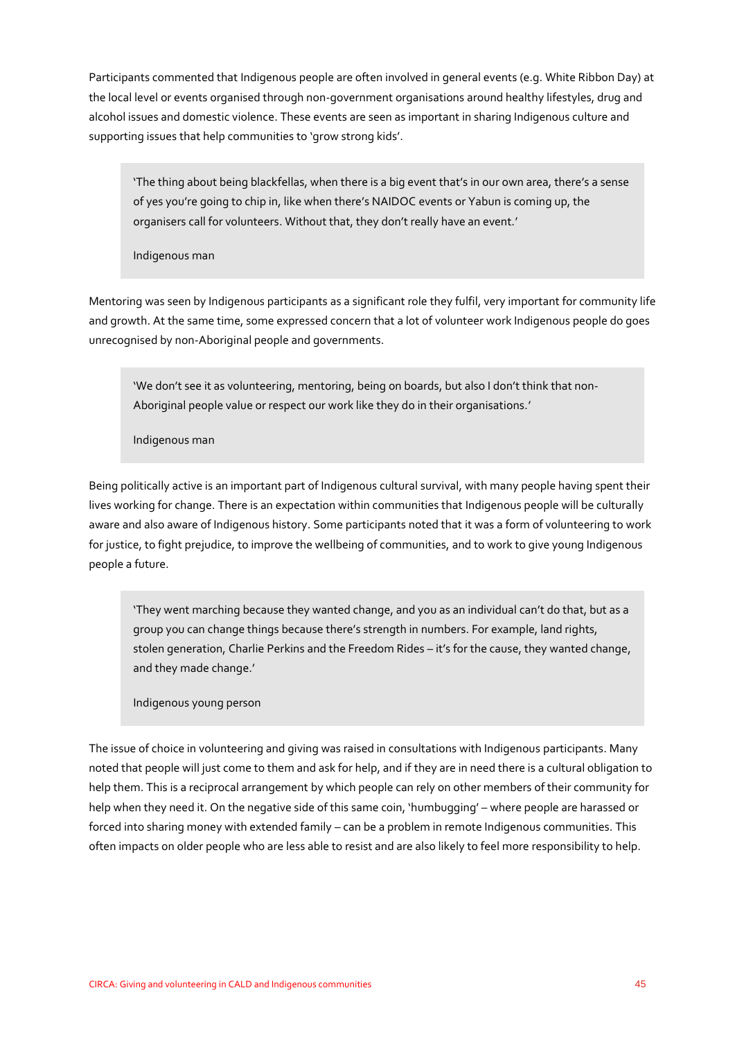Participants commented that Indigenous people are often involved in general events (e.g. White Ribbon Day) at the local level or events organised through non-government organisations around healthy lifestyles, drug and alcohol issues and domestic violence. These events are seen as important in sharing Indigenous culture and supporting issues that help communities to 'grow strong kids'.

> 'The thing about being blackfellas, when there is a big event that's in our own area, there's a sense of yes you're going to chip in, like when there's NAIDOC events or Yabun is coming up, the organisers call for volunteers. Without that, they don't really have an event.'
>
> Indigenous man

Mentoring was seen by Indigenous participants as a significant role they fulfil, very important for community life and growth. At the same time, some expressed concern that a lot of volunteer work Indigenous people do goes unrecognised by non-Aboriginal people and governments.

> 'We don't see it as volunteering, mentoring, being on boards, but also I don't think that non-Aboriginal people value or respect our work like they do in their organisations.'
>
> Indigenous man

Being politically active is an important part of Indigenous cultural survival, with many people having spent their lives working for change. There is an expectation within communities that Indigenous people will be culturally aware and also aware of Indigenous history. Some participants noted that it was a form of volunteering to work for justice, to fight prejudice, to improve the wellbeing of communities, and to work to give young Indigenous people a future.

> 'They went marching because they wanted change, and you as an individual can't do that, but as a group you can change things because there's strength in numbers. For example, land rights, stolen generation, Charlie Perkins and the Freedom Rides – it's for the cause, they wanted change, and they made change.'
>
> Indigenous young person

The issue of choice in volunteering and giving was raised in consultations with Indigenous participants. Many noted that people will just come to them and ask for help, and if they are in need there is a cultural obligation to help them. This is a reciprocal arrangement by which people can rely on other members of their community for help when they need it. On the negative side of this same coin, 'humbugging' – where people are harassed or forced into sharing money with extended family – can be a problem in remote Indigenous communities. This often impacts on older people who are less able to resist and are also likely to feel more responsibility to help.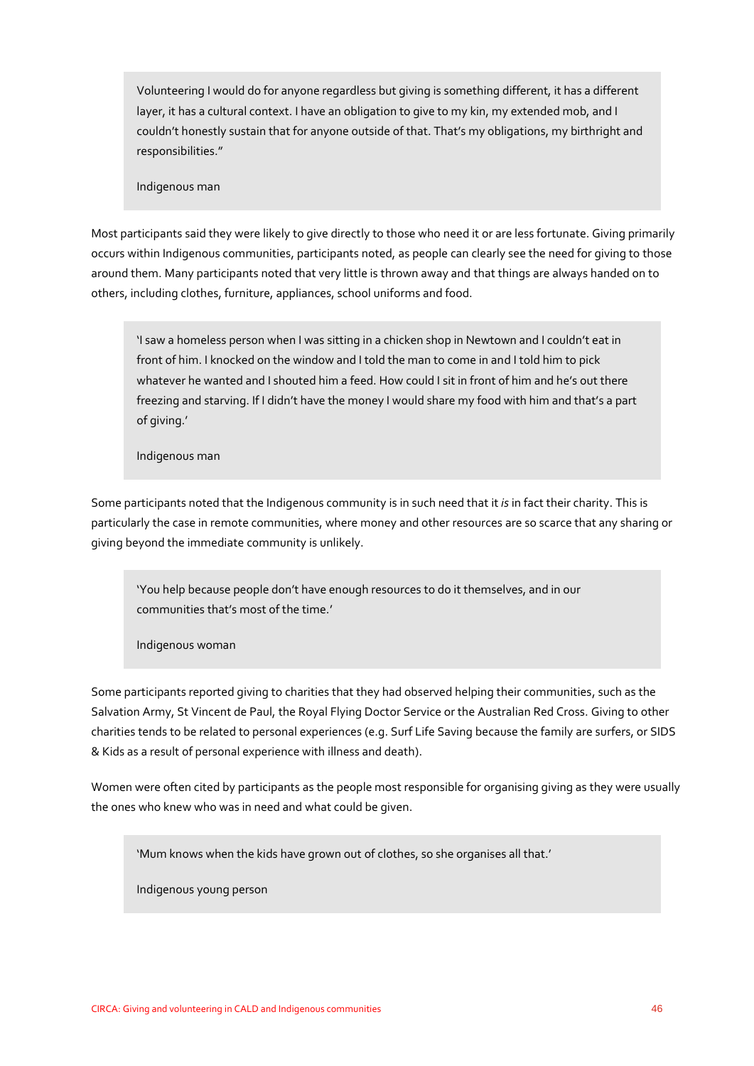> Volunteering I would do for anyone regardless but giving is something different, it has a different layer, it has a cultural context. I have an obligation to give to my kin, my extended mob, and I couldn't honestly sustain that for anyone outside of that. That's my obligations, my birthright and responsibilities."
>
> Indigenous man

Most participants said they were likely to give directly to those who need it or are less fortunate. Giving primarily occurs within Indigenous communities, participants noted, as people can clearly see the need for giving to those around them. Many participants noted that very little is thrown away and that things are always handed on to others, including clothes, furniture, appliances, school uniforms and food.

> 'I saw a homeless person when I was sitting in a chicken shop in Newtown and I couldn't eat in front of him. I knocked on the window and I told the man to come in and I told him to pick whatever he wanted and I shouted him a feed. How could I sit in front of him and he's out there freezing and starving. If I didn't have the money I would share my food with him and that's a part of giving.'
>
> Indigenous man

Some participants noted that the Indigenous community is in such need that it *is* in fact their charity. This is particularly the case in remote communities, where money and other resources are so scarce that any sharing or giving beyond the immediate community is unlikely.

> 'You help because people don't have enough resources to do it themselves, and in our communities that's most of the time.'
>
> Indigenous woman

Some participants reported giving to charities that they had observed helping their communities, such as the Salvation Army, St Vincent de Paul, the Royal Flying Doctor Service or the Australian Red Cross. Giving to other charities tends to be related to personal experiences (e.g. Surf Life Saving because the family are surfers, or SIDS & Kids as a result of personal experience with illness and death).

Women were often cited by participants as the people most responsible for organising giving as they were usually the ones who knew who was in need and what could be given.

> 'Mum knows when the kids have grown out of clothes, so she organises all that.'
>
> Indigenous young person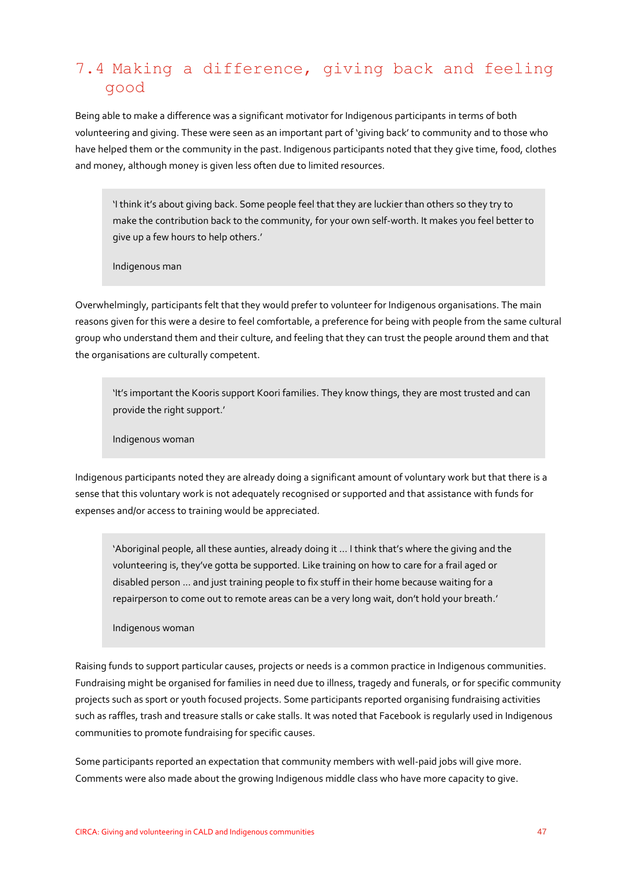## 7.4 Making a difference, giving back and feeling good

Being able to make a difference was a significant motivator for Indigenous participants in terms of both volunteering and giving. These were seen as an important part of 'giving back' to community and to those who have helped them or the community in the past. Indigenous participants noted that they give time, food, clothes and money, although money is given less often due to limited resources.

> 'I think it's about giving back. Some people feel that they are luckier than others so they try to make the contribution back to the community, for your own self-worth. It makes you feel better to give up a few hours to help others.'
>
> Indigenous man

Overwhelmingly, participants felt that they would prefer to volunteer for Indigenous organisations. The main reasons given for this were a desire to feel comfortable, a preference for being with people from the same cultural group who understand them and their culture, and feeling that they can trust the people around them and that the organisations are culturally competent.

> 'It's important the Kooris support Koori families. They know things, they are most trusted and can provide the right support.'
>
> Indigenous woman

Indigenous participants noted they are already doing a significant amount of voluntary work but that there is a sense that this voluntary work is not adequately recognised or supported and that assistance with funds for expenses and/or access to training would be appreciated.

> 'Aboriginal people, all these aunties, already doing it … I think that's where the giving and the volunteering is, they've gotta be supported. Like training on how to care for a frail aged or disabled person … and just training people to fix stuff in their home because waiting for a repairperson to come out to remote areas can be a very long wait, don't hold your breath.'
>
> Indigenous woman

Raising funds to support particular causes, projects or needs is a common practice in Indigenous communities. Fundraising might be organised for families in need due to illness, tragedy and funerals, or for specific community projects such as sport or youth focused projects. Some participants reported organising fundraising activities such as raffles, trash and treasure stalls or cake stalls. It was noted that Facebook is regularly used in Indigenous communities to promote fundraising for specific causes.

Some participants reported an expectation that community members with well-paid jobs will give more. Comments were also made about the growing Indigenous middle class who have more capacity to give.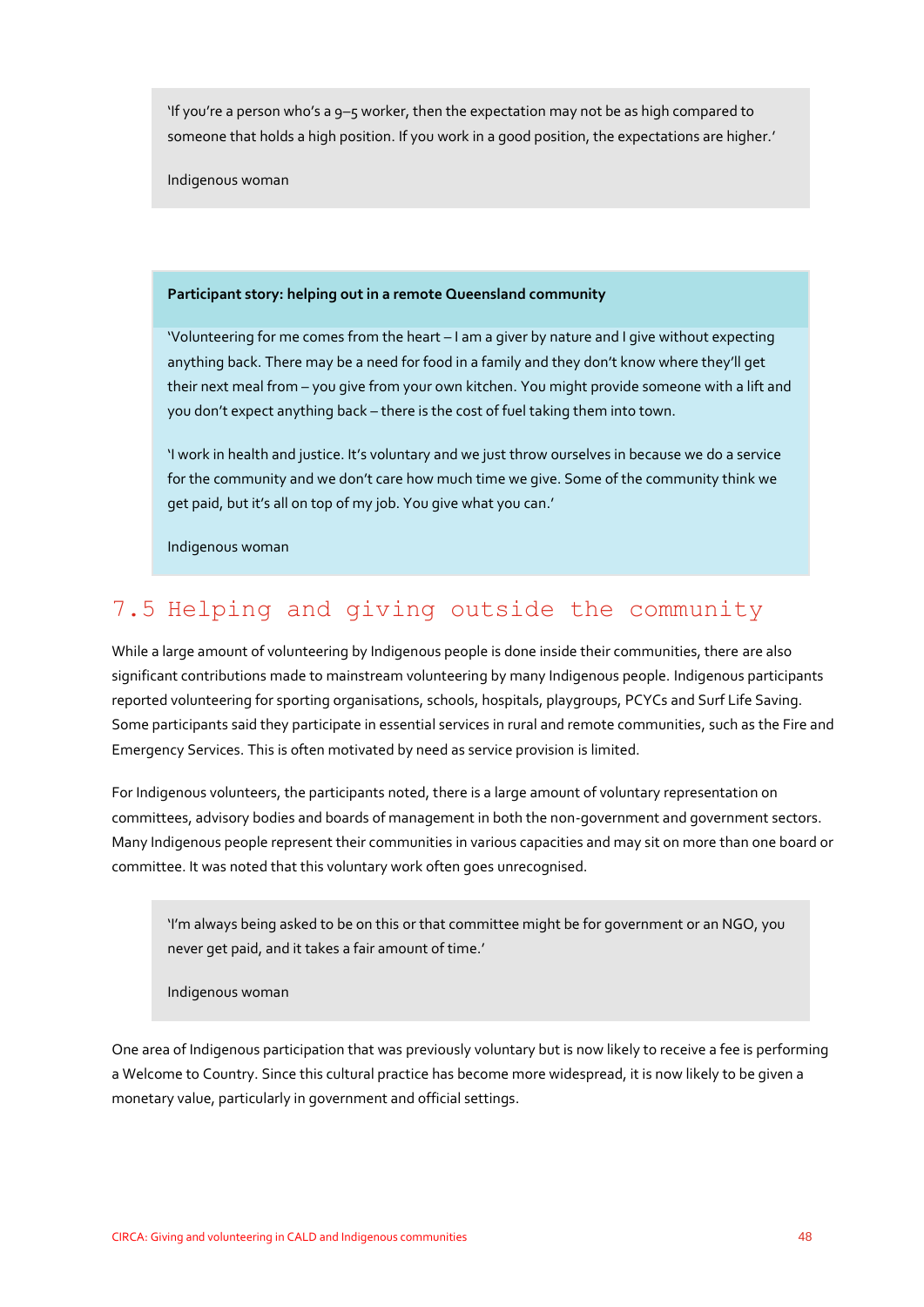> 'If you're a person who's a 9–5 worker, then the expectation may not be as high compared to someone that holds a high position. If you work in a good position, the expectations are higher.'
>
> Indigenous woman

> **Participant story: helping out in a remote Queensland community**
>
> 'Volunteering for me comes from the heart – I am a giver by nature and I give without expecting anything back. There may be a need for food in a family and they don't know where they'll get their next meal from – you give from your own kitchen. You might provide someone with a lift and you don't expect anything back – there is the cost of fuel taking them into town.
>
> 'I work in health and justice. It's voluntary and we just throw ourselves in because we do a service for the community and we don't care how much time we give. Some of the community think we get paid, but it's all on top of my job. You give what you can.'
>
> Indigenous woman

## 7.5 Helping and giving outside the community

While a large amount of volunteering by Indigenous people is done inside their communities, there are also significant contributions made to mainstream volunteering by many Indigenous people. Indigenous participants reported volunteering for sporting organisations, schools, hospitals, playgroups, PCYCs and Surf Life Saving. Some participants said they participate in essential services in rural and remote communities, such as the Fire and Emergency Services. This is often motivated by need as service provision is limited.

For Indigenous volunteers, the participants noted, there is a large amount of voluntary representation on committees, advisory bodies and boards of management in both the non-government and government sectors. Many Indigenous people represent their communities in various capacities and may sit on more than one board or committee. It was noted that this voluntary work often goes unrecognised.

> 'I'm always being asked to be on this or that committee might be for government or an NGO, you never get paid, and it takes a fair amount of time.'
>
> Indigenous woman

One area of Indigenous participation that was previously voluntary but is now likely to receive a fee is performing a Welcome to Country. Since this cultural practice has become more widespread, it is now likely to be given a monetary value, particularly in government and official settings.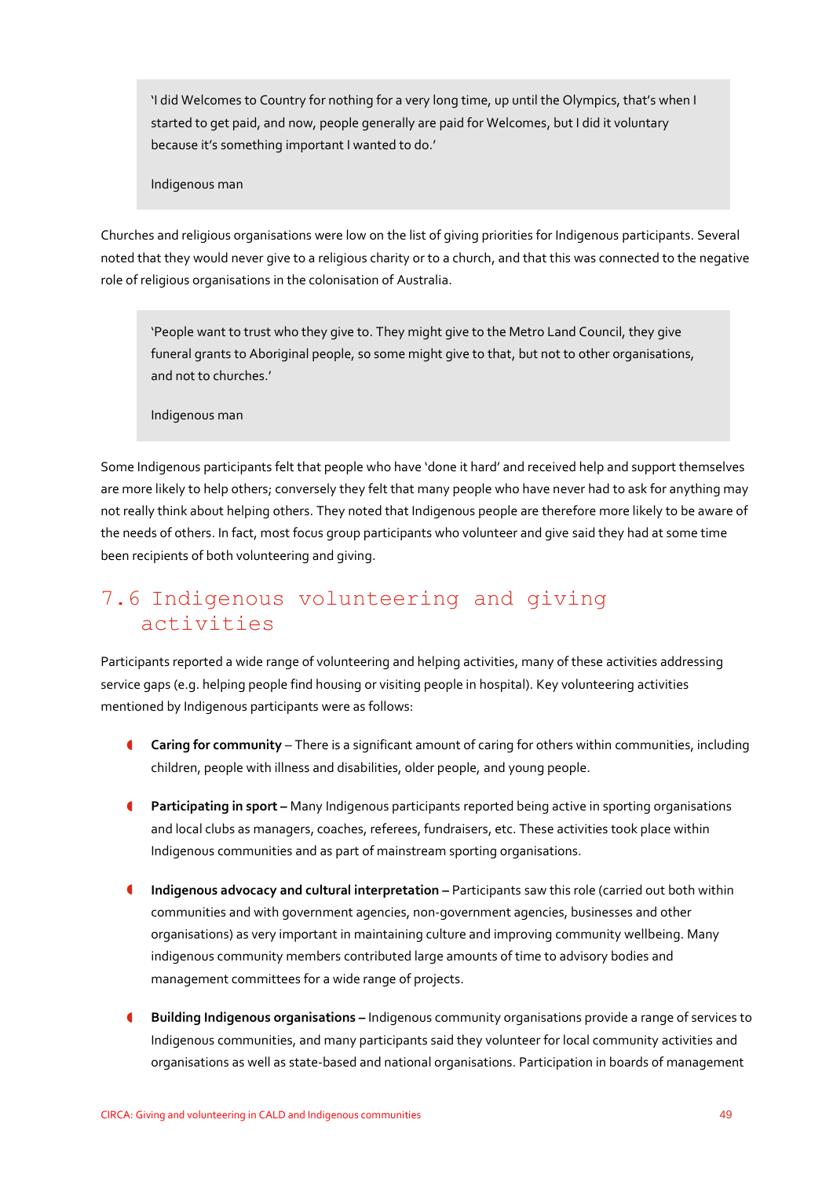> 'I did Welcomes to Country for nothing for a very long time, up until the Olympics, that's when I started to get paid, and now, people generally are paid for Welcomes, but I did it voluntary because it's something important I wanted to do.'
>
> Indigenous man

Churches and religious organisations were low on the list of giving priorities for Indigenous participants. Several noted that they would never give to a religious charity or to a church, and that this was connected to the negative role of religious organisations in the colonisation of Australia.

> 'People want to trust who they give to. They might give to the Metro Land Council, they give funeral grants to Aboriginal people, so some might give to that, but not to other organisations, and not to churches.'
>
> Indigenous man

Some Indigenous participants felt that people who have 'done it hard' and received help and support themselves are more likely to help others; conversely they felt that many people who have never had to ask for anything may not really think about helping others. They noted that Indigenous people are therefore more likely to be aware of the needs of others. In fact, most focus group participants who volunteer and give said they had at some time been recipients of both volunteering and giving.

## 7.6 Indigenous volunteering and giving activities

Participants reported a wide range of volunteering and helping activities, many of these activities addressing service gaps (e.g. helping people find housing or visiting people in hospital). Key volunteering activities mentioned by Indigenous participants were as follows:

- **Caring for community** – There is a significant amount of caring for others within communities, including children, people with illness and disabilities, older people, and young people.
- **Participating in sport –** Many Indigenous participants reported being active in sporting organisations and local clubs as managers, coaches, referees, fundraisers, etc. These activities took place within Indigenous communities and as part of mainstream sporting organisations.
- **Indigenous advocacy and cultural interpretation –** Participants saw this role (carried out both within communities and with government agencies, non-government agencies, businesses and other organisations) as very important in maintaining culture and improving community wellbeing. Many indigenous community members contributed large amounts of time to advisory bodies and management committees for a wide range of projects.
- **Building Indigenous organisations –** Indigenous community organisations provide a range of services to Indigenous communities, and many participants said they volunteer for local community activities and organisations as well as state-based and national organisations. Participation in boards of management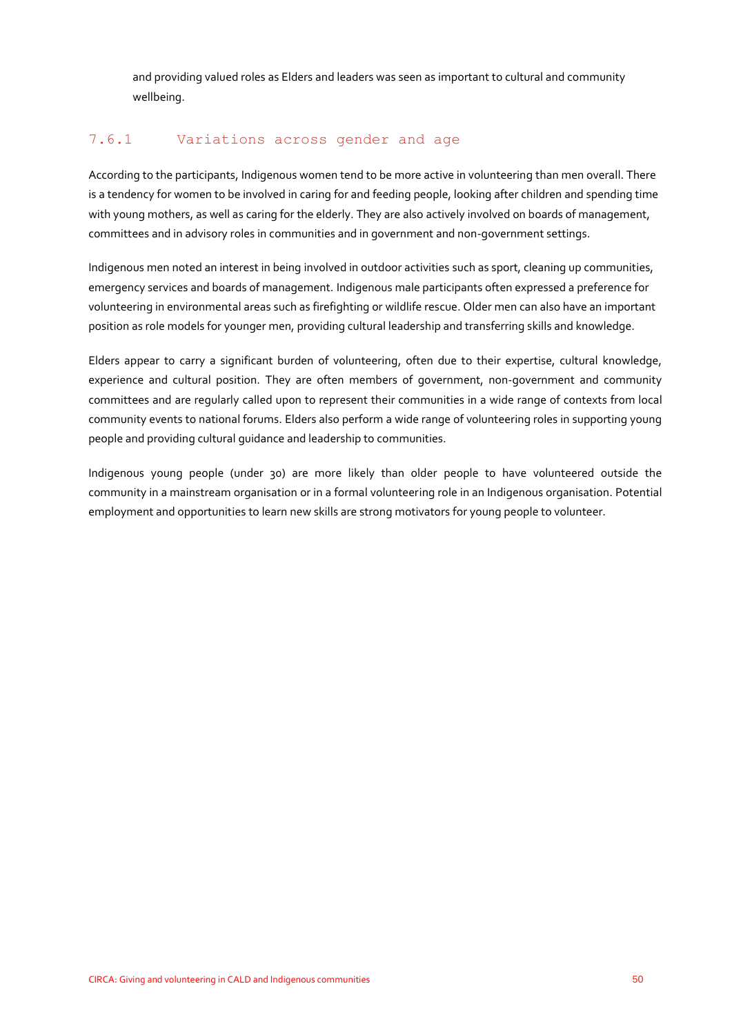and providing valued roles as Elders and leaders was seen as important to cultural and community wellbeing.

### 7.6.1 Variations across gender and age

According to the participants, Indigenous women tend to be more active in volunteering than men overall. There is a tendency for women to be involved in caring for and feeding people, looking after children and spending time with young mothers, as well as caring for the elderly. They are also actively involved on boards of management, committees and in advisory roles in communities and in government and non-government settings.

Indigenous men noted an interest in being involved in outdoor activities such as sport, cleaning up communities, emergency services and boards of management. Indigenous male participants often expressed a preference for volunteering in environmental areas such as firefighting or wildlife rescue. Older men can also have an important position as role models for younger men, providing cultural leadership and transferring skills and knowledge.

Elders appear to carry a significant burden of volunteering, often due to their expertise, cultural knowledge, experience and cultural position. They are often members of government, non-government and community committees and are regularly called upon to represent their communities in a wide range of contexts from local community events to national forums. Elders also perform a wide range of volunteering roles in supporting young people and providing cultural guidance and leadership to communities.

Indigenous young people (under 30) are more likely than older people to have volunteered outside the community in a mainstream organisation or in a formal volunteering role in an Indigenous organisation. Potential employment and opportunities to learn new skills are strong motivators for young people to volunteer.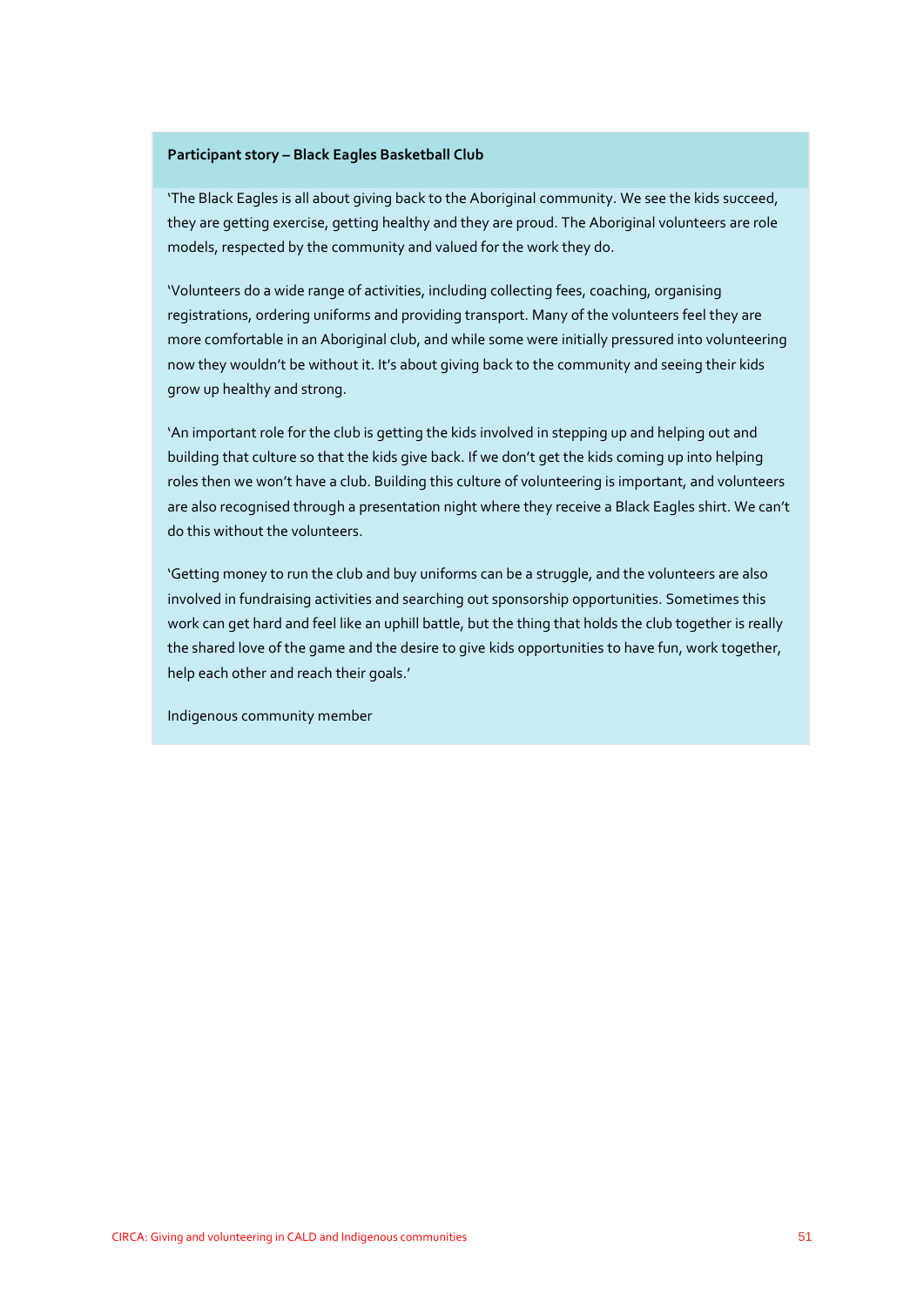**Participant story – Black Eagles Basketball Club**

'The Black Eagles is all about giving back to the Aboriginal community. We see the kids succeed, they are getting exercise, getting healthy and they are proud. The Aboriginal volunteers are role models, respected by the community and valued for the work they do.

'Volunteers do a wide range of activities, including collecting fees, coaching, organising registrations, ordering uniforms and providing transport. Many of the volunteers feel they are more comfortable in an Aboriginal club, and while some were initially pressured into volunteering now they wouldn't be without it. It's about giving back to the community and seeing their kids grow up healthy and strong.

'An important role for the club is getting the kids involved in stepping up and helping out and building that culture so that the kids give back. If we don't get the kids coming up into helping roles then we won't have a club. Building this culture of volunteering is important, and volunteers are also recognised through a presentation night where they receive a Black Eagles shirt. We can't do this without the volunteers.

'Getting money to run the club and buy uniforms can be a struggle, and the volunteers are also involved in fundraising activities and searching out sponsorship opportunities. Sometimes this work can get hard and feel like an uphill battle, but the thing that holds the club together is really the shared love of the game and the desire to give kids opportunities to have fun, work together, help each other and reach their goals.'

Indigenous community member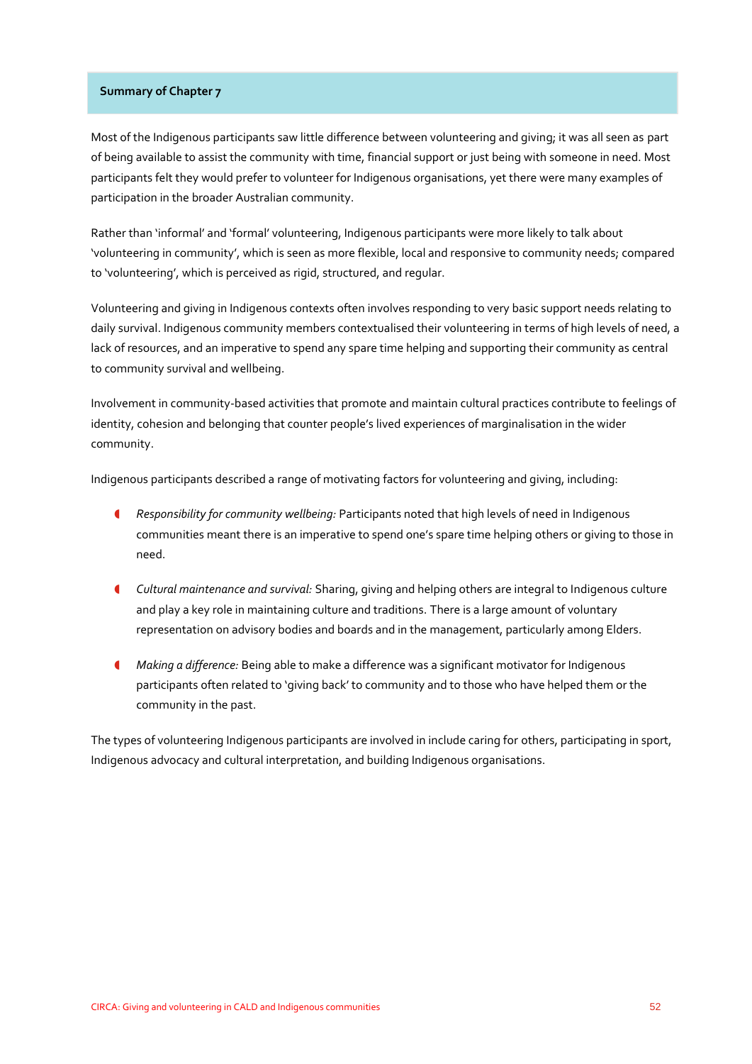**Summary of Chapter 7**

Most of the Indigenous participants saw little difference between volunteering and giving; it was all seen as part of being available to assist the community with time, financial support or just being with someone in need. Most participants felt they would prefer to volunteer for Indigenous organisations, yet there were many examples of participation in the broader Australian community.

Rather than 'informal' and 'formal' volunteering, Indigenous participants were more likely to talk about 'volunteering in community', which is seen as more flexible, local and responsive to community needs; compared to 'volunteering', which is perceived as rigid, structured, and regular.

Volunteering and giving in Indigenous contexts often involves responding to very basic support needs relating to daily survival. Indigenous community members contextualised their volunteering in terms of high levels of need, a lack of resources, and an imperative to spend any spare time helping and supporting their community as central to community survival and wellbeing.

Involvement in community-based activities that promote and maintain cultural practices contribute to feelings of identity, cohesion and belonging that counter people's lived experiences of marginalisation in the wider community.

Indigenous participants described a range of motivating factors for volunteering and giving, including:

- *Responsibility for community wellbeing:* Participants noted that high levels of need in Indigenous communities meant there is an imperative to spend one's spare time helping others or giving to those in need.
- *Cultural maintenance and survival:* Sharing, giving and helping others are integral to Indigenous culture and play a key role in maintaining culture and traditions. There is a large amount of voluntary representation on advisory bodies and boards and in the management, particularly among Elders.
- *Making a difference:* Being able to make a difference was a significant motivator for Indigenous participants often related to 'giving back' to community and to those who have helped them or the community in the past.

The types of volunteering Indigenous participants are involved in include caring for others, participating in sport, Indigenous advocacy and cultural interpretation, and building Indigenous organisations.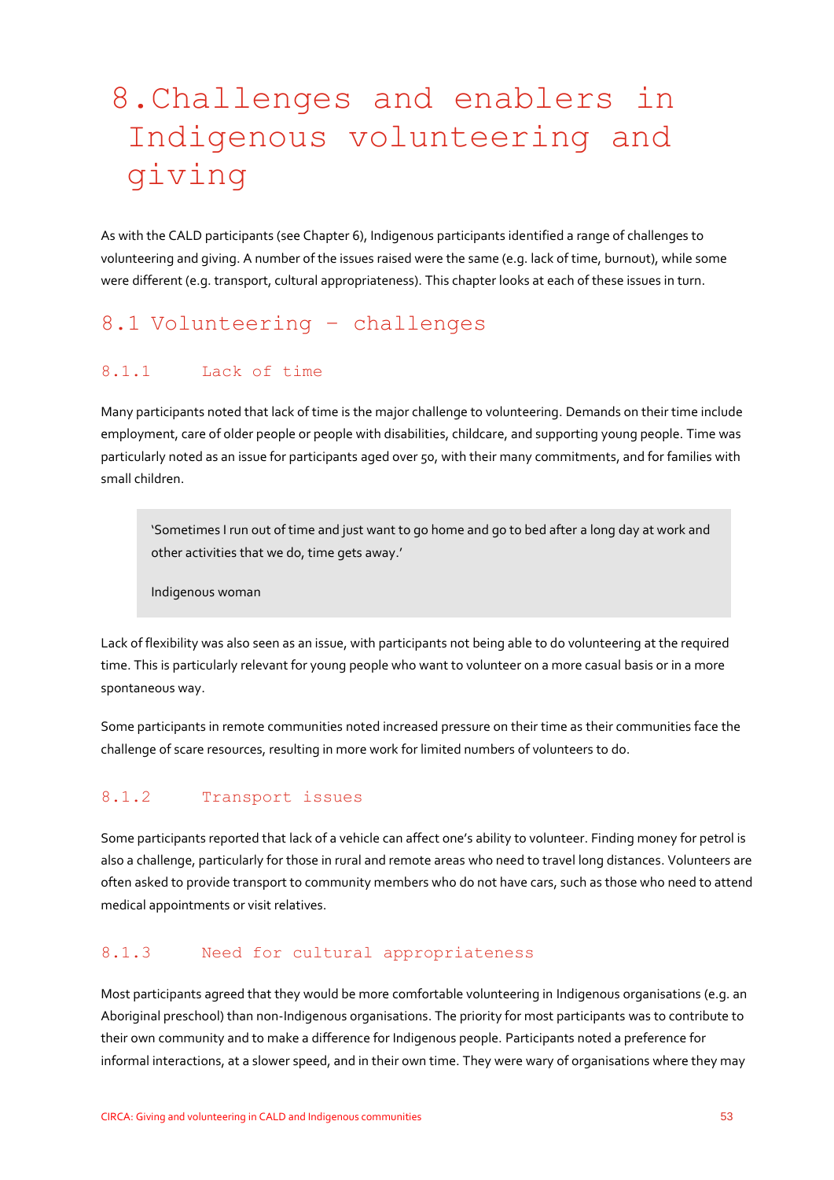# 8. Challenges and enablers in Indigenous volunteering and giving

As with the CALD participants (see Chapter 6), Indigenous participants identified a range of challenges to volunteering and giving. A number of the issues raised were the same (e.g. lack of time, burnout), while some were different (e.g. transport, cultural appropriateness). This chapter looks at each of these issues in turn.

## 8.1 Volunteering – challenges

### 8.1.1 Lack of time

Many participants noted that lack of time is the major challenge to volunteering. Demands on their time include employment, care of older people or people with disabilities, childcare, and supporting young people. Time was particularly noted as an issue for participants aged over 50, with their many commitments, and for families with small children.

> 'Sometimes I run out of time and just want to go home and go to bed after a long day at work and other activities that we do, time gets away.'
>
> Indigenous woman

Lack of flexibility was also seen as an issue, with participants not being able to do volunteering at the required time. This is particularly relevant for young people who want to volunteer on a more casual basis or in a more spontaneous way.

Some participants in remote communities noted increased pressure on their time as their communities face the challenge of scare resources, resulting in more work for limited numbers of volunteers to do.

### 8.1.2 Transport issues

Some participants reported that lack of a vehicle can affect one's ability to volunteer. Finding money for petrol is also a challenge, particularly for those in rural and remote areas who need to travel long distances. Volunteers are often asked to provide transport to community members who do not have cars, such as those who need to attend medical appointments or visit relatives.

### 8.1.3 Need for cultural appropriateness

Most participants agreed that they would be more comfortable volunteering in Indigenous organisations (e.g. an Aboriginal preschool) than non-Indigenous organisations. The priority for most participants was to contribute to their own community and to make a difference for Indigenous people. Participants noted a preference for informal interactions, at a slower speed, and in their own time. They were wary of organisations where they may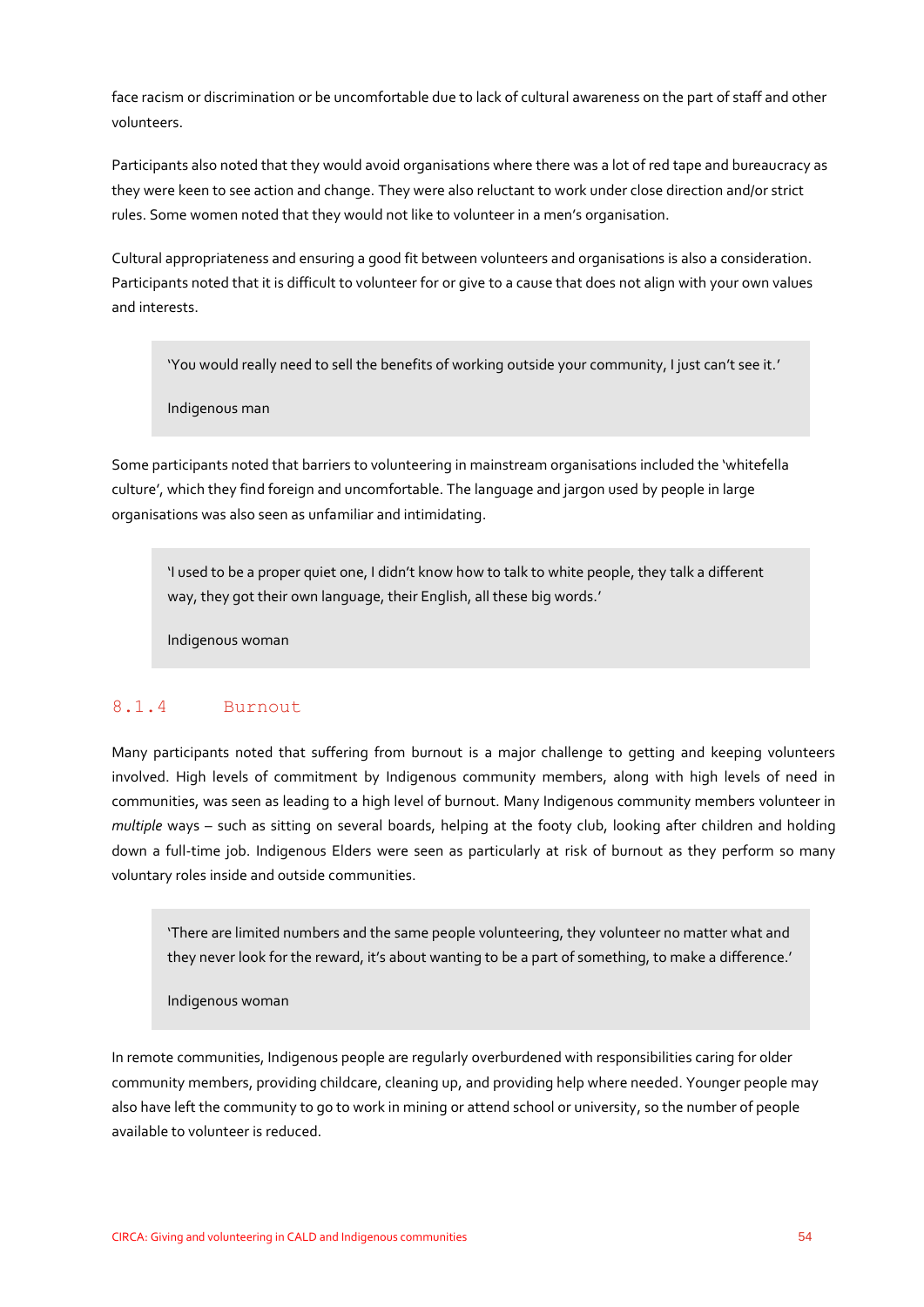face racism or discrimination or be uncomfortable due to lack of cultural awareness on the part of staff and other volunteers.

Participants also noted that they would avoid organisations where there was a lot of red tape and bureaucracy as they were keen to see action and change. They were also reluctant to work under close direction and/or strict rules. Some women noted that they would not like to volunteer in a men's organisation.

Cultural appropriateness and ensuring a good fit between volunteers and organisations is also a consideration. Participants noted that it is difficult to volunteer for or give to a cause that does not align with your own values and interests.

> 'You would really need to sell the benefits of working outside your community, I just can't see it.'
>
> Indigenous man

Some participants noted that barriers to volunteering in mainstream organisations included the 'whitefella culture', which they find foreign and uncomfortable. The language and jargon used by people in large organisations was also seen as unfamiliar and intimidating.

> 'I used to be a proper quiet one, I didn't know how to talk to white people, they talk a different way, they got their own language, their English, all these big words.'
>
> Indigenous woman

#### 8.1.4 Burnout

Many participants noted that suffering from burnout is a major challenge to getting and keeping volunteers involved. High levels of commitment by Indigenous community members, along with high levels of need in communities, was seen as leading to a high level of burnout. Many Indigenous community members volunteer in *multiple* ways – such as sitting on several boards, helping at the footy club, looking after children and holding down a full-time job. Indigenous Elders were seen as particularly at risk of burnout as they perform so many voluntary roles inside and outside communities.

> 'There are limited numbers and the same people volunteering, they volunteer no matter what and they never look for the reward, it's about wanting to be a part of something, to make a difference.'
>
> Indigenous woman

In remote communities, Indigenous people are regularly overburdened with responsibilities caring for older community members, providing childcare, cleaning up, and providing help where needed. Younger people may also have left the community to go to work in mining or attend school or university, so the number of people available to volunteer is reduced.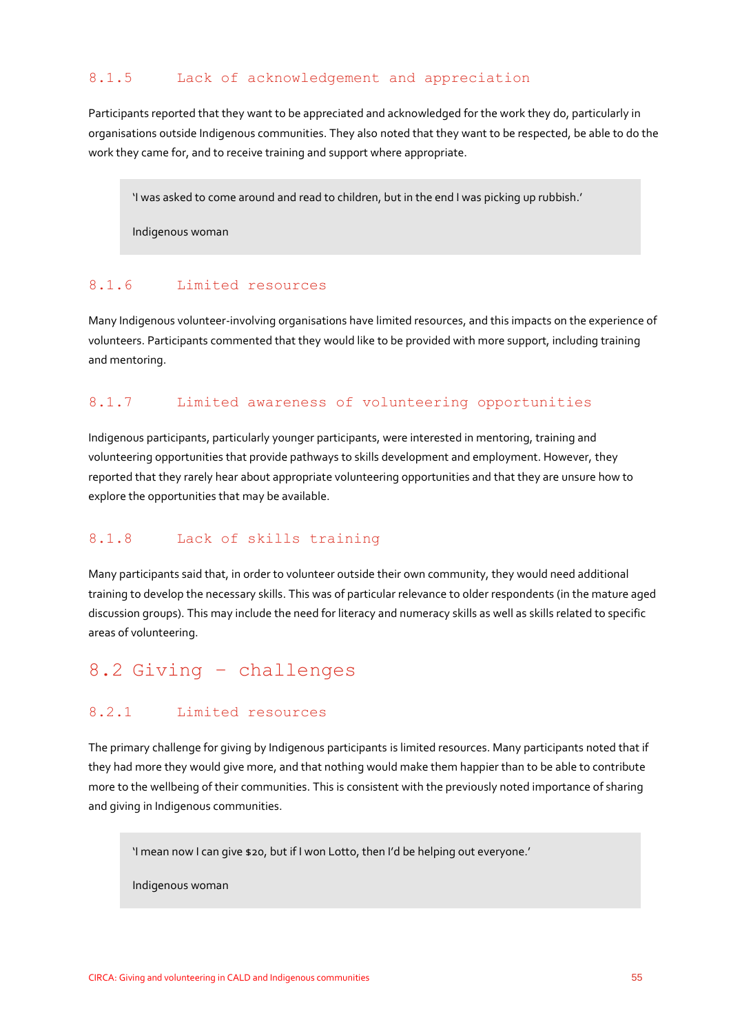#### 8.1.5 Lack of acknowledgement and appreciation

Participants reported that they want to be appreciated and acknowledged for the work they do, particularly in organisations outside Indigenous communities. They also noted that they want to be respected, be able to do the work they came for, and to receive training and support where appropriate.

> 'I was asked to come around and read to children, but in the end I was picking up rubbish.'
>
> Indigenous woman

#### 8.1.6 Limited resources

Many Indigenous volunteer-involving organisations have limited resources, and this impacts on the experience of volunteers. Participants commented that they would like to be provided with more support, including training and mentoring.

#### 8.1.7 Limited awareness of volunteering opportunities

Indigenous participants, particularly younger participants, were interested in mentoring, training and volunteering opportunities that provide pathways to skills development and employment. However, they reported that they rarely hear about appropriate volunteering opportunities and that they are unsure how to explore the opportunities that may be available.

#### 8.1.8 Lack of skills training

Many participants said that, in order to volunteer outside their own community, they would need additional training to develop the necessary skills. This was of particular relevance to older respondents (in the mature aged discussion groups). This may include the need for literacy and numeracy skills as well as skills related to specific areas of volunteering.

### 8.2 Giving – challenges

#### 8.2.1 Limited resources

The primary challenge for giving by Indigenous participants is limited resources. Many participants noted that if they had more they would give more, and that nothing would make them happier than to be able to contribute more to the wellbeing of their communities. This is consistent with the previously noted importance of sharing and giving in Indigenous communities.

> 'I mean now I can give $20, but if I won Lotto, then I'd be helping out everyone.'
>
> Indigenous woman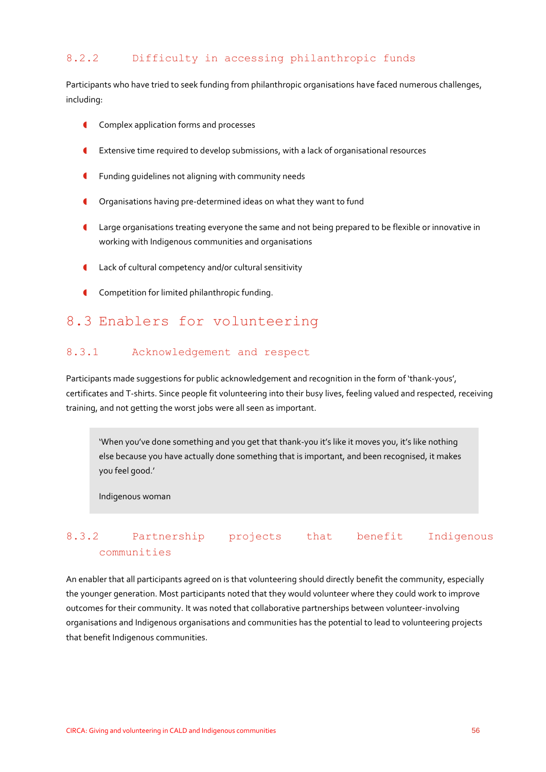### 8.2.2 Difficulty in accessing philanthropic funds

Participants who have tried to seek funding from philanthropic organisations have faced numerous challenges, including:

- Complex application forms and processes
- Extensive time required to develop submissions, with a lack of organisational resources
- Funding guidelines not aligning with community needs
- Organisations having pre-determined ideas on what they want to fund
- Large organisations treating everyone the same and not being prepared to be flexible or innovative in working with Indigenous communities and organisations
- Lack of cultural competency and/or cultural sensitivity
- Competition for limited philanthropic funding.

## 8.3 Enablers for volunteering

### 8.3.1 Acknowledgement and respect

Participants made suggestions for public acknowledgement and recognition in the form of 'thank-yous', certificates and T-shirts. Since people fit volunteering into their busy lives, feeling valued and respected, receiving training, and not getting the worst jobs were all seen as important.

> 'When you've done something and you get that thank-you it's like it moves you, it's like nothing else because you have actually done something that is important, and been recognised, it makes you feel good.'
>
> Indigenous woman

### 8.3.2 Partnership projects that benefit Indigenous communities

An enabler that all participants agreed on is that volunteering should directly benefit the community, especially the younger generation. Most participants noted that they would volunteer where they could work to improve outcomes for their community. It was noted that collaborative partnerships between volunteer-involving organisations and Indigenous organisations and communities has the potential to lead to volunteering projects that benefit Indigenous communities.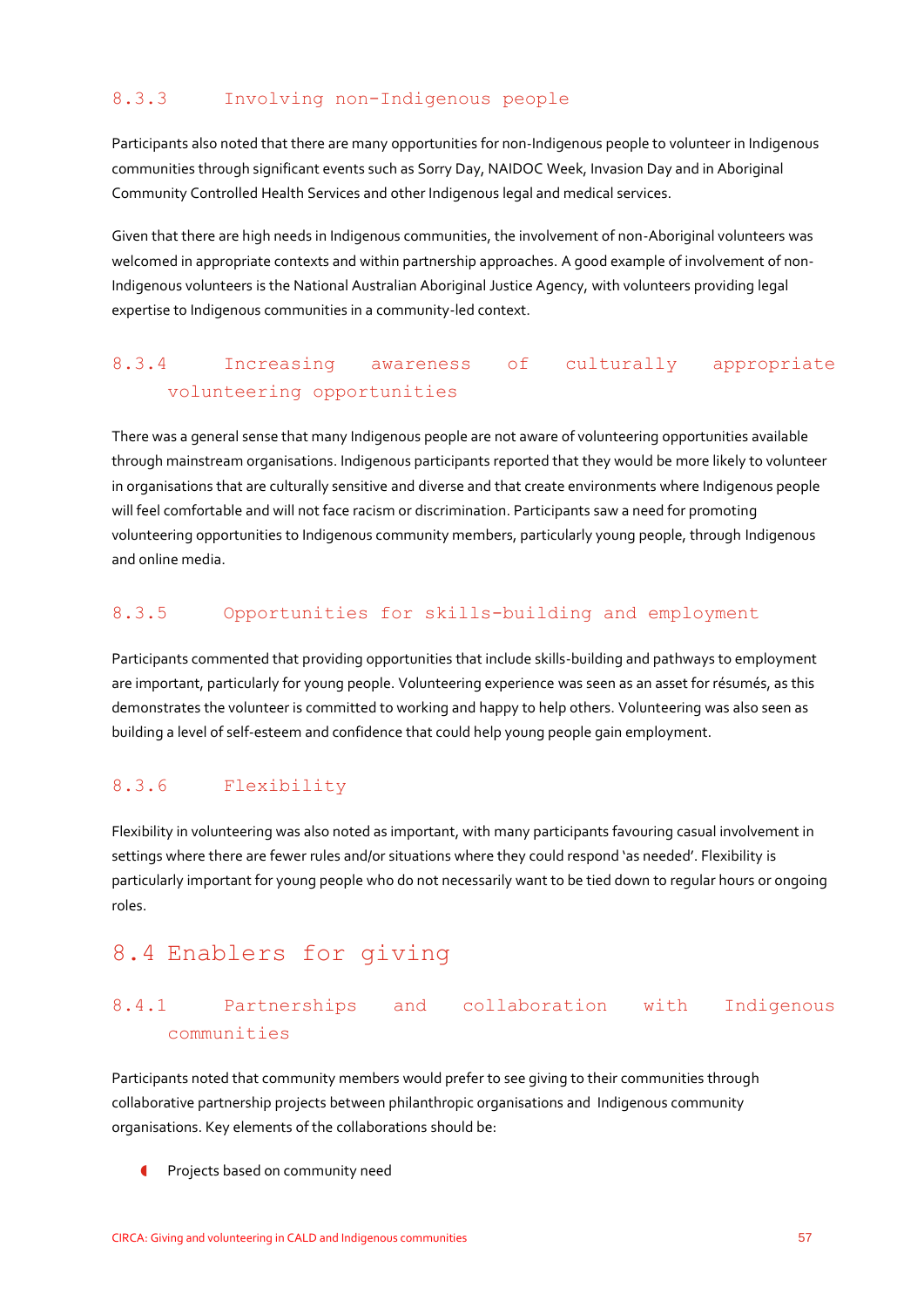### 8.3.3 Involving non-Indigenous people

Participants also noted that there are many opportunities for non-Indigenous people to volunteer in Indigenous communities through significant events such as Sorry Day, NAIDOC Week, Invasion Day and in Aboriginal Community Controlled Health Services and other Indigenous legal and medical services.

Given that there are high needs in Indigenous communities, the involvement of non-Aboriginal volunteers was welcomed in appropriate contexts and within partnership approaches. A good example of involvement of non-Indigenous volunteers is the National Australian Aboriginal Justice Agency, with volunteers providing legal expertise to Indigenous communities in a community-led context.

### 8.3.4 Increasing awareness of culturally appropriate volunteering opportunities

There was a general sense that many Indigenous people are not aware of volunteering opportunities available through mainstream organisations. Indigenous participants reported that they would be more likely to volunteer in organisations that are culturally sensitive and diverse and that create environments where Indigenous people will feel comfortable and will not face racism or discrimination. Participants saw a need for promoting volunteering opportunities to Indigenous community members, particularly young people, through Indigenous and online media.

### 8.3.5 Opportunities for skills-building and employment

Participants commented that providing opportunities that include skills-building and pathways to employment are important, particularly for young people. Volunteering experience was seen as an asset for résumés, as this demonstrates the volunteer is committed to working and happy to help others. Volunteering was also seen as building a level of self-esteem and confidence that could help young people gain employment.

### 8.3.6 Flexibility

Flexibility in volunteering was also noted as important, with many participants favouring casual involvement in settings where there are fewer rules and/or situations where they could respond 'as needed'. Flexibility is particularly important for young people who do not necessarily want to be tied down to regular hours or ongoing roles.

## 8.4 Enablers for giving

### 8.4.1 Partnerships and collaboration with Indigenous communities

Participants noted that community members would prefer to see giving to their communities through collaborative partnership projects between philanthropic organisations and Indigenous community organisations. Key elements of the collaborations should be:

- Projects based on community need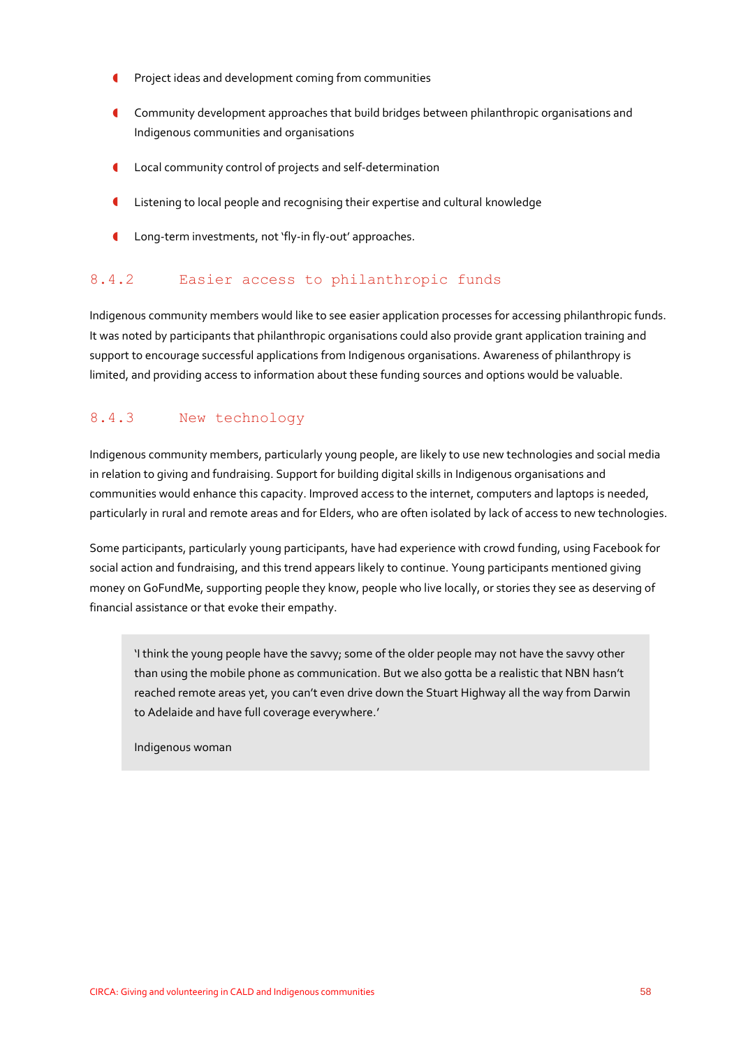- Project ideas and development coming from communities
- Community development approaches that build bridges between philanthropic organisations and Indigenous communities and organisations
- Local community control of projects and self-determination
- Listening to local people and recognising their expertise and cultural knowledge
- Long-term investments, not 'fly-in fly-out' approaches.

### 8.4.2 Easier access to philanthropic funds

Indigenous community members would like to see easier application processes for accessing philanthropic funds. It was noted by participants that philanthropic organisations could also provide grant application training and support to encourage successful applications from Indigenous organisations. Awareness of philanthropy is limited, and providing access to information about these funding sources and options would be valuable.

### 8.4.3 New technology

Indigenous community members, particularly young people, are likely to use new technologies and social media in relation to giving and fundraising. Support for building digital skills in Indigenous organisations and communities would enhance this capacity. Improved access to the internet, computers and laptops is needed, particularly in rural and remote areas and for Elders, who are often isolated by lack of access to new technologies.

Some participants, particularly young participants, have had experience with crowd funding, using Facebook for social action and fundraising, and this trend appears likely to continue. Young participants mentioned giving money on GoFundMe, supporting people they know, people who live locally, or stories they see as deserving of financial assistance or that evoke their empathy.

> 'I think the young people have the savvy; some of the older people may not have the savvy other than using the mobile phone as communication. But we also gotta be a realistic that NBN hasn't reached remote areas yet, you can't even drive down the Stuart Highway all the way from Darwin to Adelaide and have full coverage everywhere.'
>
> Indigenous woman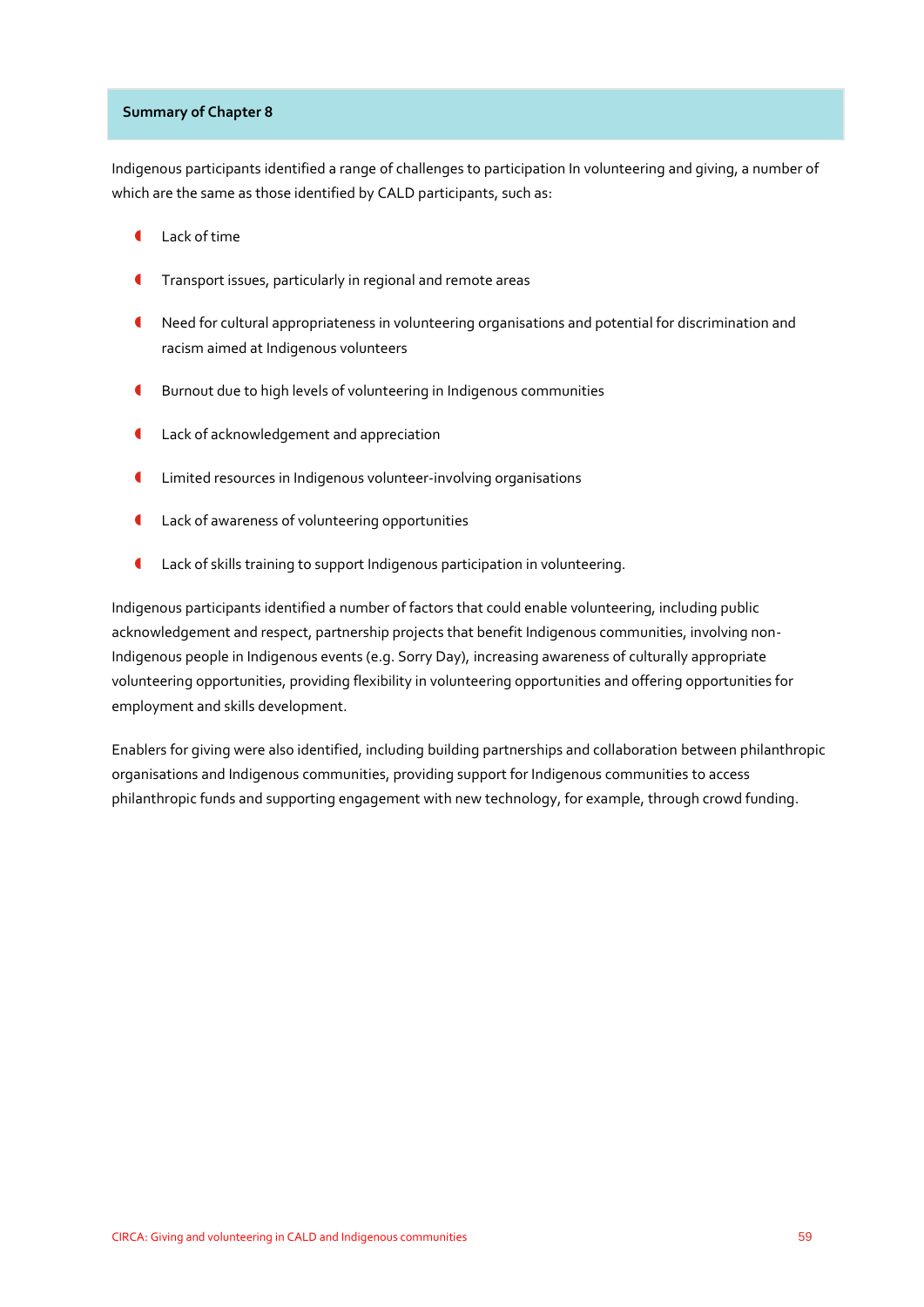**Summary of Chapter 8**

Indigenous participants identified a range of challenges to participation In volunteering and giving, a number of which are the same as those identified by CALD participants, such as:

- Lack of time
- Transport issues, particularly in regional and remote areas
- Need for cultural appropriateness in volunteering organisations and potential for discrimination and racism aimed at Indigenous volunteers
- Burnout due to high levels of volunteering in Indigenous communities
- Lack of acknowledgement and appreciation
- Limited resources in Indigenous volunteer-involving organisations
- Lack of awareness of volunteering opportunities
- Lack of skills training to support Indigenous participation in volunteering.

Indigenous participants identified a number of factors that could enable volunteering, including public acknowledgement and respect, partnership projects that benefit Indigenous communities, involving non-Indigenous people in Indigenous events (e.g. Sorry Day), increasing awareness of culturally appropriate volunteering opportunities, providing flexibility in volunteering opportunities and offering opportunities for employment and skills development.

Enablers for giving were also identified, including building partnerships and collaboration between philanthropic organisations and Indigenous communities, providing support for Indigenous communities to access philanthropic funds and supporting engagement with new technology, for example, through crowd funding.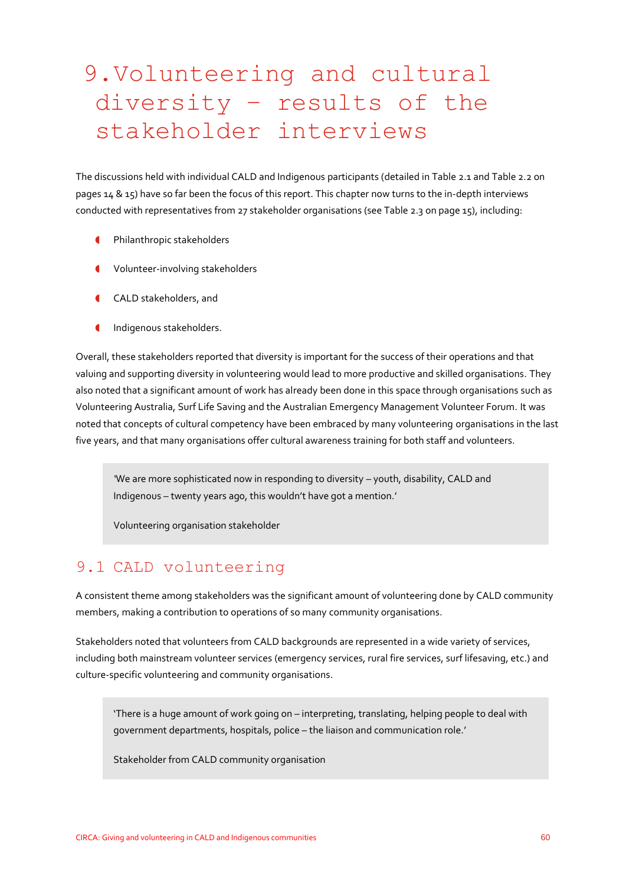# 9. Volunteering and cultural diversity – results of the stakeholder interviews

The discussions held with individual CALD and Indigenous participants (detailed in Table 2.1 and Table 2.2 on pages 14 & 15) have so far been the focus of this report. This chapter now turns to the in-depth interviews conducted with representatives from 27 stakeholder organisations (see Table 2.3 on page 15), including:

- Philanthropic stakeholders
- Volunteer-involving stakeholders
- CALD stakeholders, and
- Indigenous stakeholders.

Overall, these stakeholders reported that diversity is important for the success of their operations and that valuing and supporting diversity in volunteering would lead to more productive and skilled organisations. They also noted that a significant amount of work has already been done in this space through organisations such as Volunteering Australia, Surf Life Saving and the Australian Emergency Management Volunteer Forum. It was noted that concepts of cultural competency have been embraced by many volunteering organisations in the last five years, and that many organisations offer cultural awareness training for both staff and volunteers.

> 'We are more sophisticated now in responding to diversity – youth, disability, CALD and Indigenous – twenty years ago, this wouldn't have got a mention.'
>
> Volunteering organisation stakeholder

## 9.1 CALD volunteering

A consistent theme among stakeholders was the significant amount of volunteering done by CALD community members, making a contribution to operations of so many community organisations.

Stakeholders noted that volunteers from CALD backgrounds are represented in a wide variety of services, including both mainstream volunteer services (emergency services, rural fire services, surf lifesaving, etc.) and culture-specific volunteering and community organisations.

> 'There is a huge amount of work going on – interpreting, translating, helping people to deal with government departments, hospitals, police – the liaison and communication role.'
>
> Stakeholder from CALD community organisation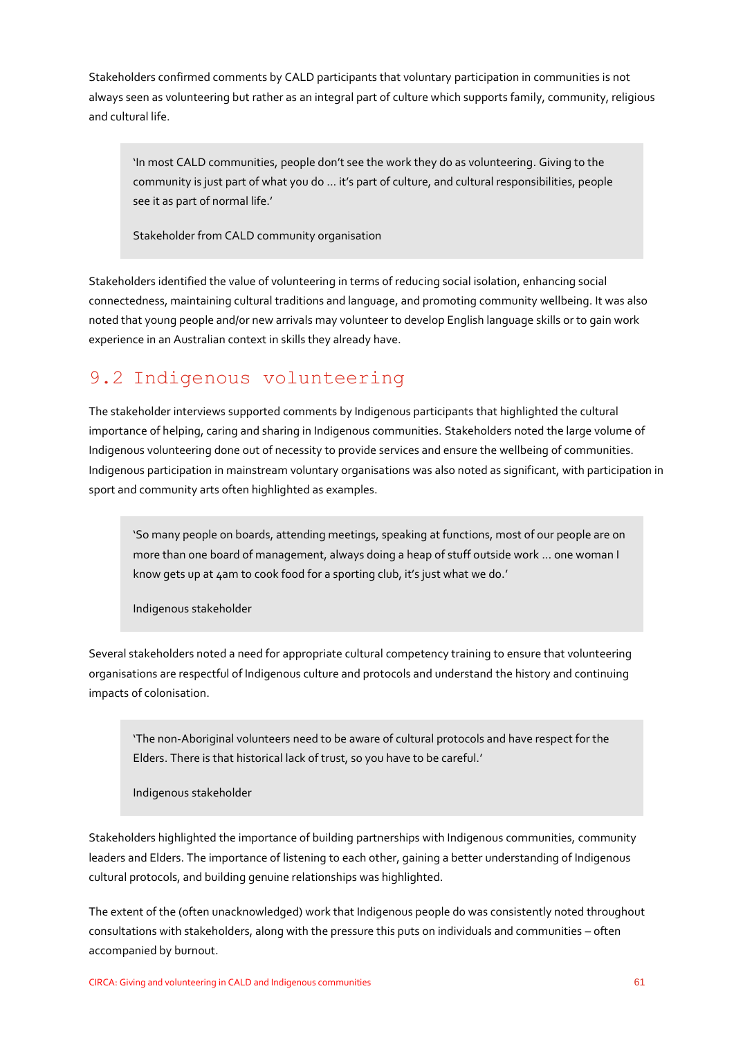Stakeholders confirmed comments by CALD participants that voluntary participation in communities is not always seen as volunteering but rather as an integral part of culture which supports family, community, religious and cultural life.

> 'In most CALD communities, people don't see the work they do as volunteering. Giving to the community is just part of what you do ... it's part of culture, and cultural responsibilities, people see it as part of normal life.'
>
> Stakeholder from CALD community organisation

Stakeholders identified the value of volunteering in terms of reducing social isolation, enhancing social connectedness, maintaining cultural traditions and language, and promoting community wellbeing. It was also noted that young people and/or new arrivals may volunteer to develop English language skills or to gain work experience in an Australian context in skills they already have.

## 9.2 Indigenous volunteering

The stakeholder interviews supported comments by Indigenous participants that highlighted the cultural importance of helping, caring and sharing in Indigenous communities. Stakeholders noted the large volume of Indigenous volunteering done out of necessity to provide services and ensure the wellbeing of communities. Indigenous participation in mainstream voluntary organisations was also noted as significant, with participation in sport and community arts often highlighted as examples.

> 'So many people on boards, attending meetings, speaking at functions, most of our people are on more than one board of management, always doing a heap of stuff outside work ... one woman I know gets up at 4am to cook food for a sporting club, it's just what we do.'
>
> Indigenous stakeholder

Several stakeholders noted a need for appropriate cultural competency training to ensure that volunteering organisations are respectful of Indigenous culture and protocols and understand the history and continuing impacts of colonisation.

> 'The non-Aboriginal volunteers need to be aware of cultural protocols and have respect for the Elders. There is that historical lack of trust, so you have to be careful.'
>
> Indigenous stakeholder

Stakeholders highlighted the importance of building partnerships with Indigenous communities, community leaders and Elders. The importance of listening to each other, gaining a better understanding of Indigenous cultural protocols, and building genuine relationships was highlighted.

The extent of the (often unacknowledged) work that Indigenous people do was consistently noted throughout consultations with stakeholders, along with the pressure this puts on individuals and communities – often accompanied by burnout.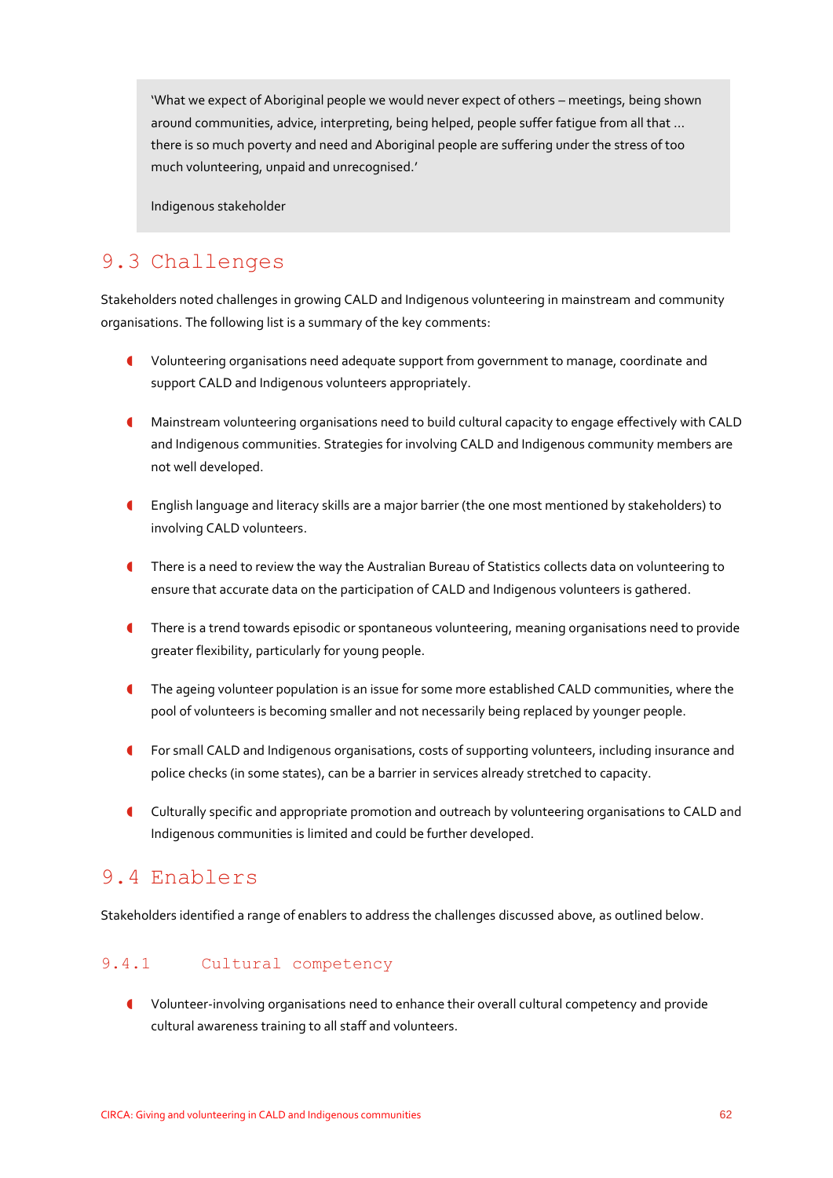> 'What we expect of Aboriginal people we would never expect of others – meetings, being shown around communities, advice, interpreting, being helped, people suffer fatigue from all that … there is so much poverty and need and Aboriginal people are suffering under the stress of too much volunteering, unpaid and unrecognised.'
>
> Indigenous stakeholder

## 9.3 Challenges

Stakeholders noted challenges in growing CALD and Indigenous volunteering in mainstream and community organisations. The following list is a summary of the key comments:

- Volunteering organisations need adequate support from government to manage, coordinate and support CALD and Indigenous volunteers appropriately.
- Mainstream volunteering organisations need to build cultural capacity to engage effectively with CALD and Indigenous communities. Strategies for involving CALD and Indigenous community members are not well developed.
- English language and literacy skills are a major barrier (the one most mentioned by stakeholders) to involving CALD volunteers.
- There is a need to review the way the Australian Bureau of Statistics collects data on volunteering to ensure that accurate data on the participation of CALD and Indigenous volunteers is gathered.
- There is a trend towards episodic or spontaneous volunteering, meaning organisations need to provide greater flexibility, particularly for young people.
- The ageing volunteer population is an issue for some more established CALD communities, where the pool of volunteers is becoming smaller and not necessarily being replaced by younger people.
- For small CALD and Indigenous organisations, costs of supporting volunteers, including insurance and police checks (in some states), can be a barrier in services already stretched to capacity.
- Culturally specific and appropriate promotion and outreach by volunteering organisations to CALD and Indigenous communities is limited and could be further developed.

## 9.4 Enablers

Stakeholders identified a range of enablers to address the challenges discussed above, as outlined below.

### 9.4.1 Cultural competency

- Volunteer-involving organisations need to enhance their overall cultural competency and provide cultural awareness training to all staff and volunteers.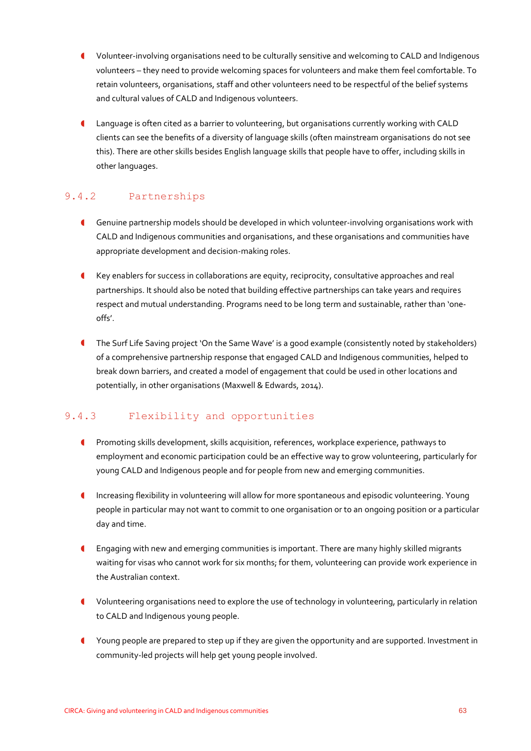- Volunteer-involving organisations need to be culturally sensitive and welcoming to CALD and Indigenous volunteers – they need to provide welcoming spaces for volunteers and make them feel comfortable. To retain volunteers, organisations, staff and other volunteers need to be respectful of the belief systems and cultural values of CALD and Indigenous volunteers.
- Language is often cited as a barrier to volunteering, but organisations currently working with CALD clients can see the benefits of a diversity of language skills (often mainstream organisations do not see this). There are other skills besides English language skills that people have to offer, including skills in other languages.

### 9.4.2 Partnerships

- Genuine partnership models should be developed in which volunteer-involving organisations work with CALD and Indigenous communities and organisations, and these organisations and communities have appropriate development and decision-making roles.
- Key enablers for success in collaborations are equity, reciprocity, consultative approaches and real partnerships. It should also be noted that building effective partnerships can take years and requires respect and mutual understanding. Programs need to be long term and sustainable, rather than 'one-offs'.
- The Surf Life Saving project 'On the Same Wave' is a good example (consistently noted by stakeholders) of a comprehensive partnership response that engaged CALD and Indigenous communities, helped to break down barriers, and created a model of engagement that could be used in other locations and potentially, in other organisations (Maxwell & Edwards, 2014).

### 9.4.3 Flexibility and opportunities

- Promoting skills development, skills acquisition, references, workplace experience, pathways to employment and economic participation could be an effective way to grow volunteering, particularly for young CALD and Indigenous people and for people from new and emerging communities.
- Increasing flexibility in volunteering will allow for more spontaneous and episodic volunteering. Young people in particular may not want to commit to one organisation or to an ongoing position or a particular day and time.
- Engaging with new and emerging communities is important. There are many highly skilled migrants waiting for visas who cannot work for six months; for them, volunteering can provide work experience in the Australian context.
- Volunteering organisations need to explore the use of technology in volunteering, particularly in relation to CALD and Indigenous young people.
- Young people are prepared to step up if they are given the opportunity and are supported. Investment in community-led projects will help get young people involved.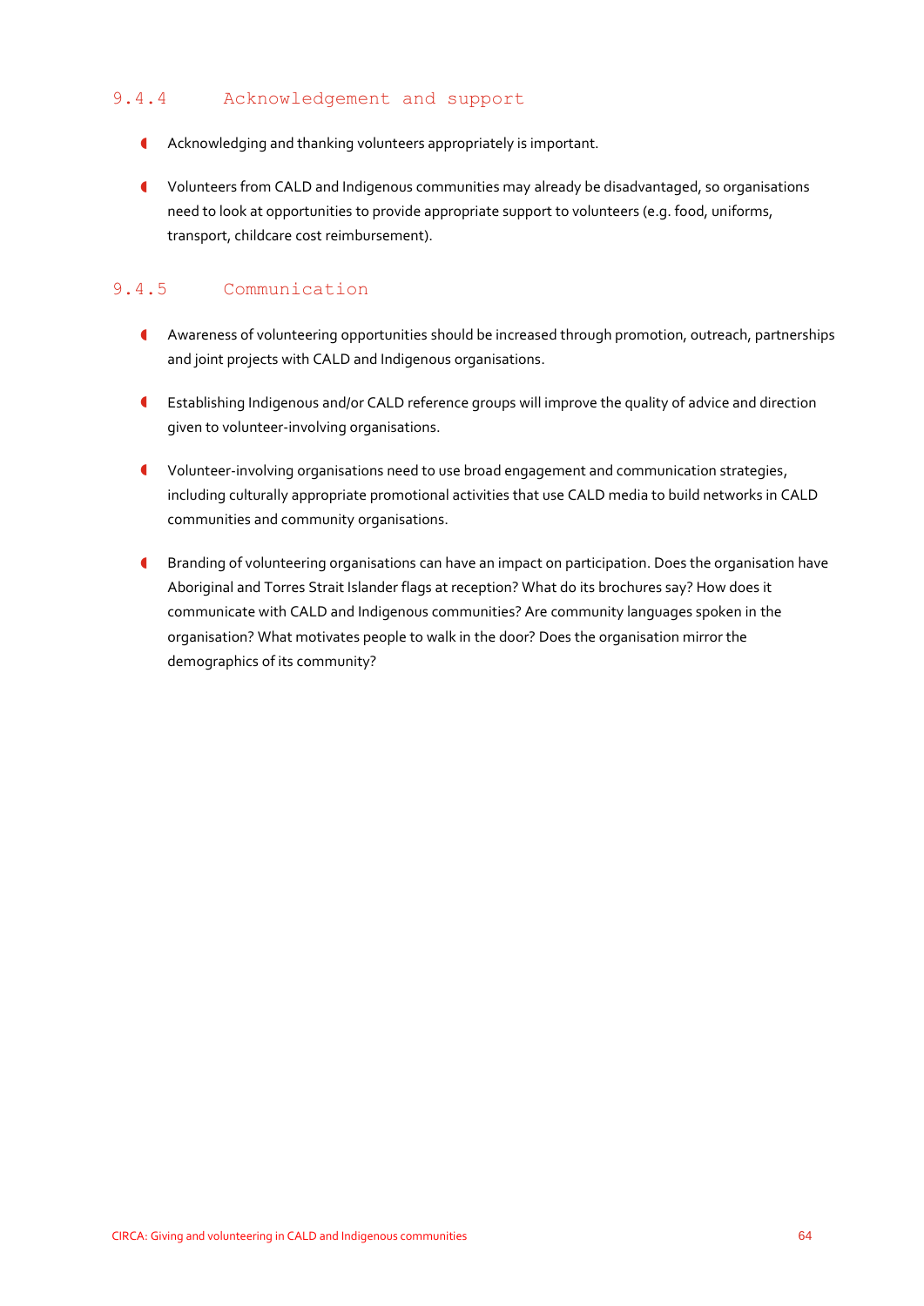### 9.4.4 Acknowledgement and support

- Acknowledging and thanking volunteers appropriately is important.
- Volunteers from CALD and Indigenous communities may already be disadvantaged, so organisations need to look at opportunities to provide appropriate support to volunteers (e.g. food, uniforms, transport, childcare cost reimbursement).

### 9.4.5 Communication

- Awareness of volunteering opportunities should be increased through promotion, outreach, partnerships and joint projects with CALD and Indigenous organisations.
- Establishing Indigenous and/or CALD reference groups will improve the quality of advice and direction given to volunteer-involving organisations.
- Volunteer-involving organisations need to use broad engagement and communication strategies, including culturally appropriate promotional activities that use CALD media to build networks in CALD communities and community organisations.
- Branding of volunteering organisations can have an impact on participation. Does the organisation have Aboriginal and Torres Strait Islander flags at reception? What do its brochures say? How does it communicate with CALD and Indigenous communities? Are community languages spoken in the organisation? What motivates people to walk in the door? Does the organisation mirror the demographics of its community?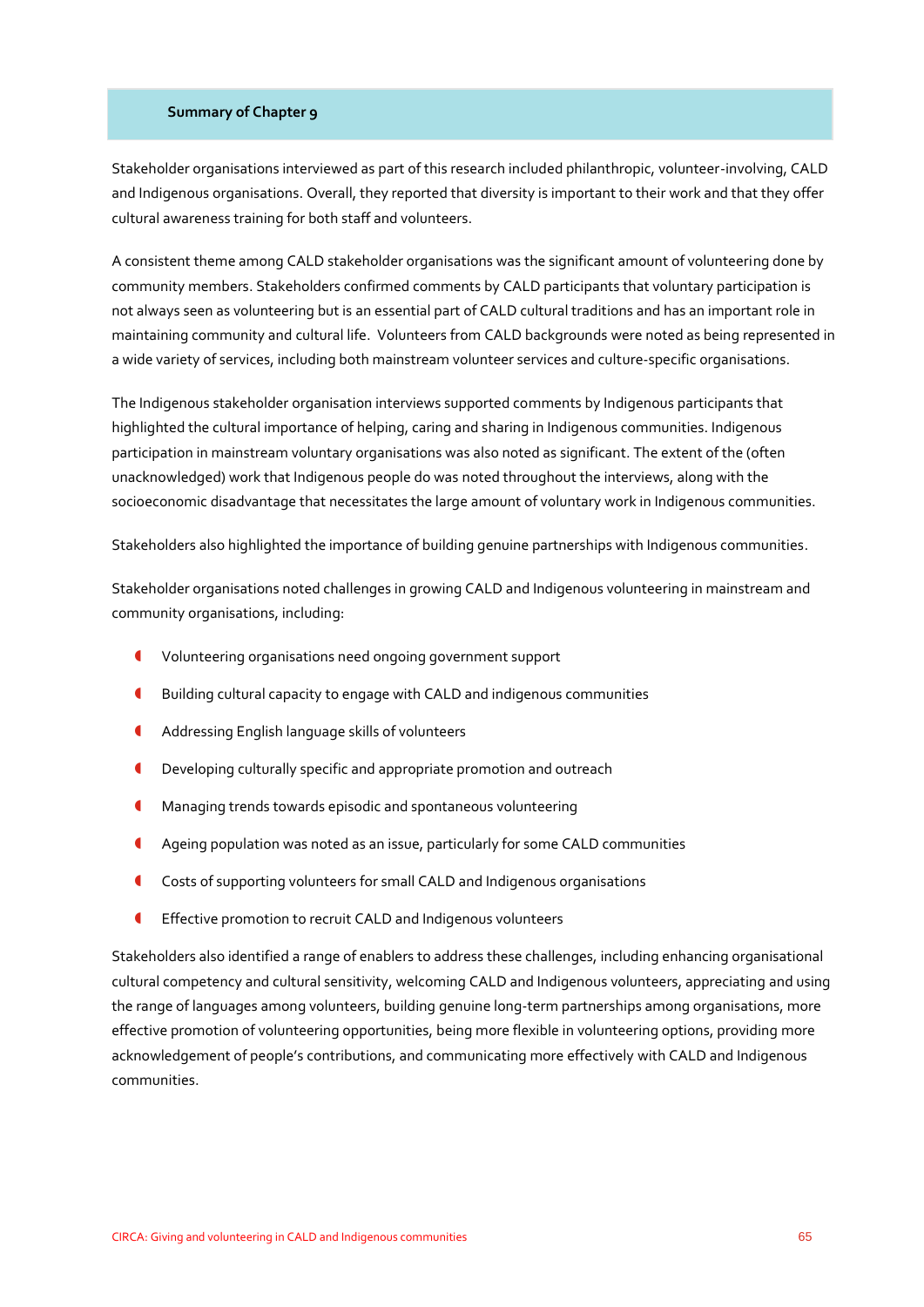## Summary of Chapter 9

Stakeholder organisations interviewed as part of this research included philanthropic, volunteer-involving, CALD and Indigenous organisations. Overall, they reported that diversity is important to their work and that they offer cultural awareness training for both staff and volunteers.

A consistent theme among CALD stakeholder organisations was the significant amount of volunteering done by community members. Stakeholders confirmed comments by CALD participants that voluntary participation is not always seen as volunteering but is an essential part of CALD cultural traditions and has an important role in maintaining community and cultural life. Volunteers from CALD backgrounds were noted as being represented in a wide variety of services, including both mainstream volunteer services and culture-specific organisations.

The Indigenous stakeholder organisation interviews supported comments by Indigenous participants that highlighted the cultural importance of helping, caring and sharing in Indigenous communities. Indigenous participation in mainstream voluntary organisations was also noted as significant. The extent of the (often unacknowledged) work that Indigenous people do was noted throughout the interviews, along with the socioeconomic disadvantage that necessitates the large amount of voluntary work in Indigenous communities.

Stakeholders also highlighted the importance of building genuine partnerships with Indigenous communities.

Stakeholder organisations noted challenges in growing CALD and Indigenous volunteering in mainstream and community organisations, including:

- Volunteering organisations need ongoing government support
- Building cultural capacity to engage with CALD and indigenous communities
- Addressing English language skills of volunteers
- Developing culturally specific and appropriate promotion and outreach
- Managing trends towards episodic and spontaneous volunteering
- Ageing population was noted as an issue, particularly for some CALD communities
- Costs of supporting volunteers for small CALD and Indigenous organisations
- Effective promotion to recruit CALD and Indigenous volunteers

Stakeholders also identified a range of enablers to address these challenges, including enhancing organisational cultural competency and cultural sensitivity, welcoming CALD and Indigenous volunteers, appreciating and using the range of languages among volunteers, building genuine long-term partnerships among organisations, more effective promotion of volunteering opportunities, being more flexible in volunteering options, providing more acknowledgement of people's contributions, and communicating more effectively with CALD and Indigenous communities.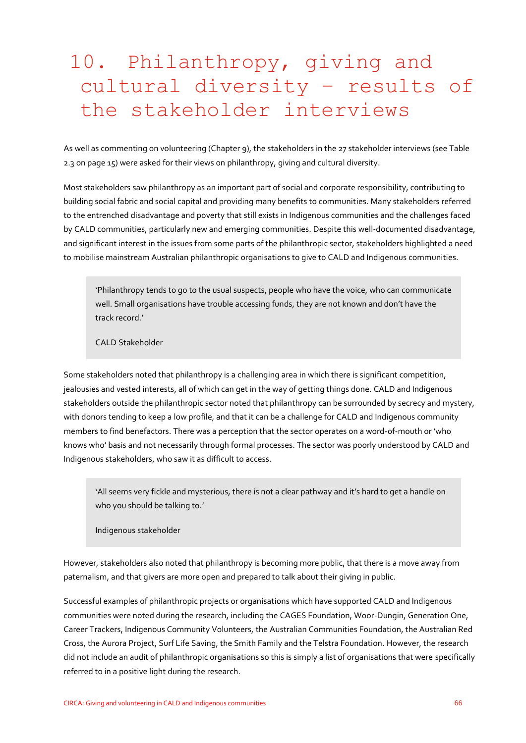# 10. Philanthropy, giving and cultural diversity – results of the stakeholder interviews

As well as commenting on volunteering (Chapter 9), the stakeholders in the 27 stakeholder interviews (see Table 2.3 on page 15) were asked for their views on philanthropy, giving and cultural diversity.

Most stakeholders saw philanthropy as an important part of social and corporate responsibility, contributing to building social fabric and social capital and providing many benefits to communities. Many stakeholders referred to the entrenched disadvantage and poverty that still exists in Indigenous communities and the challenges faced by CALD communities, particularly new and emerging communities. Despite this well-documented disadvantage, and significant interest in the issues from some parts of the philanthropic sector, stakeholders highlighted a need to mobilise mainstream Australian philanthropic organisations to give to CALD and Indigenous communities.

> 'Philanthropy tends to go to the usual suspects, people who have the voice, who can communicate well. Small organisations have trouble accessing funds, they are not known and don't have the track record.'
>
> CALD Stakeholder

Some stakeholders noted that philanthropy is a challenging area in which there is significant competition, jealousies and vested interests, all of which can get in the way of getting things done. CALD and Indigenous stakeholders outside the philanthropic sector noted that philanthropy can be surrounded by secrecy and mystery, with donors tending to keep a low profile, and that it can be a challenge for CALD and Indigenous community members to find benefactors. There was a perception that the sector operates on a word-of-mouth or 'who knows who' basis and not necessarily through formal processes. The sector was poorly understood by CALD and Indigenous stakeholders, who saw it as difficult to access.

> 'All seems very fickle and mysterious, there is not a clear pathway and it's hard to get a handle on who you should be talking to.'
>
> Indigenous stakeholder

However, stakeholders also noted that philanthropy is becoming more public, that there is a move away from paternalism, and that givers are more open and prepared to talk about their giving in public.

Successful examples of philanthropic projects or organisations which have supported CALD and Indigenous communities were noted during the research, including the CAGES Foundation, Woor-Dungin, Generation One, Career Trackers, Indigenous Community Volunteers, the Australian Communities Foundation, the Australian Red Cross, the Aurora Project, Surf Life Saving, the Smith Family and the Telstra Foundation. However, the research did not include an audit of philanthropic organisations so this is simply a list of organisations that were specifically referred to in a positive light during the research.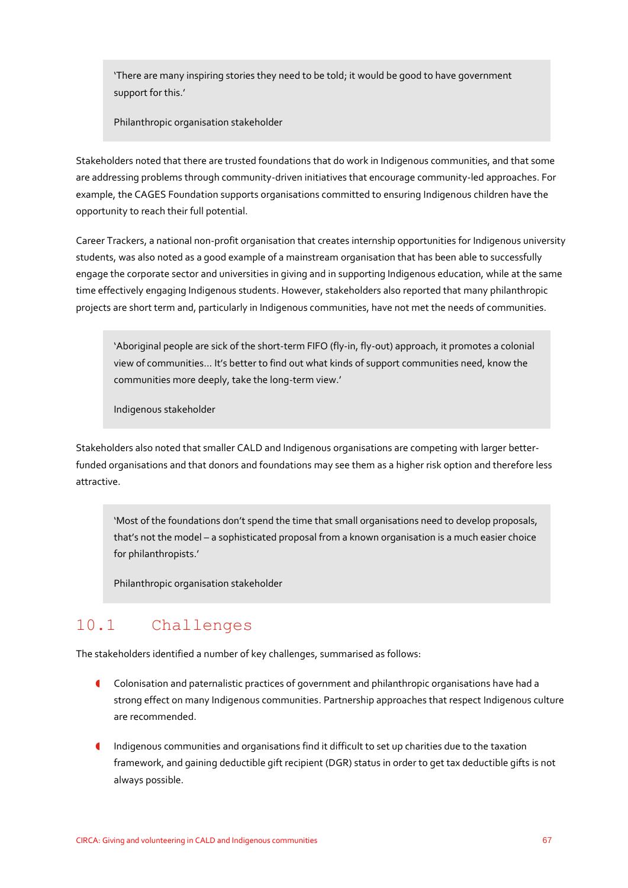> 'There are many inspiring stories they need to be told; it would be good to have government support for this.'
>
> Philanthropic organisation stakeholder

Stakeholders noted that there are trusted foundations that do work in Indigenous communities, and that some are addressing problems through community-driven initiatives that encourage community-led approaches. For example, the CAGES Foundation supports organisations committed to ensuring Indigenous children have the opportunity to reach their full potential.

Career Trackers, a national non-profit organisation that creates internship opportunities for Indigenous university students, was also noted as a good example of a mainstream organisation that has been able to successfully engage the corporate sector and universities in giving and in supporting Indigenous education, while at the same time effectively engaging Indigenous students. However, stakeholders also reported that many philanthropic projects are short term and, particularly in Indigenous communities, have not met the needs of communities.

> 'Aboriginal people are sick of the short-term FIFO (fly-in, fly-out) approach, it promotes a colonial view of communities… It's better to find out what kinds of support communities need, know the communities more deeply, take the long-term view.'
>
> Indigenous stakeholder

Stakeholders also noted that smaller CALD and Indigenous organisations are competing with larger better-funded organisations and that donors and foundations may see them as a higher risk option and therefore less attractive.

> 'Most of the foundations don't spend the time that small organisations need to develop proposals, that's not the model – a sophisticated proposal from a known organisation is a much easier choice for philanthropists.'
>
> Philanthropic organisation stakeholder

## 10.1 Challenges

The stakeholders identified a number of key challenges, summarised as follows:

- Colonisation and paternalistic practices of government and philanthropic organisations have had a strong effect on many Indigenous communities. Partnership approaches that respect Indigenous culture are recommended.
- Indigenous communities and organisations find it difficult to set up charities due to the taxation framework, and gaining deductible gift recipient (DGR) status in order to get tax deductible gifts is not always possible.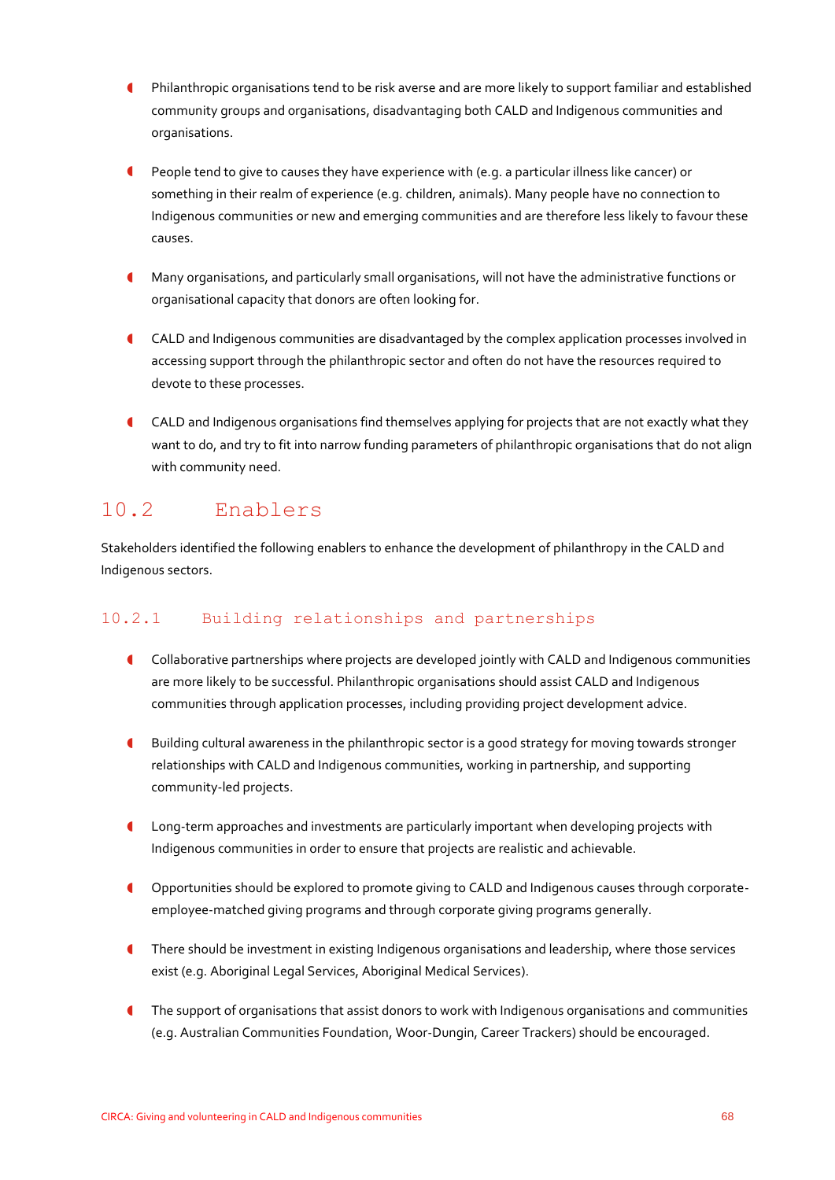- Philanthropic organisations tend to be risk averse and are more likely to support familiar and established community groups and organisations, disadvantaging both CALD and Indigenous communities and organisations.

- People tend to give to causes they have experience with (e.g. a particular illness like cancer) or something in their realm of experience (e.g. children, animals). Many people have no connection to Indigenous communities or new and emerging communities and are therefore less likely to favour these causes.

- Many organisations, and particularly small organisations, will not have the administrative functions or organisational capacity that donors are often looking for.

- CALD and Indigenous communities are disadvantaged by the complex application processes involved in accessing support through the philanthropic sector and often do not have the resources required to devote to these processes.

- CALD and Indigenous organisations find themselves applying for projects that are not exactly what they want to do, and try to fit into narrow funding parameters of philanthropic organisations that do not align with community need.

## 10.2 Enablers

Stakeholders identified the following enablers to enhance the development of philanthropy in the CALD and Indigenous sectors.

### 10.2.1 Building relationships and partnerships

- Collaborative partnerships where projects are developed jointly with CALD and Indigenous communities are more likely to be successful. Philanthropic organisations should assist CALD and Indigenous communities through application processes, including providing project development advice.

- Building cultural awareness in the philanthropic sector is a good strategy for moving towards stronger relationships with CALD and Indigenous communities, working in partnership, and supporting community-led projects.

- Long-term approaches and investments are particularly important when developing projects with Indigenous communities in order to ensure that projects are realistic and achievable.

- Opportunities should be explored to promote giving to CALD and Indigenous causes through corporate-employee-matched giving programs and through corporate giving programs generally.

- There should be investment in existing Indigenous organisations and leadership, where those services exist (e.g. Aboriginal Legal Services, Aboriginal Medical Services).

- The support of organisations that assist donors to work with Indigenous organisations and communities (e.g. Australian Communities Foundation, Woor-Dungin, Career Trackers) should be encouraged.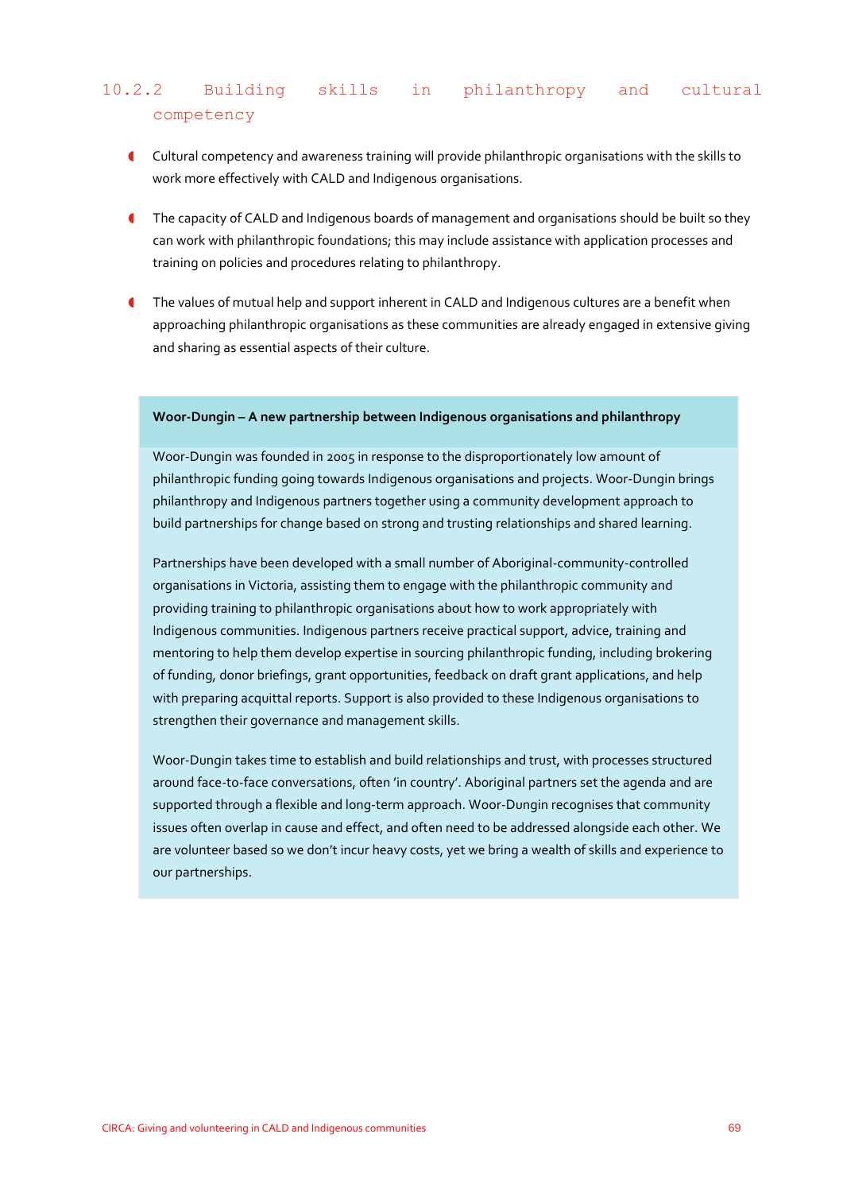#### 10.2.2 Building skills in philanthropy and cultural competency

- Cultural competency and awareness training will provide philanthropic organisations with the skills to work more effectively with CALD and Indigenous organisations.
- The capacity of CALD and Indigenous boards of management and organisations should be built so they can work with philanthropic foundations; this may include assistance with application processes and training on policies and procedures relating to philanthropy.
- The values of mutual help and support inherent in CALD and Indigenous cultures are a benefit when approaching philanthropic organisations as these communities are already engaged in extensive giving and sharing as essential aspects of their culture.

**Woor-Dungin – A new partnership between Indigenous organisations and philanthropy**

Woor-Dungin was founded in 2005 in response to the disproportionately low amount of philanthropic funding going towards Indigenous organisations and projects. Woor-Dungin brings philanthropy and Indigenous partners together using a community development approach to build partnerships for change based on strong and trusting relationships and shared learning.

Partnerships have been developed with a small number of Aboriginal-community-controlled organisations in Victoria, assisting them to engage with the philanthropic community and providing training to philanthropic organisations about how to work appropriately with Indigenous communities. Indigenous partners receive practical support, advice, training and mentoring to help them develop expertise in sourcing philanthropic funding, including brokering of funding, donor briefings, grant opportunities, feedback on draft grant applications, and help with preparing acquittal reports. Support is also provided to these Indigenous organisations to strengthen their governance and management skills.

Woor-Dungin takes time to establish and build relationships and trust, with processes structured around face-to-face conversations, often 'in country'. Aboriginal partners set the agenda and are supported through a flexible and long-term approach. Woor-Dungin recognises that community issues often overlap in cause and effect, and often need to be addressed alongside each other. We are volunteer based so we don't incur heavy costs, yet we bring a wealth of skills and experience to our partnerships.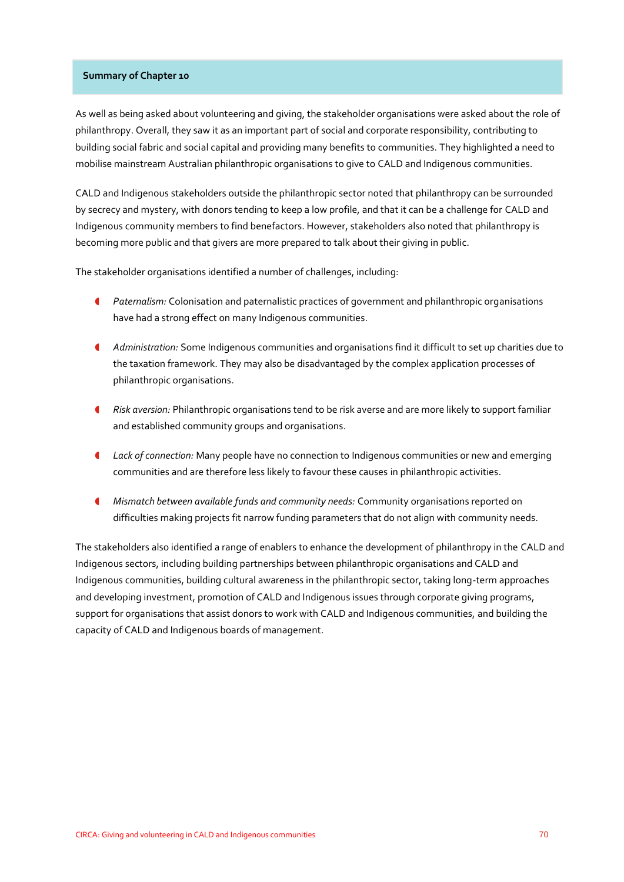## Summary of Chapter 10

As well as being asked about volunteering and giving, the stakeholder organisations were asked about the role of philanthropy. Overall, they saw it as an important part of social and corporate responsibility, contributing to building social fabric and social capital and providing many benefits to communities. They highlighted a need to mobilise mainstream Australian philanthropic organisations to give to CALD and Indigenous communities.

CALD and Indigenous stakeholders outside the philanthropic sector noted that philanthropy can be surrounded by secrecy and mystery, with donors tending to keep a low profile, and that it can be a challenge for CALD and Indigenous community members to find benefactors. However, stakeholders also noted that philanthropy is becoming more public and that givers are more prepared to talk about their giving in public.

The stakeholder organisations identified a number of challenges, including:

- *Paternalism:* Colonisation and paternalistic practices of government and philanthropic organisations have had a strong effect on many Indigenous communities.
- *Administration:* Some Indigenous communities and organisations find it difficult to set up charities due to the taxation framework. They may also be disadvantaged by the complex application processes of philanthropic organisations.
- *Risk aversion:* Philanthropic organisations tend to be risk averse and are more likely to support familiar and established community groups and organisations.
- *Lack of connection:* Many people have no connection to Indigenous communities or new and emerging communities and are therefore less likely to favour these causes in philanthropic activities.
- *Mismatch between available funds and community needs:* Community organisations reported on difficulties making projects fit narrow funding parameters that do not align with community needs.

The stakeholders also identified a range of enablers to enhance the development of philanthropy in the CALD and Indigenous sectors, including building partnerships between philanthropic organisations and CALD and Indigenous communities, building cultural awareness in the philanthropic sector, taking long-term approaches and developing investment, promotion of CALD and Indigenous issues through corporate giving programs, support for organisations that assist donors to work with CALD and Indigenous communities, and building the capacity of CALD and Indigenous boards of management.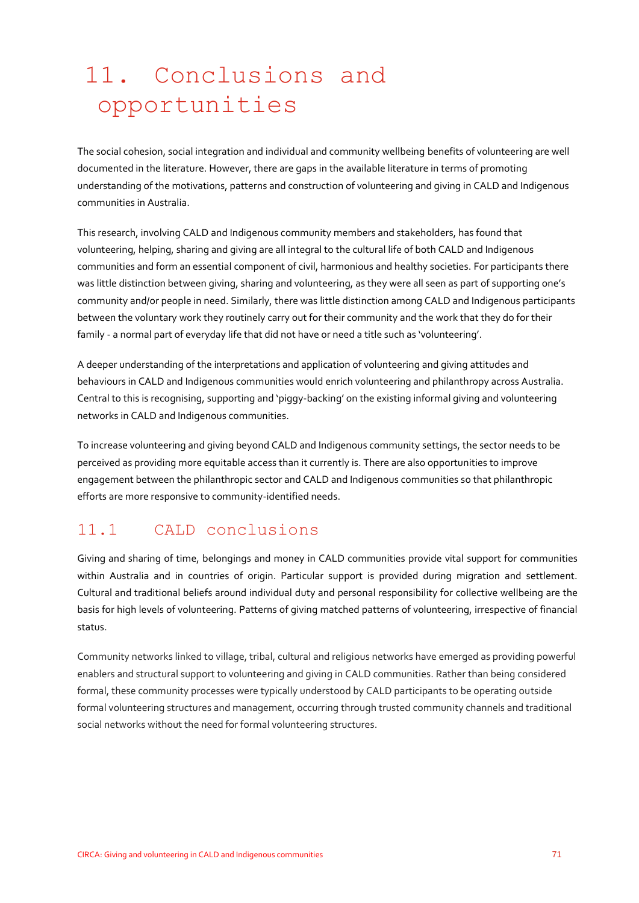# 11. Conclusions and opportunities

The social cohesion, social integration and individual and community wellbeing benefits of volunteering are well documented in the literature. However, there are gaps in the available literature in terms of promoting understanding of the motivations, patterns and construction of volunteering and giving in CALD and Indigenous communities in Australia.

This research, involving CALD and Indigenous community members and stakeholders, has found that volunteering, helping, sharing and giving are all integral to the cultural life of both CALD and Indigenous communities and form an essential component of civil, harmonious and healthy societies. For participants there was little distinction between giving, sharing and volunteering, as they were all seen as part of supporting one's community and/or people in need. Similarly, there was little distinction among CALD and Indigenous participants between the voluntary work they routinely carry out for their community and the work that they do for their family - a normal part of everyday life that did not have or need a title such as 'volunteering'.

A deeper understanding of the interpretations and application of volunteering and giving attitudes and behaviours in CALD and Indigenous communities would enrich volunteering and philanthropy across Australia. Central to this is recognising, supporting and 'piggy-backing' on the existing informal giving and volunteering networks in CALD and Indigenous communities.

To increase volunteering and giving beyond CALD and Indigenous community settings, the sector needs to be perceived as providing more equitable access than it currently is. There are also opportunities to improve engagement between the philanthropic sector and CALD and Indigenous communities so that philanthropic efforts are more responsive to community-identified needs.

## 11.1 CALD conclusions

Giving and sharing of time, belongings and money in CALD communities provide vital support for communities within Australia and in countries of origin. Particular support is provided during migration and settlement. Cultural and traditional beliefs around individual duty and personal responsibility for collective wellbeing are the basis for high levels of volunteering. Patterns of giving matched patterns of volunteering, irrespective of financial status.

Community networks linked to village, tribal, cultural and religious networks have emerged as providing powerful enablers and structural support to volunteering and giving in CALD communities. Rather than being considered formal, these community processes were typically understood by CALD participants to be operating outside formal volunteering structures and management, occurring through trusted community channels and traditional social networks without the need for formal volunteering structures.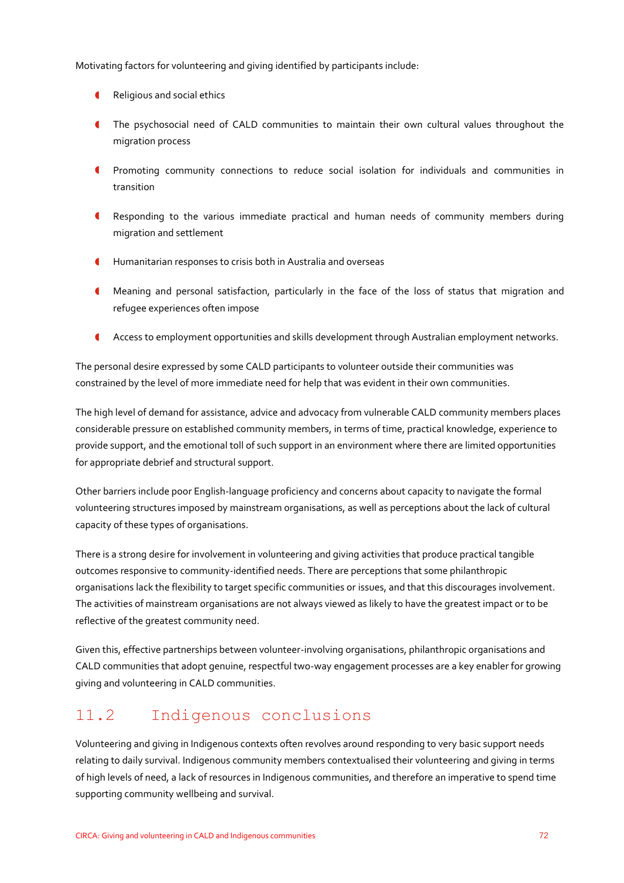Motivating factors for volunteering and giving identified by participants include:

- Religious and social ethics
- The psychosocial need of CALD communities to maintain their own cultural values throughout the migration process
- Promoting community connections to reduce social isolation for individuals and communities in transition
- Responding to the various immediate practical and human needs of community members during migration and settlement
- Humanitarian responses to crisis both in Australia and overseas
- Meaning and personal satisfaction, particularly in the face of the loss of status that migration and refugee experiences often impose
- Access to employment opportunities and skills development through Australian employment networks.

The personal desire expressed by some CALD participants to volunteer outside their communities was constrained by the level of more immediate need for help that was evident in their own communities.

The high level of demand for assistance, advice and advocacy from vulnerable CALD community members places considerable pressure on established community members, in terms of time, practical knowledge, experience to provide support, and the emotional toll of such support in an environment where there are limited opportunities for appropriate debrief and structural support.

Other barriers include poor English-language proficiency and concerns about capacity to navigate the formal volunteering structures imposed by mainstream organisations, as well as perceptions about the lack of cultural capacity of these types of organisations.

There is a strong desire for involvement in volunteering and giving activities that produce practical tangible outcomes responsive to community-identified needs. There are perceptions that some philanthropic organisations lack the flexibility to target specific communities or issues, and that this discourages involvement. The activities of mainstream organisations are not always viewed as likely to have the greatest impact or to be reflective of the greatest community need.

Given this, effective partnerships between volunteer-involving organisations, philanthropic organisations and CALD communities that adopt genuine, respectful two-way engagement processes are a key enabler for growing giving and volunteering in CALD communities.

## 11.2 Indigenous conclusions

Volunteering and giving in Indigenous contexts often revolves around responding to very basic support needs relating to daily survival. Indigenous community members contextualised their volunteering and giving in terms of high levels of need, a lack of resources in Indigenous communities, and therefore an imperative to spend time supporting community wellbeing and survival.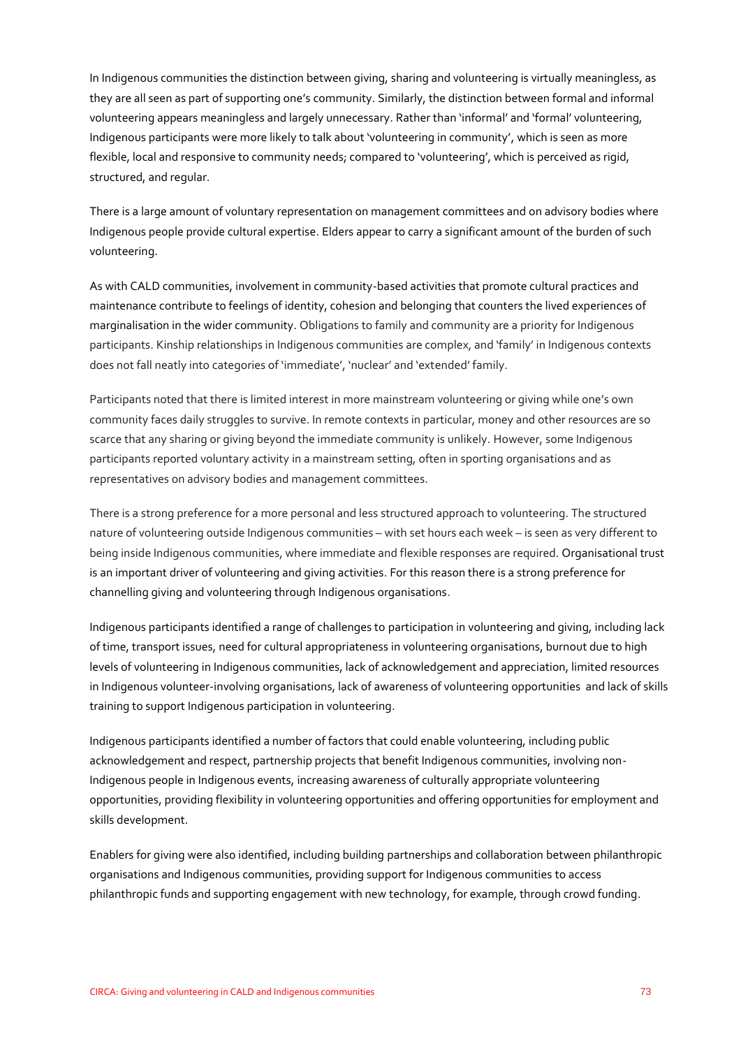In Indigenous communities the distinction between giving, sharing and volunteering is virtually meaningless, as they are all seen as part of supporting one's community. Similarly, the distinction between formal and informal volunteering appears meaningless and largely unnecessary. Rather than 'informal' and 'formal' volunteering, Indigenous participants were more likely to talk about 'volunteering in community', which is seen as more flexible, local and responsive to community needs; compared to 'volunteering', which is perceived as rigid, structured, and regular.

There is a large amount of voluntary representation on management committees and on advisory bodies where Indigenous people provide cultural expertise. Elders appear to carry a significant amount of the burden of such volunteering.

As with CALD communities, involvement in community-based activities that promote cultural practices and maintenance contribute to feelings of identity, cohesion and belonging that counters the lived experiences of marginalisation in the wider community. Obligations to family and community are a priority for Indigenous participants. Kinship relationships in Indigenous communities are complex, and 'family' in Indigenous contexts does not fall neatly into categories of 'immediate', 'nuclear' and 'extended' family.

Participants noted that there is limited interest in more mainstream volunteering or giving while one's own community faces daily struggles to survive. In remote contexts in particular, money and other resources are so scarce that any sharing or giving beyond the immediate community is unlikely. However, some Indigenous participants reported voluntary activity in a mainstream setting, often in sporting organisations and as representatives on advisory bodies and management committees.

There is a strong preference for a more personal and less structured approach to volunteering. The structured nature of volunteering outside Indigenous communities – with set hours each week – is seen as very different to being inside Indigenous communities, where immediate and flexible responses are required. Organisational trust is an important driver of volunteering and giving activities. For this reason there is a strong preference for channelling giving and volunteering through Indigenous organisations.

Indigenous participants identified a range of challenges to participation in volunteering and giving, including lack of time, transport issues, need for cultural appropriateness in volunteering organisations, burnout due to high levels of volunteering in Indigenous communities, lack of acknowledgement and appreciation, limited resources in Indigenous volunteer-involving organisations, lack of awareness of volunteering opportunities and lack of skills training to support Indigenous participation in volunteering.

Indigenous participants identified a number of factors that could enable volunteering, including public acknowledgement and respect, partnership projects that benefit Indigenous communities, involving non-Indigenous people in Indigenous events, increasing awareness of culturally appropriate volunteering opportunities, providing flexibility in volunteering opportunities and offering opportunities for employment and skills development.

Enablers for giving were also identified, including building partnerships and collaboration between philanthropic organisations and Indigenous communities, providing support for Indigenous communities to access philanthropic funds and supporting engagement with new technology, for example, through crowd funding.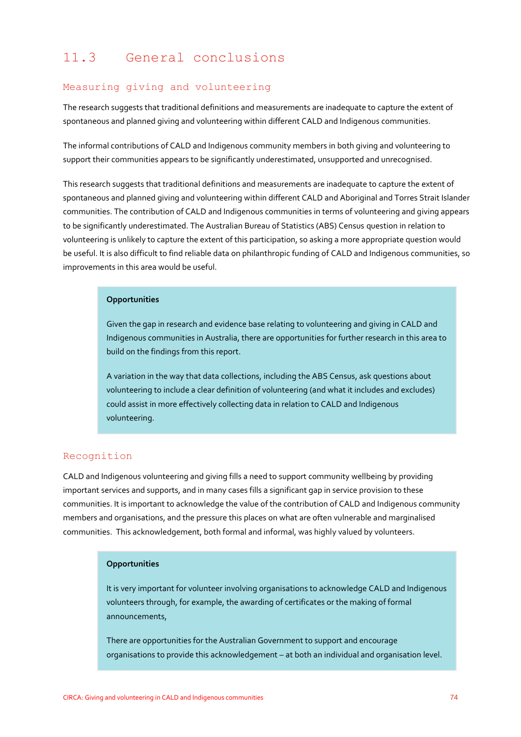## 11.3 General conclusions

### Measuring giving and volunteering

The research suggests that traditional definitions and measurements are inadequate to capture the extent of spontaneous and planned giving and volunteering within different CALD and Indigenous communities.

The informal contributions of CALD and Indigenous community members in both giving and volunteering to support their communities appears to be significantly underestimated, unsupported and unrecognised.

This research suggests that traditional definitions and measurements are inadequate to capture the extent of spontaneous and planned giving and volunteering within different CALD and Aboriginal and Torres Strait Islander communities. The contribution of CALD and Indigenous communities in terms of volunteering and giving appears to be significantly underestimated. The Australian Bureau of Statistics (ABS) Census question in relation to volunteering is unlikely to capture the extent of this participation, so asking a more appropriate question would be useful. It is also difficult to find reliable data on philanthropic funding of CALD and Indigenous communities, so improvements in this area would be useful.

> **Opportunities**
>
> Given the gap in research and evidence base relating to volunteering and giving in CALD and Indigenous communities in Australia, there are opportunities for further research in this area to build on the findings from this report.
>
> A variation in the way that data collections, including the ABS Census, ask questions about volunteering to include a clear definition of volunteering (and what it includes and excludes) could assist in more effectively collecting data in relation to CALD and Indigenous volunteering.

### Recognition

CALD and Indigenous volunteering and giving fills a need to support community wellbeing by providing important services and supports, and in many cases fills a significant gap in service provision to these communities. It is important to acknowledge the value of the contribution of CALD and Indigenous community members and organisations, and the pressure this places on what are often vulnerable and marginalised communities. This acknowledgement, both formal and informal, was highly valued by volunteers.

> **Opportunities**
>
> It is very important for volunteer involving organisations to acknowledge CALD and Indigenous volunteers through, for example, the awarding of certificates or the making of formal announcements,
>
> There are opportunities for the Australian Government to support and encourage organisations to provide this acknowledgement – at both an individual and organisation level.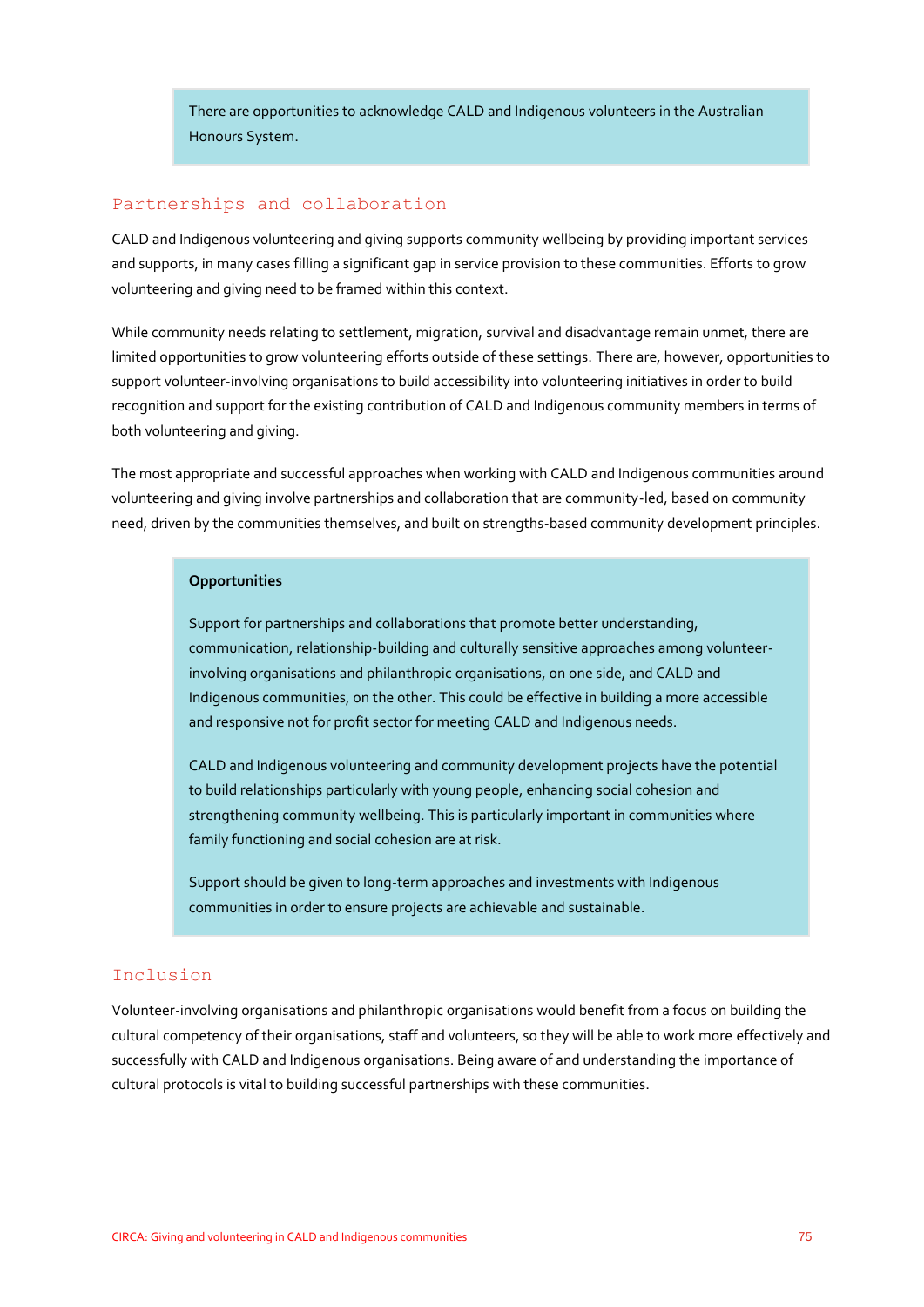There are opportunities to acknowledge CALD and Indigenous volunteers in the Australian Honours System.

## Partnerships and collaboration

CALD and Indigenous volunteering and giving supports community wellbeing by providing important services and supports, in many cases filling a significant gap in service provision to these communities. Efforts to grow volunteering and giving need to be framed within this context.

While community needs relating to settlement, migration, survival and disadvantage remain unmet, there are limited opportunities to grow volunteering efforts outside of these settings. There are, however, opportunities to support volunteer-involving organisations to build accessibility into volunteering initiatives in order to build recognition and support for the existing contribution of CALD and Indigenous community members in terms of both volunteering and giving.

The most appropriate and successful approaches when working with CALD and Indigenous communities around volunteering and giving involve partnerships and collaboration that are community-led, based on community need, driven by the communities themselves, and built on strengths-based community development principles.

**Opportunities**

Support for partnerships and collaborations that promote better understanding, communication, relationship-building and culturally sensitive approaches among volunteer-involving organisations and philanthropic organisations, on one side, and CALD and Indigenous communities, on the other. This could be effective in building a more accessible and responsive not for profit sector for meeting CALD and Indigenous needs.

CALD and Indigenous volunteering and community development projects have the potential to build relationships particularly with young people, enhancing social cohesion and strengthening community wellbeing. This is particularly important in communities where family functioning and social cohesion are at risk.

Support should be given to long-term approaches and investments with Indigenous communities in order to ensure projects are achievable and sustainable.

## Inclusion

Volunteer-involving organisations and philanthropic organisations would benefit from a focus on building the cultural competency of their organisations, staff and volunteers, so they will be able to work more effectively and successfully with CALD and Indigenous organisations. Being aware of and understanding the importance of cultural protocols is vital to building successful partnerships with these communities.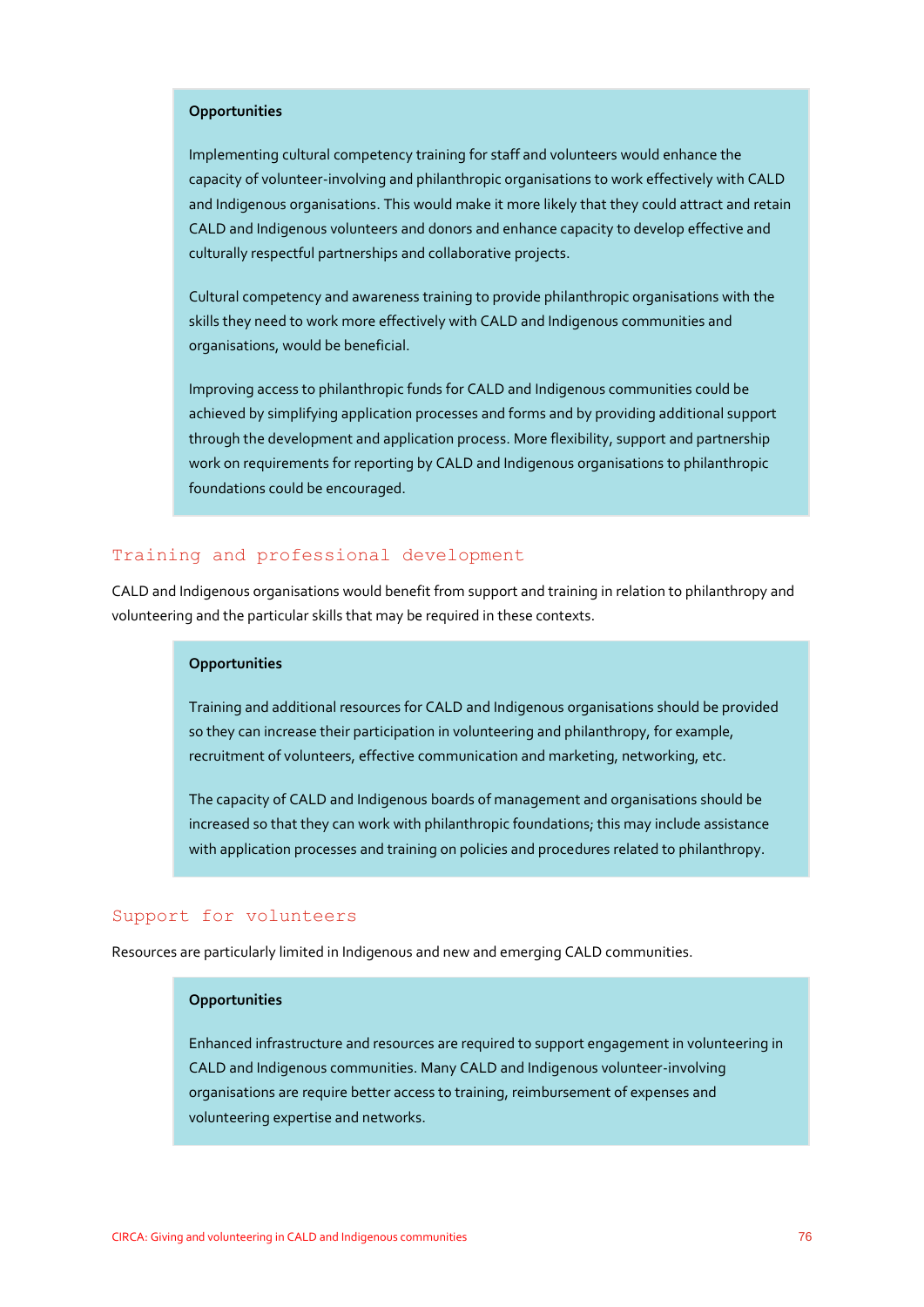**Opportunities**

Implementing cultural competency training for staff and volunteers would enhance the capacity of volunteer-involving and philanthropic organisations to work effectively with CALD and Indigenous organisations. This would make it more likely that they could attract and retain CALD and Indigenous volunteers and donors and enhance capacity to develop effective and culturally respectful partnerships and collaborative projects.

Cultural competency and awareness training to provide philanthropic organisations with the skills they need to work more effectively with CALD and Indigenous communities and organisations, would be beneficial.

Improving access to philanthropic funds for CALD and Indigenous communities could be achieved by simplifying application processes and forms and by providing additional support through the development and application process. More flexibility, support and partnership work on requirements for reporting by CALD and Indigenous organisations to philanthropic foundations could be encouraged.

## Training and professional development

CALD and Indigenous organisations would benefit from support and training in relation to philanthropy and volunteering and the particular skills that may be required in these contexts.

**Opportunities**

Training and additional resources for CALD and Indigenous organisations should be provided so they can increase their participation in volunteering and philanthropy, for example, recruitment of volunteers, effective communication and marketing, networking, etc.

The capacity of CALD and Indigenous boards of management and organisations should be increased so that they can work with philanthropic foundations; this may include assistance with application processes and training on policies and procedures related to philanthropy.

## Support for volunteers

Resources are particularly limited in Indigenous and new and emerging CALD communities.

**Opportunities**

Enhanced infrastructure and resources are required to support engagement in volunteering in CALD and Indigenous communities. Many CALD and Indigenous volunteer-involving organisations are require better access to training, reimbursement of expenses and volunteering expertise and networks.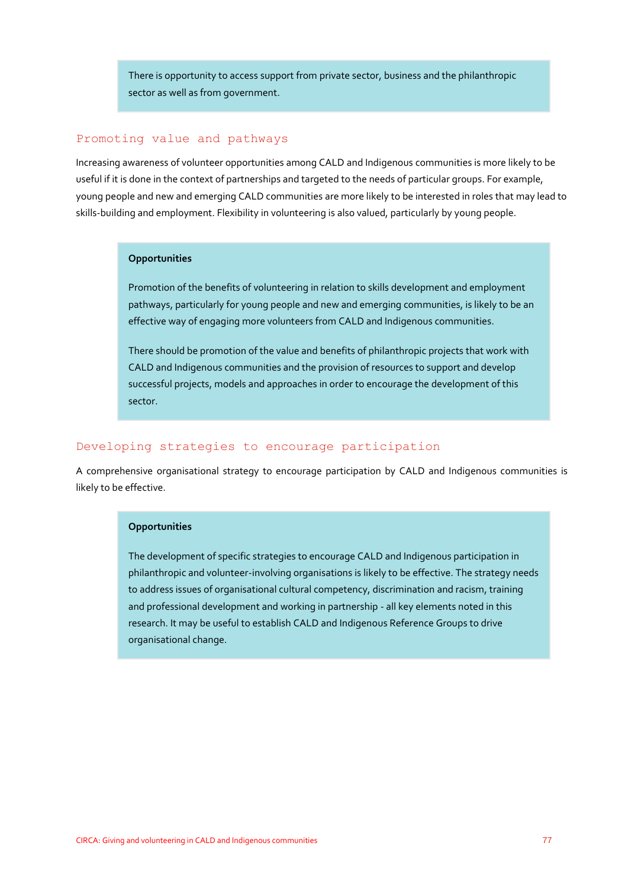There is opportunity to access support from private sector, business and the philanthropic sector as well as from government.

## Promoting value and pathways

Increasing awareness of volunteer opportunities among CALD and Indigenous communities is more likely to be useful if it is done in the context of partnerships and targeted to the needs of particular groups. For example, young people and new and emerging CALD communities are more likely to be interested in roles that may lead to skills-building and employment. Flexibility in volunteering is also valued, particularly by young people.

**Opportunities**

Promotion of the benefits of volunteering in relation to skills development and employment pathways, particularly for young people and new and emerging communities, is likely to be an effective way of engaging more volunteers from CALD and Indigenous communities.

There should be promotion of the value and benefits of philanthropic projects that work with CALD and Indigenous communities and the provision of resources to support and develop successful projects, models and approaches in order to encourage the development of this sector.

## Developing strategies to encourage participation

A comprehensive organisational strategy to encourage participation by CALD and Indigenous communities is likely to be effective.

**Opportunities**

The development of specific strategies to encourage CALD and Indigenous participation in philanthropic and volunteer-involving organisations is likely to be effective. The strategy needs to address issues of organisational cultural competency, discrimination and racism, training and professional development and working in partnership - all key elements noted in this research. It may be useful to establish CALD and Indigenous Reference Groups to drive organisational change.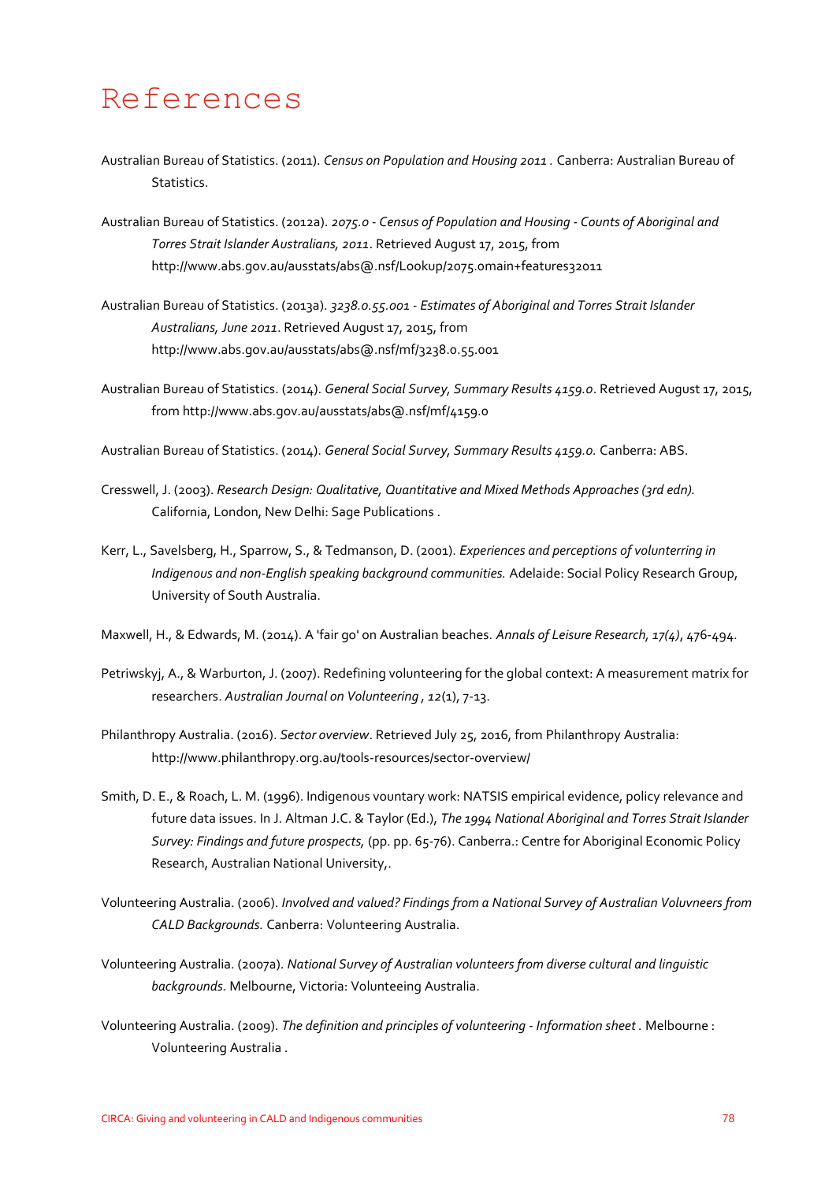# References

Australian Bureau of Statistics. (2011). *Census on Population and Housing 2011 .* Canberra: Australian Bureau of Statistics.

Australian Bureau of Statistics. (2012a). *2075.0 - Census of Population and Housing - Counts of Aboriginal and Torres Strait Islander Australians, 2011*. Retrieved August 17, 2015, from http://www.abs.gov.au/ausstats/abs@.nsf/Lookup/2075.0main+features32011

Australian Bureau of Statistics. (2013a). *3238.0.55.001 - Estimates of Aboriginal and Torres Strait Islander Australians, June 2011*. Retrieved August 17, 2015, from http://www.abs.gov.au/ausstats/abs@.nsf/mf/3238.0.55.001

Australian Bureau of Statistics. (2014). *General Social Survey, Summary Results 4159.0*. Retrieved August 17, 2015, from http://www.abs.gov.au/ausstats/abs@.nsf/mf/4159.0

Australian Bureau of Statistics. (2014). *General Social Survey, Summary Results 4159.0.* Canberra: ABS.

Cresswell, J. (2003). *Research Design: Qualitative, Quantitative and Mixed Methods Approaches (3rd edn).* California, London, New Delhi: Sage Publications .

Kerr, L., Savelsberg, H., Sparrow, S., & Tedmanson, D. (2001). *Experiences and perceptions of volunterring in Indigenous and non-English speaking background communities.* Adelaide: Social Policy Research Group, University of South Australia.

Maxwell, H., & Edwards, M. (2014). A 'fair go' on Australian beaches. *Annals of Leisure Research, 17(4)*, 476-494.

Petriwskyj, A., & Warburton, J. (2007). Redefining volunteering for the global context: A measurement matrix for researchers. *Australian Journal on Volunteering , 12*(1), 7-13.

Philanthropy Australia. (2016). *Sector overview*. Retrieved July 25, 2016, from Philanthropy Australia: http://www.philanthropy.org.au/tools-resources/sector-overview/

Smith, D. E., & Roach, L. M. (1996). Indigenous vountary work: NATSIS empirical evidence, policy relevance and future data issues. In J. Altman J.C. & Taylor (Ed.), *The 1994 National Aboriginal and Torres Strait Islander Survey: Findings and future prospects,* (pp. pp. 65-76). Canberra.: Centre for Aboriginal Economic Policy Research, Australian National University,.

Volunteering Australia. (2006). *Involved and valued? Findings from a National Survey of Australian Voluvneers from CALD Backgrounds.* Canberra: Volunteering Australia.

Volunteering Australia. (2007a). *National Survey of Australian volunteers from diverse cultural and linguistic backgrounds.* Melbourne, Victoria: Volunteeing Australia.

Volunteering Australia. (2009). *The definition and principles of volunteering - Information sheet .* Melbourne : Volunteering Australia .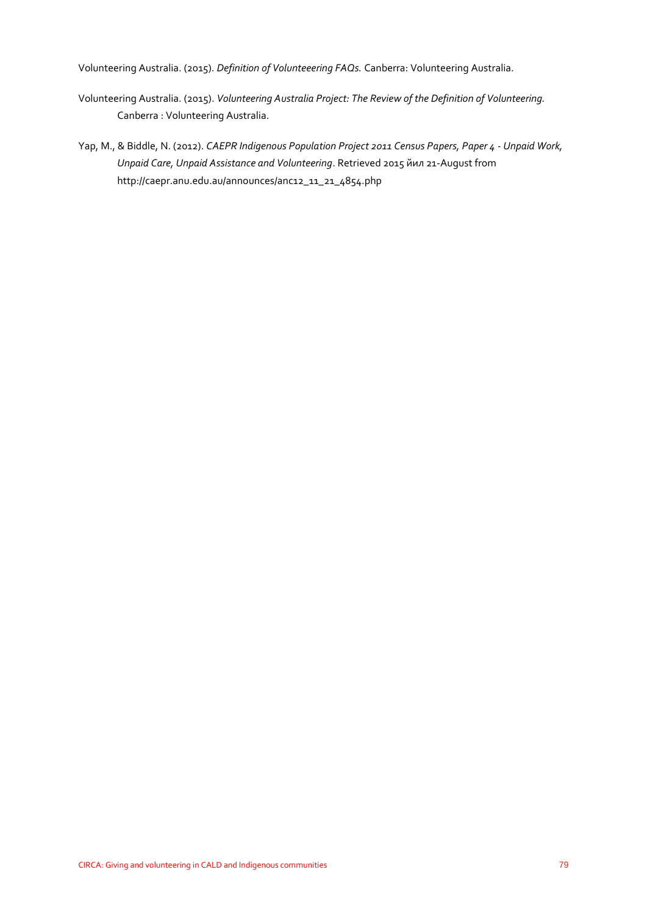Volunteering Australia. (2015). *Definition of Volunteeering FAQs.* Canberra: Volunteering Australia.

Volunteering Australia. (2015). *Volunteering Australia Project: The Review of the Definition of Volunteering.* Canberra : Volunteering Australia.

Yap, M., & Biddle, N. (2012). *CAEPR Indigenous Population Project 2011 Census Papers, Paper 4 - Unpaid Work, Unpaid Care, Unpaid Assistance and Volunteering*. Retrieved 2015 йил 21-August from http://caepr.anu.edu.au/announces/anc12_11_21_4854.php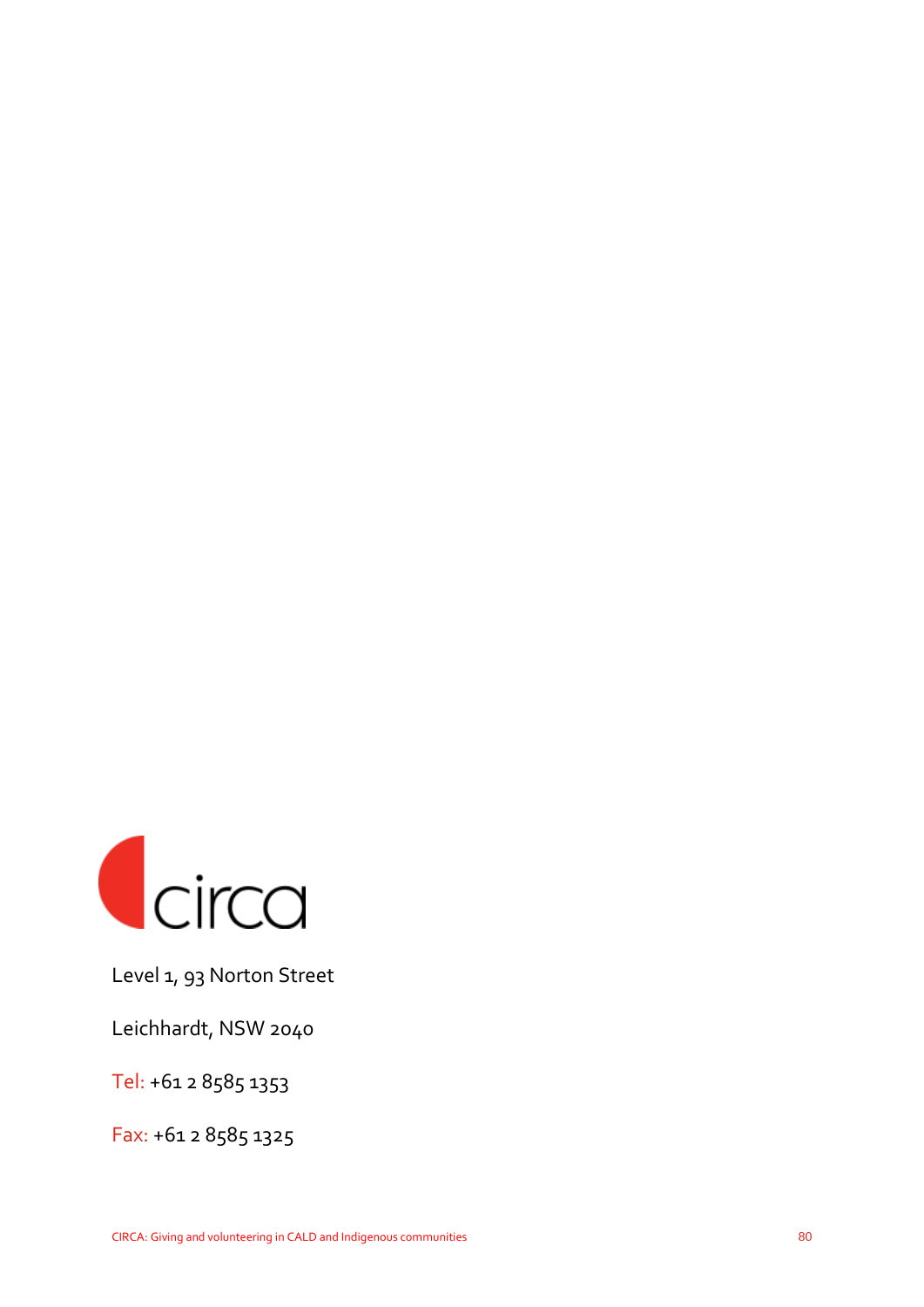circa

Level 1, 93 Norton Street

Leichhardt, NSW 2040

Tel: +61 2 8585 1353

Fax: +61 2 8585 1325